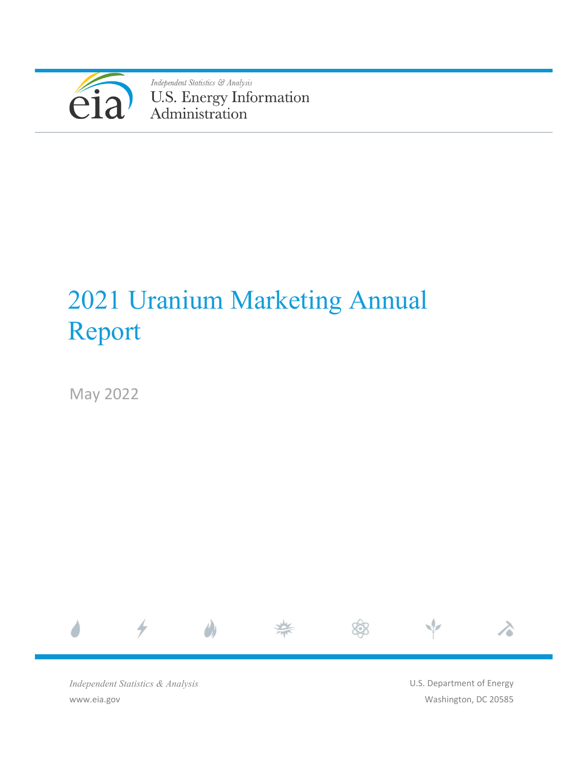Independent Statistics & Analysis

U.S. Energy Information Administration

# 2021 Uranium Marketing Annual Report

May 2022

*Independent Statistics & Analysis*

www.eia.gov

U.S. Department of Energy

Washington, DC 20585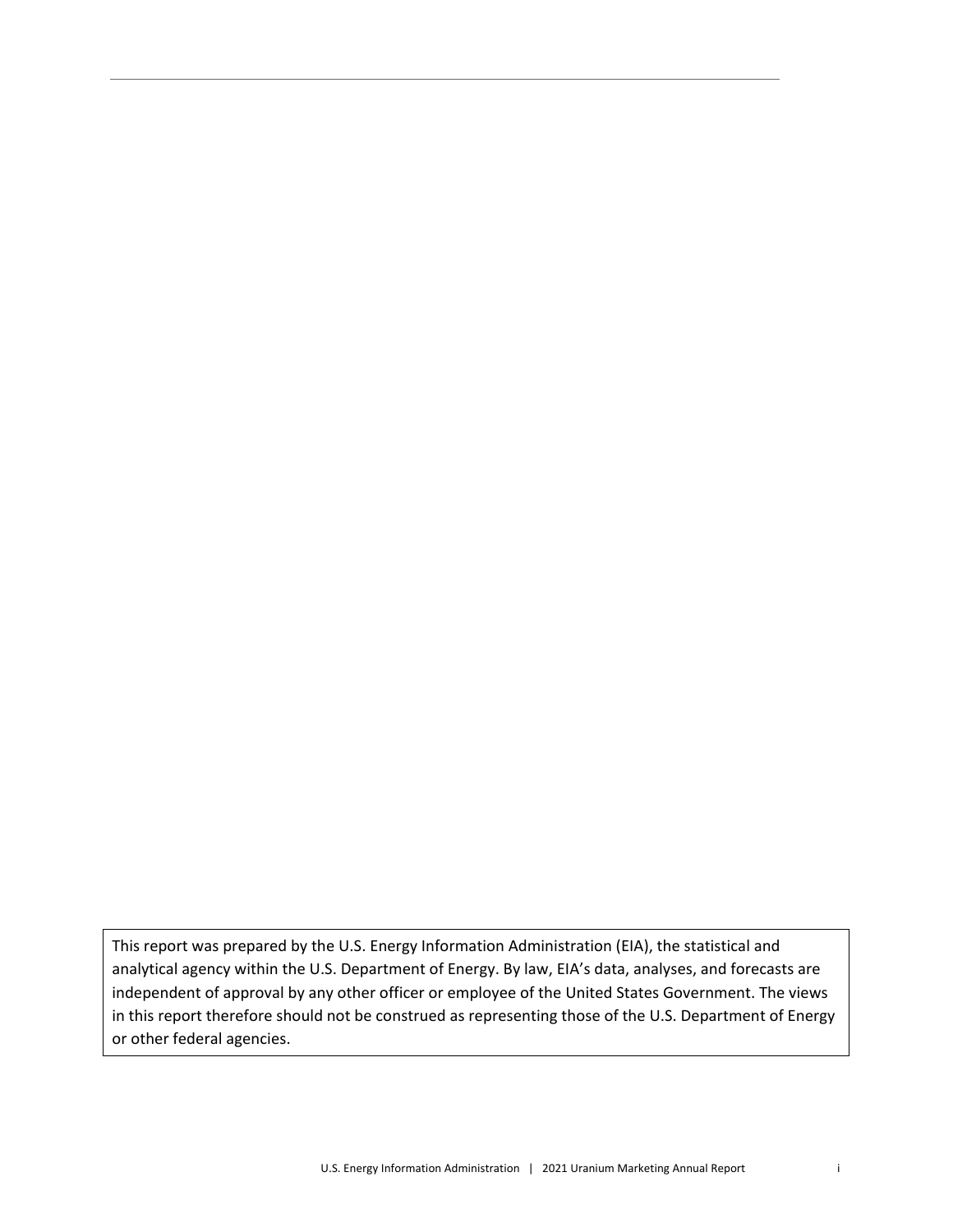This report was prepared by the U.S. Energy Information Administration (EIA), the statistical and analytical agency within the U.S. Department of Energy. By law, EIA's data, analyses, and forecasts are independent of approval by any other officer or employee of the United States Government. The views in this report therefore should not be construed as representing those of the U.S. Department of Energy or other federal agencies.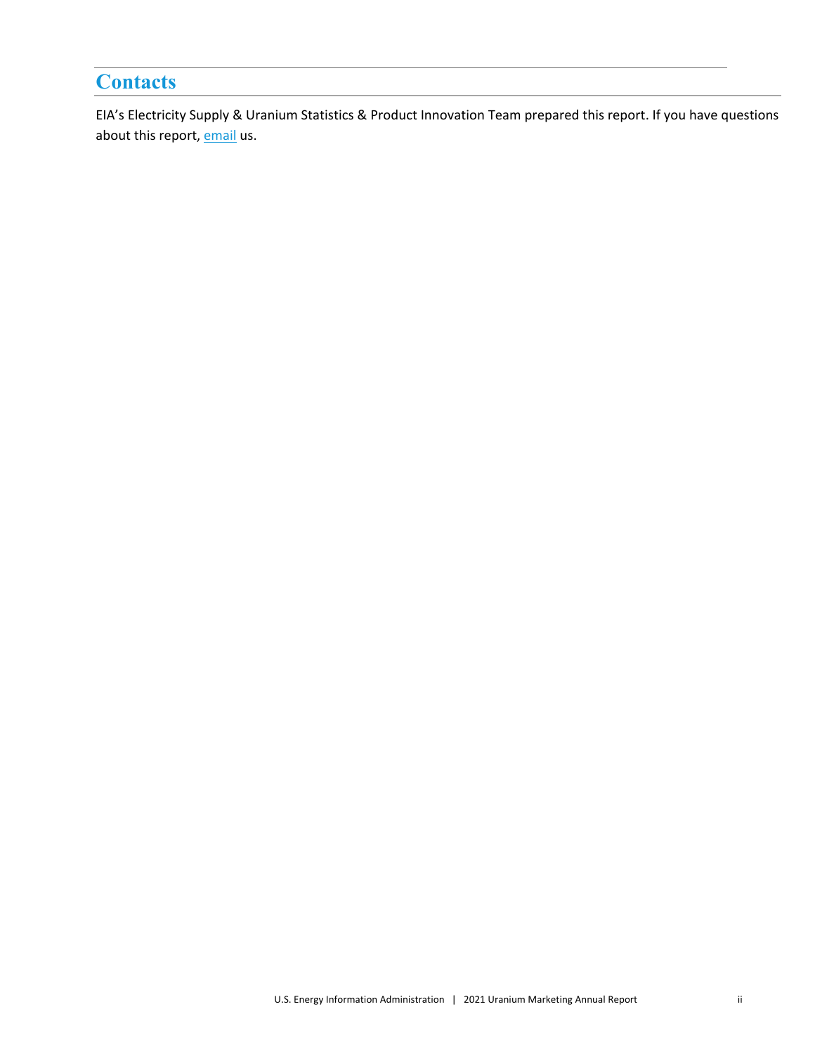# Contacts

EIA's Electricity Supply & Uranium Statistics & Product Innovation Team prepared this report. If you have questions about this report, email us.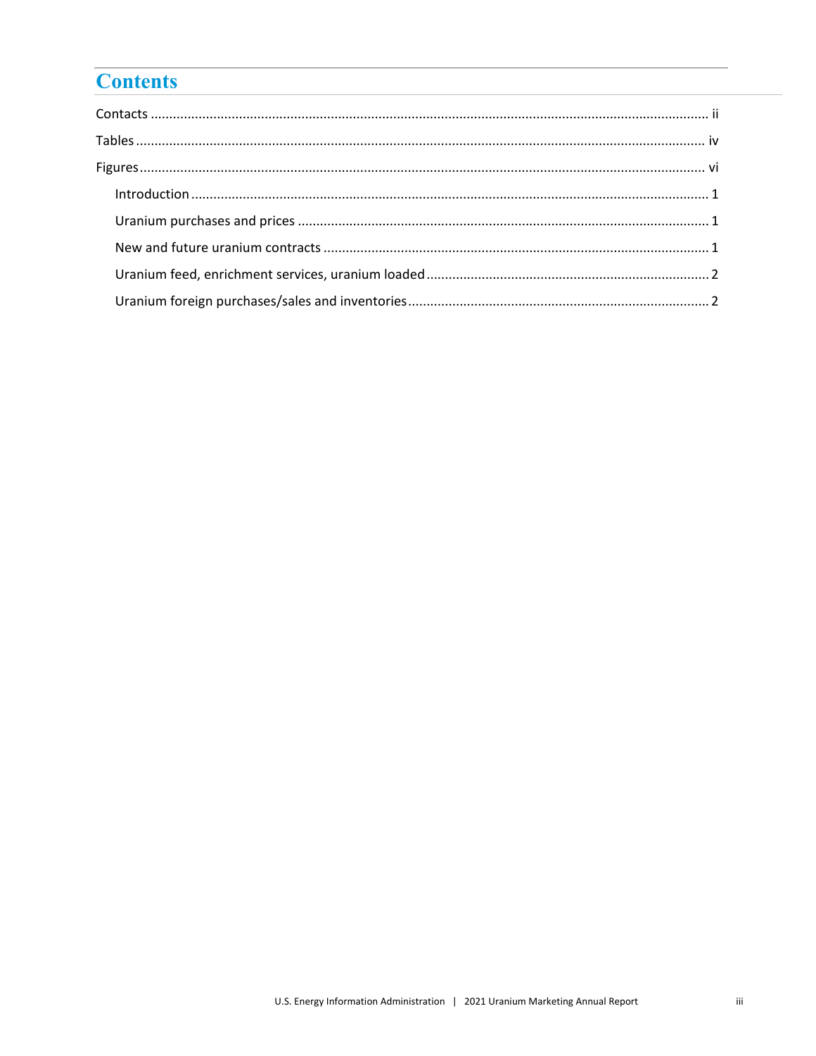# Contents

Contacts ........................................................................................................................................... ii

Tables ............................................................................................................................................. iv

Figures ............................................................................................................................................ vi

- Introduction ................................................................................................................................ 1
- Uranium purchases and prices .................................................................................................. 1
- New and future uranium contracts ........................................................................................... 1
- Uranium feed, enrichment services, uranium loaded ............................................................... 2
- Uranium foreign purchases/sales and inventories .................................................................... 2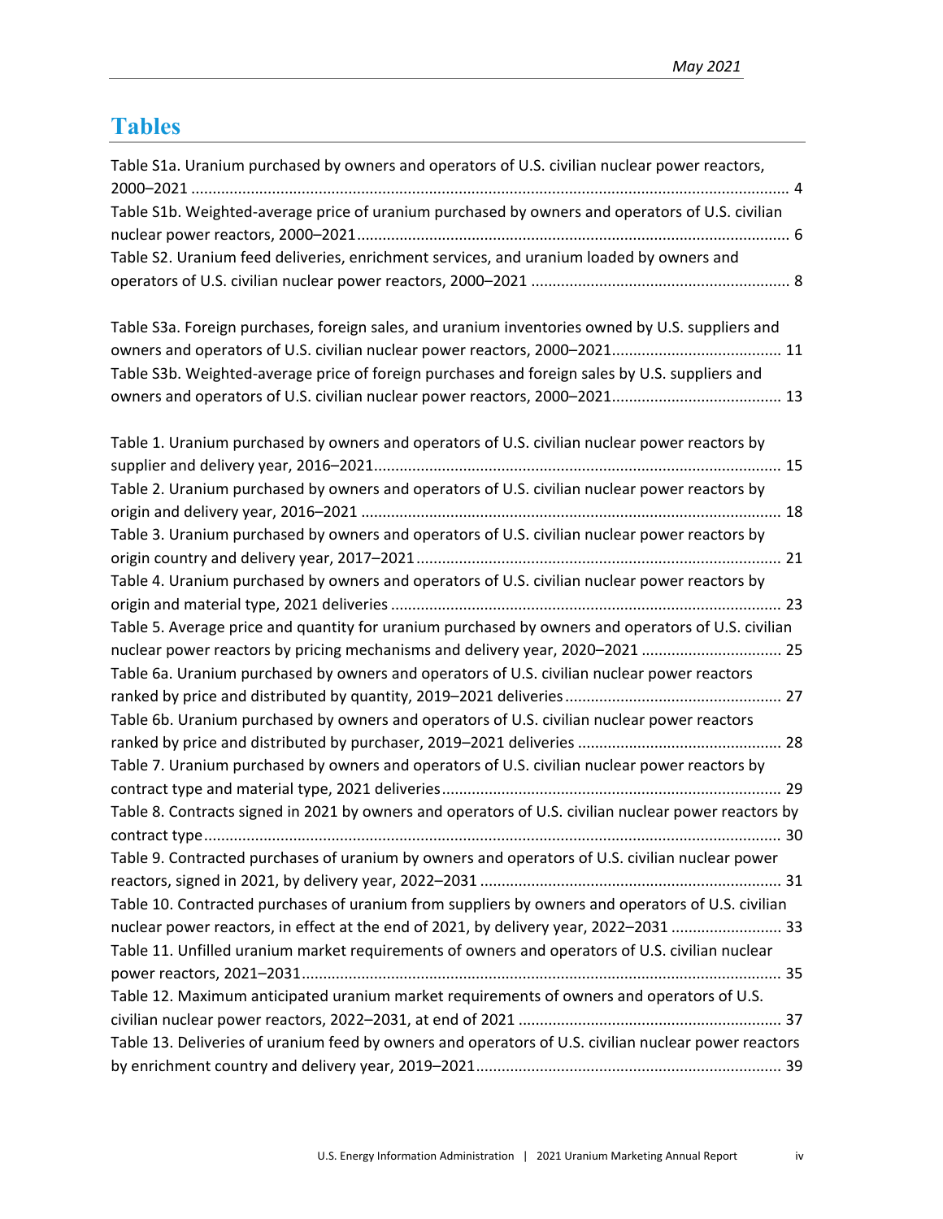# Tables

Table S1a. Uranium purchased by owners and operators of U.S. civilian nuclear power reactors, 2000–2021 ........ 4

Table S1b. Weighted-average price of uranium purchased by owners and operators of U.S. civilian nuclear power reactors, 2000–2021 ........ 6

Table S2. Uranium feed deliveries, enrichment services, and uranium loaded by owners and operators of U.S. civilian nuclear power reactors, 2000–2021 ........ 8

Table S3a. Foreign purchases, foreign sales, and uranium inventories owned by U.S. suppliers and owners and operators of U.S. civilian nuclear power reactors, 2000–2021 ........ 11

Table S3b. Weighted-average price of foreign purchases and foreign sales by U.S. suppliers and owners and operators of U.S. civilian nuclear power reactors, 2000–2021 ........ 13

Table 1. Uranium purchased by owners and operators of U.S. civilian nuclear power reactors by supplier and delivery year, 2016–2021 ........ 15

Table 2. Uranium purchased by owners and operators of U.S. civilian nuclear power reactors by origin and delivery year, 2016–2021 ........ 18

Table 3. Uranium purchased by owners and operators of U.S. civilian nuclear power reactors by origin country and delivery year, 2017–2021 ........ 21

Table 4. Uranium purchased by owners and operators of U.S. civilian nuclear power reactors by origin and material type, 2021 deliveries ........ 23

Table 5. Average price and quantity for uranium purchased by owners and operators of U.S. civilian nuclear power reactors by pricing mechanisms and delivery year, 2020–2021 ........ 25

Table 6a. Uranium purchased by owners and operators of U.S. civilian nuclear power reactors ranked by price and distributed by quantity, 2019–2021 deliveries ........ 27

Table 6b. Uranium purchased by owners and operators of U.S. civilian nuclear power reactors ranked by price and distributed by purchaser, 2019–2021 deliveries ........ 28

Table 7. Uranium purchased by owners and operators of U.S. civilian nuclear power reactors by contract type and material type, 2021 deliveries ........ 29

Table 8. Contracts signed in 2021 by owners and operators of U.S. civilian nuclear power reactors by contract type ........ 30

Table 9. Contracted purchases of uranium by owners and operators of U.S. civilian nuclear power reactors, signed in 2021, by delivery year, 2022–2031 ........ 31

Table 10. Contracted purchases of uranium from suppliers by owners and operators of U.S. civilian nuclear power reactors, in effect at the end of 2021, by delivery year, 2022–2031 ........ 33

Table 11. Unfilled uranium market requirements of owners and operators of U.S. civilian nuclear power reactors, 2021–2031 ........ 35

Table 12. Maximum anticipated uranium market requirements of owners and operators of U.S. civilian nuclear power reactors, 2022–2031, at end of 2021 ........ 37

Table 13. Deliveries of uranium feed by owners and operators of U.S. civilian nuclear power reactors by enrichment country and delivery year, 2019–2021 ........ 39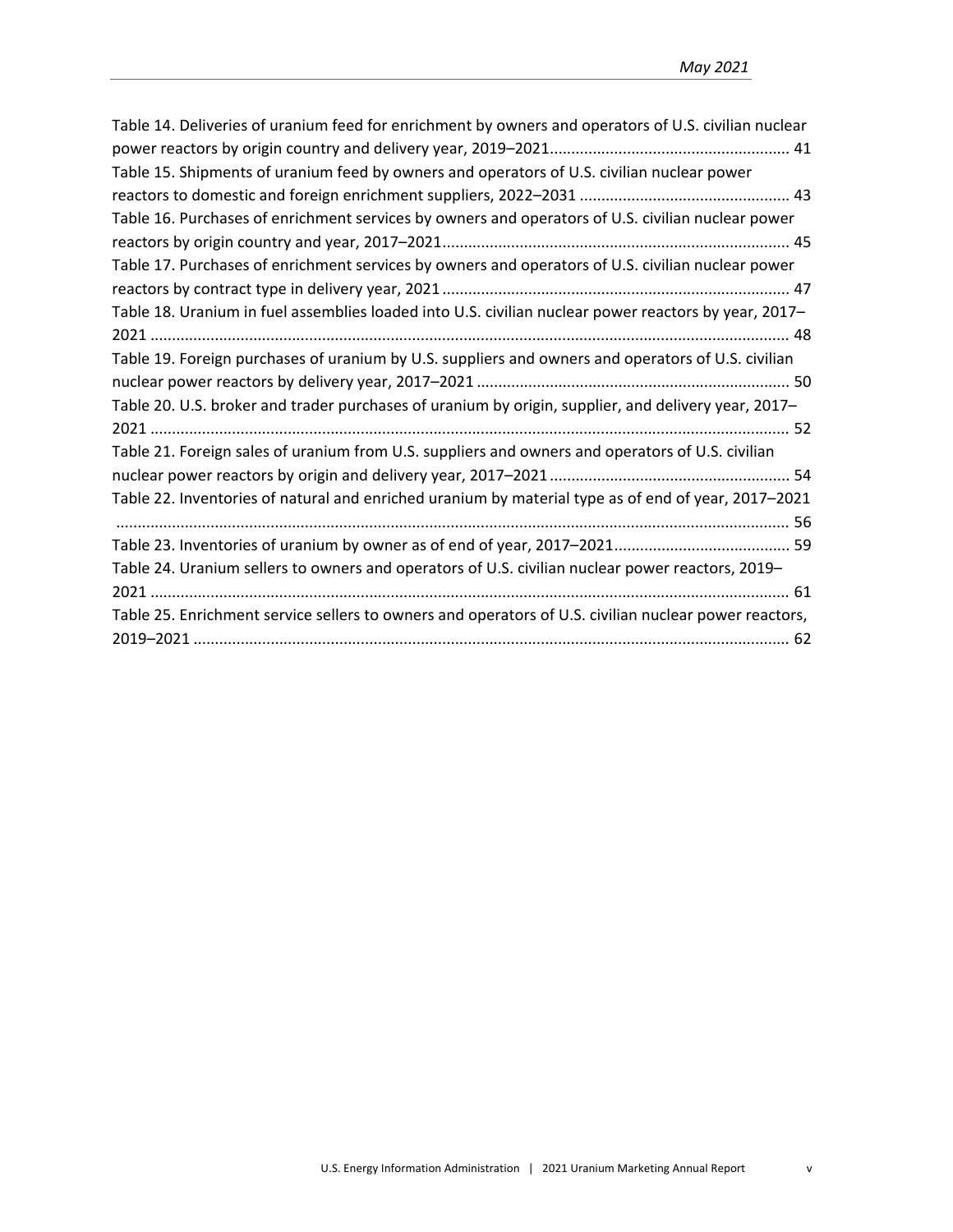Table 14. Deliveries of uranium feed for enrichment by owners and operators of U.S. civilian nuclear power reactors by origin country and delivery year, 2019–2021........................................................ 41

Table 15. Shipments of uranium feed by owners and operators of U.S. civilian nuclear power reactors to domestic and foreign enrichment suppliers, 2022–2031 ................................................. 43

Table 16. Purchases of enrichment services by owners and operators of U.S. civilian nuclear power reactors by origin country and year, 2017–2021................................................................................ 45

Table 17. Purchases of enrichment services by owners and operators of U.S. civilian nuclear power reactors by contract type in delivery year, 2021 ................................................................................ 47

Table 18. Uranium in fuel assemblies loaded into U.S. civilian nuclear power reactors by year, 2017–2021 ................................................................................................................................................... 48

Table 19. Foreign purchases of uranium by U.S. suppliers and owners and operators of U.S. civilian nuclear power reactors by delivery year, 2017–2021 ........................................................................ 50

Table 20. U.S. broker and trader purchases of uranium by origin, supplier, and delivery year, 2017–2021 ................................................................................................................................................... 52

Table 21. Foreign sales of uranium from U.S. suppliers and owners and operators of U.S. civilian nuclear power reactors by origin and delivery year, 2017–2021 ........................................................ 54

Table 22. Inventories of natural and enriched uranium by material type as of end of year, 2017–2021 ........................................................................................................................................................... 56

Table 23. Inventories of uranium by owner as of end of year, 2017–2021......................................... 59

Table 24. Uranium sellers to owners and operators of U.S. civilian nuclear power reactors, 2019–2021 ................................................................................................................................................... 61

Table 25. Enrichment service sellers to owners and operators of U.S. civilian nuclear power reactors, 2019–2021 .......................................................................................................................................... 62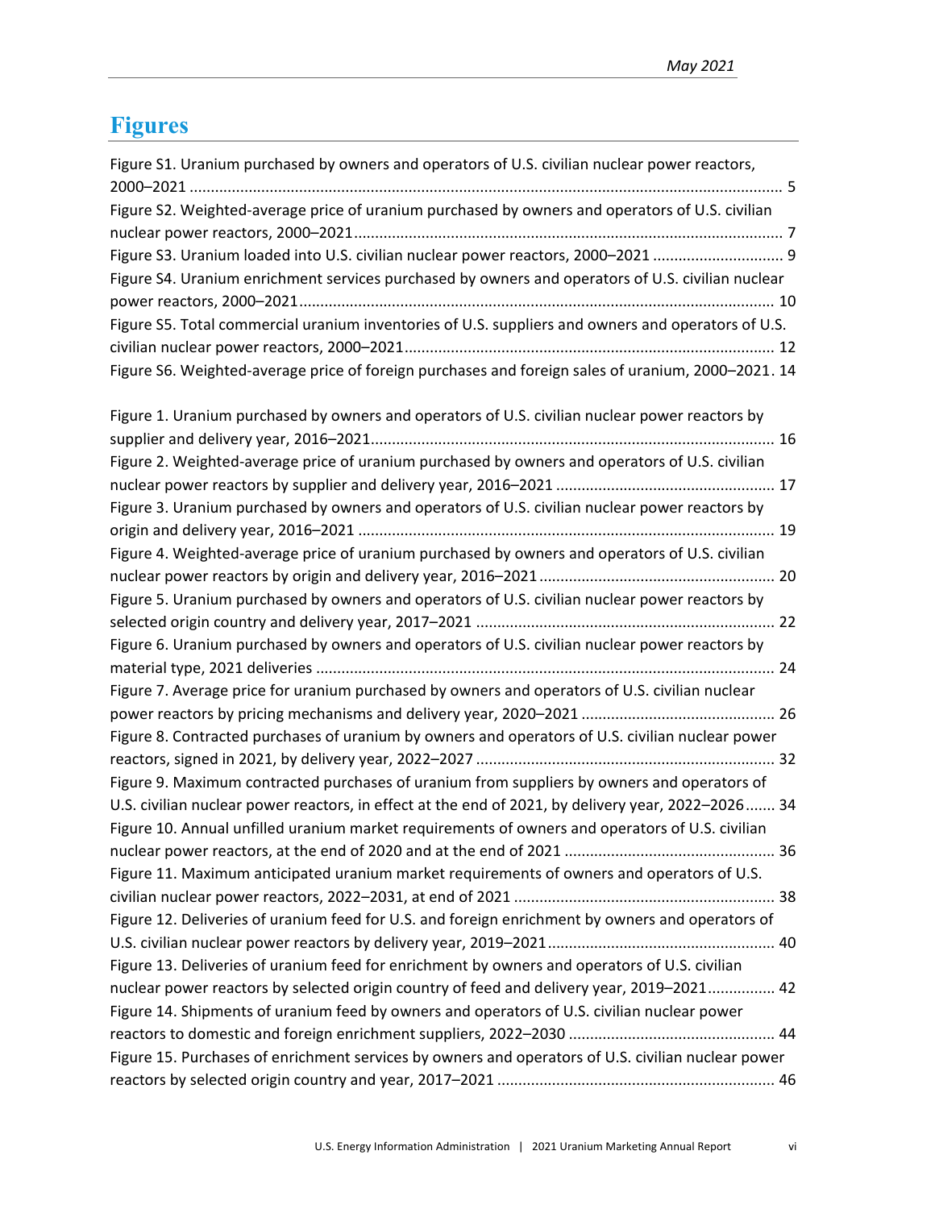# Figures

Figure S1. Uranium purchased by owners and operators of U.S. civilian nuclear power reactors, 2000–2021 ..... 5

Figure S2. Weighted-average price of uranium purchased by owners and operators of U.S. civilian nuclear power reactors, 2000–2021 ..... 7

Figure S3. Uranium loaded into U.S. civilian nuclear power reactors, 2000–2021 ..... 9

Figure S4. Uranium enrichment services purchased by owners and operators of U.S. civilian nuclear power reactors, 2000–2021 ..... 10

Figure S5. Total commercial uranium inventories of U.S. suppliers and owners and operators of U.S. civilian nuclear power reactors, 2000–2021 ..... 12

Figure S6. Weighted-average price of foreign purchases and foreign sales of uranium, 2000–2021 . 14

Figure 1. Uranium purchased by owners and operators of U.S. civilian nuclear power reactors by supplier and delivery year, 2016–2021 ..... 16

Figure 2. Weighted-average price of uranium purchased by owners and operators of U.S. civilian nuclear power reactors by supplier and delivery year, 2016–2021 ..... 17

Figure 3. Uranium purchased by owners and operators of U.S. civilian nuclear power reactors by origin and delivery year, 2016–2021 ..... 19

Figure 4. Weighted-average price of uranium purchased by owners and operators of U.S. civilian nuclear power reactors by origin and delivery year, 2016–2021 ..... 20

Figure 5. Uranium purchased by owners and operators of U.S. civilian nuclear power reactors by selected origin country and delivery year, 2017–2021 ..... 22

Figure 6. Uranium purchased by owners and operators of U.S. civilian nuclear power reactors by material type, 2021 deliveries ..... 24

Figure 7. Average price for uranium purchased by owners and operators of U.S. civilian nuclear power reactors by pricing mechanisms and delivery year, 2020–2021 ..... 26

Figure 8. Contracted purchases of uranium by owners and operators of U.S. civilian nuclear power reactors, signed in 2021, by delivery year, 2022–2027 ..... 32

Figure 9. Maximum contracted purchases of uranium from suppliers by owners and operators of U.S. civilian nuclear power reactors, in effect at the end of 2021, by delivery year, 2022–2026 ..... 34

Figure 10. Annual unfilled uranium market requirements of owners and operators of U.S. civilian nuclear power reactors, at the end of 2020 and at the end of 2021 ..... 36

Figure 11. Maximum anticipated uranium market requirements of owners and operators of U.S. civilian nuclear power reactors, 2022–2031, at end of 2021 ..... 38

Figure 12. Deliveries of uranium feed for U.S. and foreign enrichment by owners and operators of U.S. civilian nuclear power reactors by delivery year, 2019–2021 ..... 40

Figure 13. Deliveries of uranium feed for enrichment by owners and operators of U.S. civilian nuclear power reactors by selected origin country of feed and delivery year, 2019–2021 ..... 42

Figure 14. Shipments of uranium feed by owners and operators of U.S. civilian nuclear power reactors to domestic and foreign enrichment suppliers, 2022–2030 ..... 44

Figure 15. Purchases of enrichment services by owners and operators of U.S. civilian nuclear power reactors by selected origin country and year, 2017–2021 ..... 46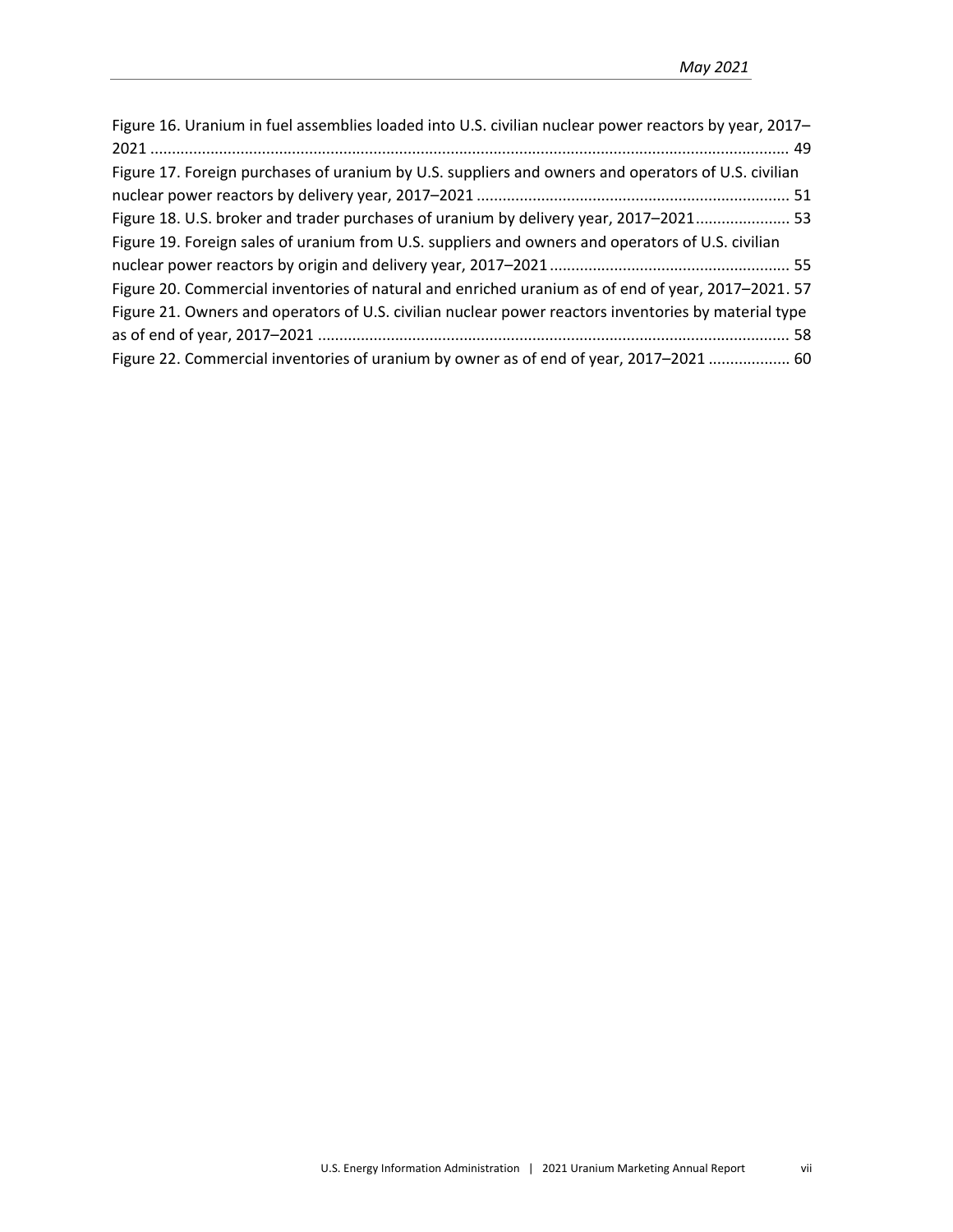Figure 16. Uranium in fuel assemblies loaded into U.S. civilian nuclear power reactors by year, 2017–2021 .......... 49

Figure 17. Foreign purchases of uranium by U.S. suppliers and owners and operators of U.S. civilian nuclear power reactors by delivery year, 2017–2021 .......... 51

Figure 18. U.S. broker and trader purchases of uranium by delivery year, 2017–2021 .......... 53

Figure 19. Foreign sales of uranium from U.S. suppliers and owners and operators of U.S. civilian nuclear power reactors by origin and delivery year, 2017–2021 .......... 55

Figure 20. Commercial inventories of natural and enriched uranium as of end of year, 2017–2021. 57

Figure 21. Owners and operators of U.S. civilian nuclear power reactors inventories by material type as of end of year, 2017–2021 .......... 58

Figure 22. Commercial inventories of uranium by owner as of end of year, 2017–2021 .......... 60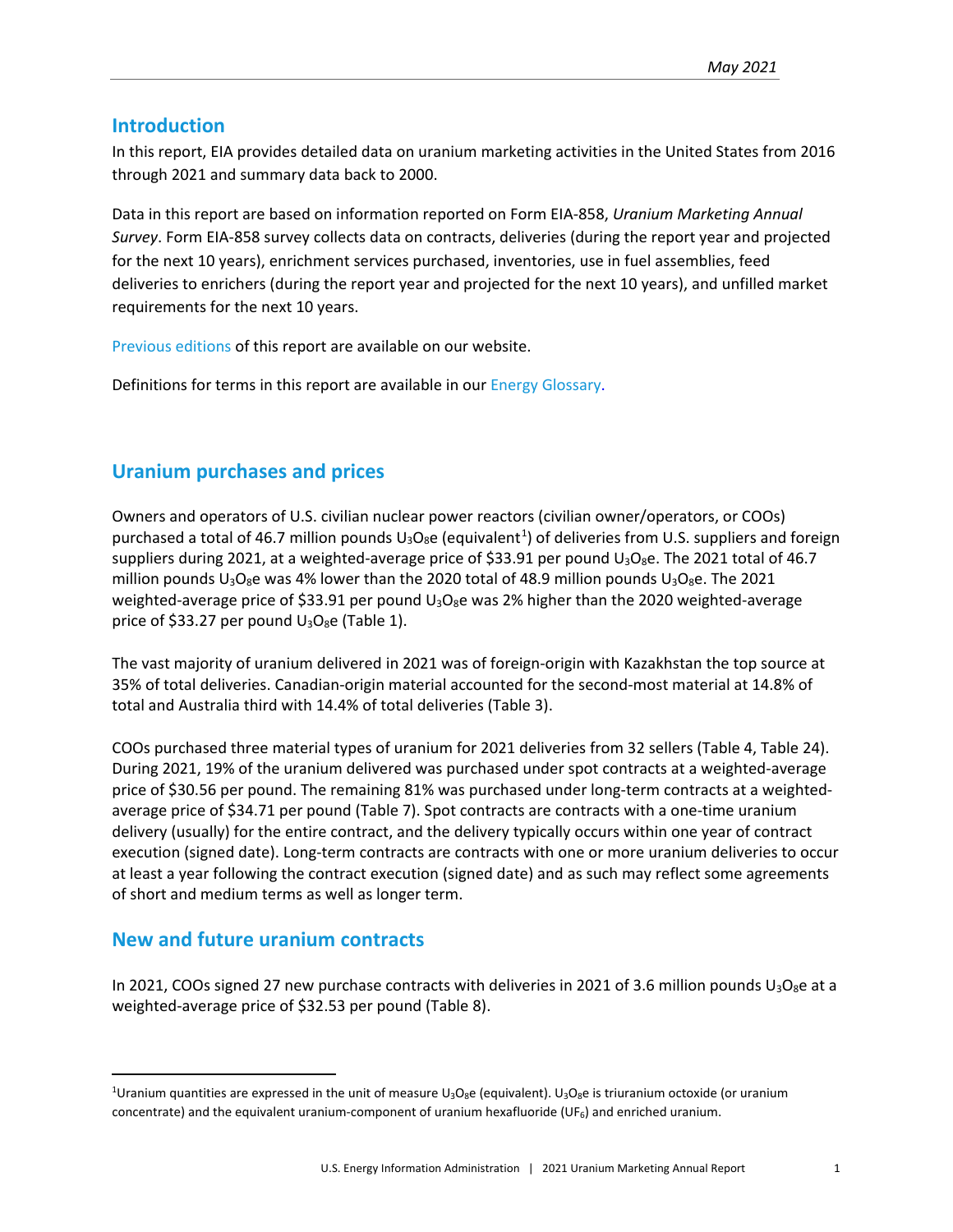## Introduction

In this report, EIA provides detailed data on uranium marketing activities in the United States from 2016 through 2021 and summary data back to 2000.

Data in this report are based on information reported on Form EIA-858, *Uranium Marketing Annual Survey*. Form EIA-858 survey collects data on contracts, deliveries (during the report year and projected for the next 10 years), enrichment services purchased, inventories, use in fuel assemblies, feed deliveries to enrichers (during the report year and projected for the next 10 years), and unfilled market requirements for the next 10 years.

Previous editions of this report are available on our website.

Definitions for terms in this report are available in our Energy Glossary.

## Uranium purchases and prices

Owners and operators of U.S. civilian nuclear power reactors (civilian owner/operators, or COOs) purchased a total of 46.7 million pounds $U_3O_8$e (equivalent[1]) of deliveries from U.S. suppliers and foreign suppliers during 2021, at a weighted-average price of $33.91 per pound $U_3O_8$e. The 2021 total of 46.7 million pounds $U_3O_8$e was 4% lower than the 2020 total of 48.9 million pounds $U_3O_8$e. The 2021 weighted-average price of $33.91 per pound $U_3O_8$e was 2% higher than the 2020 weighted-average price of $33.27 per pound $U_3O_8$e (Table 1).

The vast majority of uranium delivered in 2021 was of foreign-origin with Kazakhstan the top source at 35% of total deliveries. Canadian-origin material accounted for the second-most material at 14.8% of total and Australia third with 14.4% of total deliveries (Table 3).

COOs purchased three material types of uranium for 2021 deliveries from 32 sellers (Table 4, Table 24). During 2021, 19% of the uranium delivered was purchased under spot contracts at a weighted-average price of $30.56 per pound. The remaining 81% was purchased under long-term contracts at a weighted-average price of $34.71 per pound (Table 7). Spot contracts are contracts with a one-time uranium delivery (usually) for the entire contract, and the delivery typically occurs within one year of contract execution (signed date). Long-term contracts are contracts with one or more uranium deliveries to occur at least a year following the contract execution (signed date) and as such may reflect some agreements of short and medium terms as well as longer term.

## New and future uranium contracts

In 2021, COOs signed 27 new purchase contracts with deliveries in 2021 of 3.6 million pounds $U_3O_8$e at a weighted-average price of $32.53 per pound (Table 8).

---

[1]Uranium quantities are expressed in the unit of measure $U_3O_8$e (equivalent). $U_3O_8$e is triuranium octoxide (or uranium concentrate) and the equivalent uranium-component of uranium hexafluoride ($UF_6$) and enriched uranium.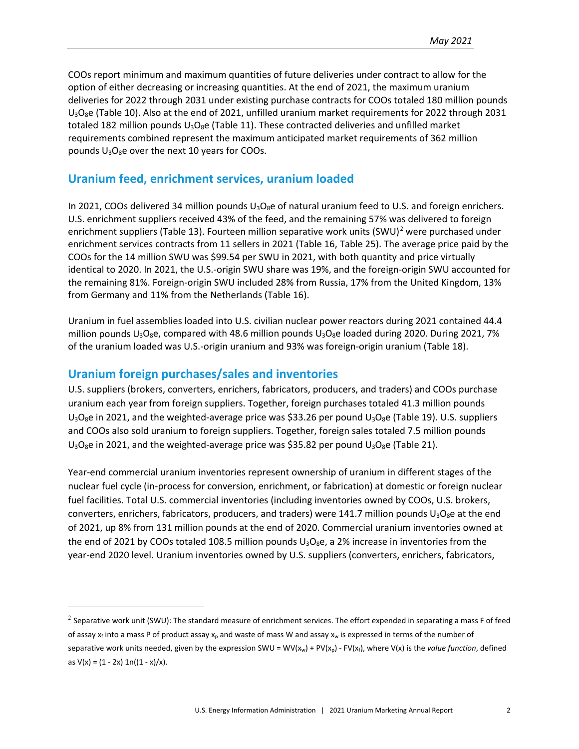COOs report minimum and maximum quantities of future deliveries under contract to allow for the option of either decreasing or increasing quantities. At the end of 2021, the maximum uranium deliveries for 2022 through 2031 under existing purchase contracts for COOs totaled 180 million pounds $U_3O_8$e (Table 10). Also at the end of 2021, unfilled uranium market requirements for 2022 through 2031 totaled 182 million pounds $U_3O_8$e (Table 11). These contracted deliveries and unfilled market requirements combined represent the maximum anticipated market requirements of 362 million pounds $U_3O_8$e over the next 10 years for COOs.

## Uranium feed, enrichment services, uranium loaded

In 2021, COOs delivered 34 million pounds $U_3O_8$e of natural uranium feed to U.S. and foreign enrichers. U.S. enrichment suppliers received 43% of the feed, and the remaining 57% was delivered to foreign enrichment suppliers (Table 13). Fourteen million separative work units (SWU)[2] were purchased under enrichment services contracts from 11 sellers in 2021 (Table 16, Table 25). The average price paid by the COOs for the 14 million SWU was $99.54 per SWU in 2021, with both quantity and price virtually identical to 2020. In 2021, the U.S.-origin SWU share was 19%, and the foreign-origin SWU accounted for the remaining 81%. Foreign-origin SWU included 28% from Russia, 17% from the United Kingdom, 13% from Germany and 11% from the Netherlands (Table 16).

Uranium in fuel assemblies loaded into U.S. civilian nuclear power reactors during 2021 contained 44.4 million pounds $U_3O_8$e, compared with 48.6 million pounds $U_3O_8$e loaded during 2020. During 2021, 7% of the uranium loaded was U.S.-origin uranium and 93% was foreign-origin uranium (Table 18).

## Uranium foreign purchases/sales and inventories

U.S. suppliers (brokers, converters, enrichers, fabricators, producers, and traders) and COOs purchase uranium each year from foreign suppliers. Together, foreign purchases totaled 41.3 million pounds $U_3O_8$e in 2021, and the weighted-average price was $33.26 per pound $U_3O_8$e (Table 19). U.S. suppliers and COOs also sold uranium to foreign suppliers. Together, foreign sales totaled 7.5 million pounds $U_3O_8$e in 2021, and the weighted-average price was $35.82 per pound $U_3O_8$e (Table 21).

Year-end commercial uranium inventories represent ownership of uranium in different stages of the nuclear fuel cycle (in-process for conversion, enrichment, or fabrication) at domestic or foreign nuclear fuel facilities. Total U.S. commercial inventories (including inventories owned by COOs, U.S. brokers, converters, enrichers, fabricators, producers, and traders) were 141.7 million pounds $U_3O_8$e at the end of 2021, up 8% from 131 million pounds at the end of 2020. Commercial uranium inventories owned at the end of 2021 by COOs totaled 108.5 million pounds $U_3O_8$e, a 2% increase in inventories from the year-end 2020 level. Uranium inventories owned by U.S. suppliers (converters, enrichers, fabricators,

---

[2] Separative work unit (SWU): The standard measure of enrichment services. The effort expended in separating a mass F of feed of assay $x_f$ into a mass P of product assay $x_p$ and waste of mass W and assay $x_w$ is expressed in terms of the number of separative work units needed, given by the expression $SWU = WV(x_w) + PV(x_p) - FV(x_f)$, where $V(x)$ is the *value function*, defined as $V(x) = (1 - 2x)\,1n((1 - x)/x)$.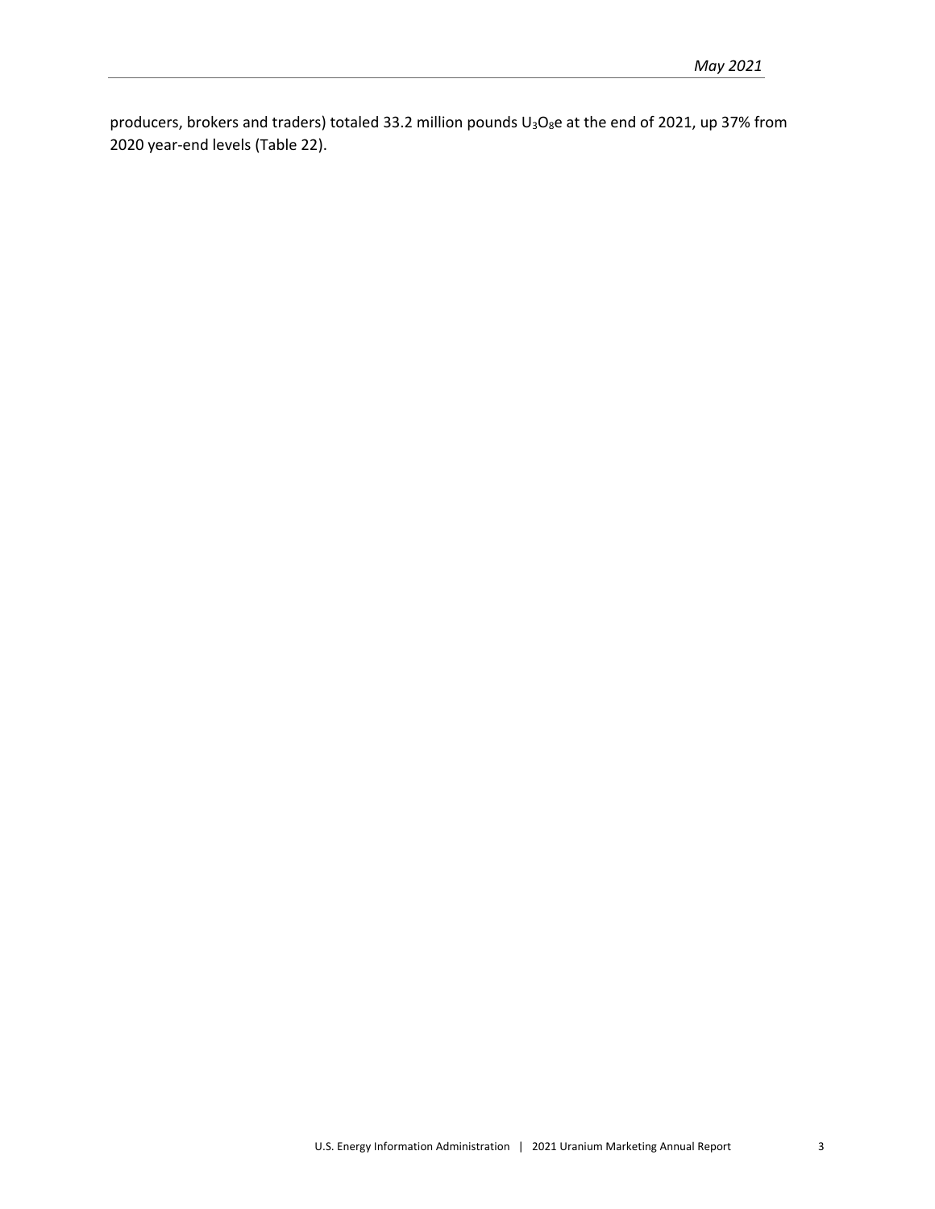producers, brokers and traders) totaled 33.2 million pounds $U_3O_8e$ at the end of 2021, up 37% from 2020 year-end levels (Table 22).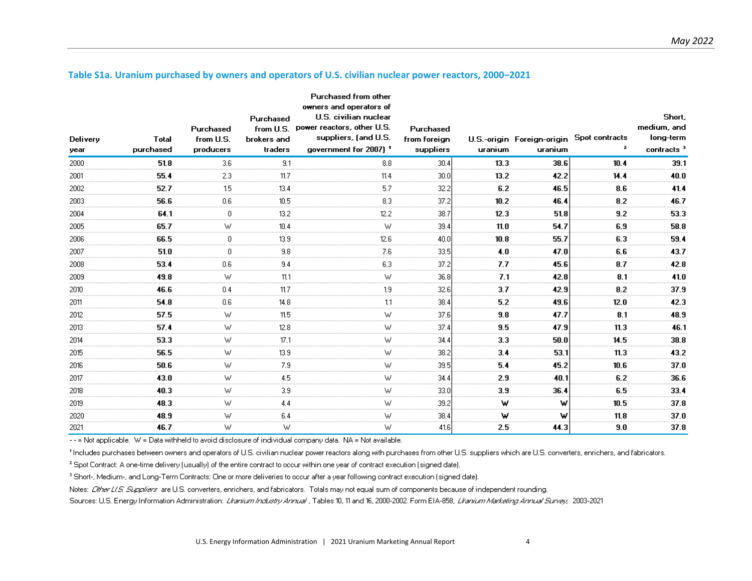## Table S1a. Uranium purchased by owners and operators of U.S. civilian nuclear power reactors, 2000–2021

| Delivery year | Total purchased | Purchased from U.S. producers | Purchased from U.S. brokers and traders | Purchased from other owners and operators of U.S. civilian nuclear power reactors, other U.S. suppliers, (and U.S. government for 2007) [1] | Purchased from foreign suppliers | U.S.-origin uranium | Foreign-origin uranium | Spot contracts [2] | Short, medium, and long-term contracts [3] |
|---|---|---|---|---|---|---|---|---|---|
| 2000 | **51.8** | 3.6 | 9.1 | 8.8 | 30.4 | **13.3** | **38.6** | **10.4** | **39.1** |
| 2001 | **55.4** | 2.3 | 11.7 | 11.4 | 30.0 | **13.2** | **42.2** | **14.4** | **40.0** |
| 2002 | **52.7** | 1.5 | 13.4 | 5.7 | 32.2 | **6.2** | **46.5** | **8.6** | **41.4** |
| 2003 | **56.6** | 0.6 | 10.5 | 8.3 | 37.2 | **10.2** | **46.4** | **8.2** | **46.7** |
| 2004 | **64.1** | 0 | 13.2 | 12.2 | 38.7 | **12.3** | **51.8** | **9.2** | **53.3** |
| 2005 | **65.7** | W | 10.4 | W | 39.4 | **11.0** | **54.7** | **6.9** | **58.8** |
| 2006 | **66.5** | 0 | 13.9 | 12.6 | 40.0 | **10.8** | **55.7** | **6.3** | **59.4** |
| 2007 | **51.0** | 0 | 9.8 | 7.6 | 33.5 | **4.0** | **47.0** | **6.6** | **43.7** |
| 2008 | **53.4** | 0.6 | 9.4 | 6.3 | 37.2 | **7.7** | **45.6** | **8.7** | **42.8** |
| 2009 | **49.8** | W | 11.1 | W | 36.8 | **7.1** | **42.8** | **8.1** | **41.0** |
| 2010 | **46.6** | 0.4 | 11.7 | 1.9 | 32.6 | **3.7** | **42.9** | **8.2** | **37.9** |
| 2011 | **54.8** | 0.6 | 14.8 | 1.1 | 38.4 | **5.2** | **49.6** | **12.0** | **42.3** |
| 2012 | **57.5** | W | 11.5 | W | 37.6 | **9.8** | **47.7** | **8.1** | **48.9** |
| 2013 | **57.4** | W | 12.8 | W | 37.4 | **9.5** | **47.9** | **11.3** | **46.1** |
| 2014 | **53.3** | W | 17.1 | W | 34.4 | **3.3** | **50.0** | **14.5** | **38.8** |
| 2015 | **56.5** | W | 13.9 | W | 38.2 | **3.4** | **53.1** | **11.3** | **43.2** |
| 2016 | **50.6** | W | 7.9 | W | 39.5 | **5.4** | **45.2** | **10.6** | **37.0** |
| 2017 | **43.0** | W | 4.5 | W | 34.4 | **2.9** | **40.1** | **6.2** | **36.6** |
| 2018 | **40.3** | W | 3.9 | W | 33.0 | **3.9** | **36.4** | **6.5** | **33.4** |
| 2019 | **48.3** | W | 4.4 | W | 39.2 | **W** | **W** | **10.5** | **37.8** |
| 2020 | **48.9** | W | 6.4 | W | 38.4 | **W** | **W** | **11.8** | **37.0** |
| 2021 | **46.7** | W | W | W | 41.6 | **2.5** | **44.3** | **9.0** | **37.8** |

- - = Not applicable. W = Data withheld to avoid disclosure of individual company data. NA = Not available.

[1] Includes purchases between owners and operators of U.S. civilian nuclear power reactors along with purchases from other U.S. suppliers which are U.S. converters, enrichers, and fabricators.

[2] Spot Contract: A one-time delivery (usually) of the entire contract to occur within one year of contract execution (signed date).

[3] Short-, Medium-, and Long-Term Contracts: One or more deliveries to occur after a year following contract execution (signed date).

Notes: *Other U.S. Suppliers* are U.S. converters, enrichers, and fabricators. Totals may not equal sum of components because of independent rounding.

Sources: U.S. Energy Information Administration: *Uranium Industry Annual* , Tables 10, 11 and 16, 2000-2002. Form EIA-858, *Uranium Marketing Annual Survey*, 2003-2021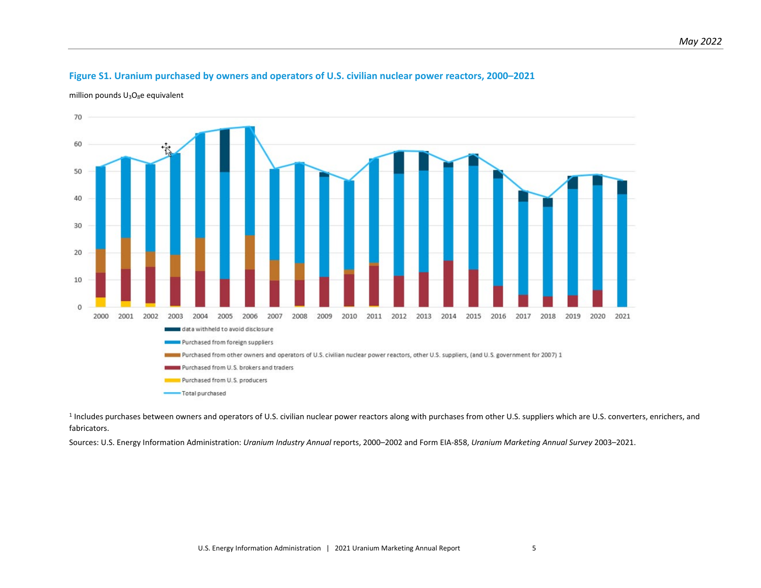## Figure S1. Uranium purchased by owners and operators of U.S. civilian nuclear power reactors, 2000–2021

million pounds $U_3O_8e$ equivalent

[1] Includes purchases between owners and operators of U.S. civilian nuclear power reactors along with purchases from other U.S. suppliers which are U.S. converters, enrichers, and fabricators.

Sources: U.S. Energy Information Administration: *Uranium Industry Annual* reports, 2000–2002 and Form EIA-858, *Uranium Marketing Annual Survey* 2003–2021.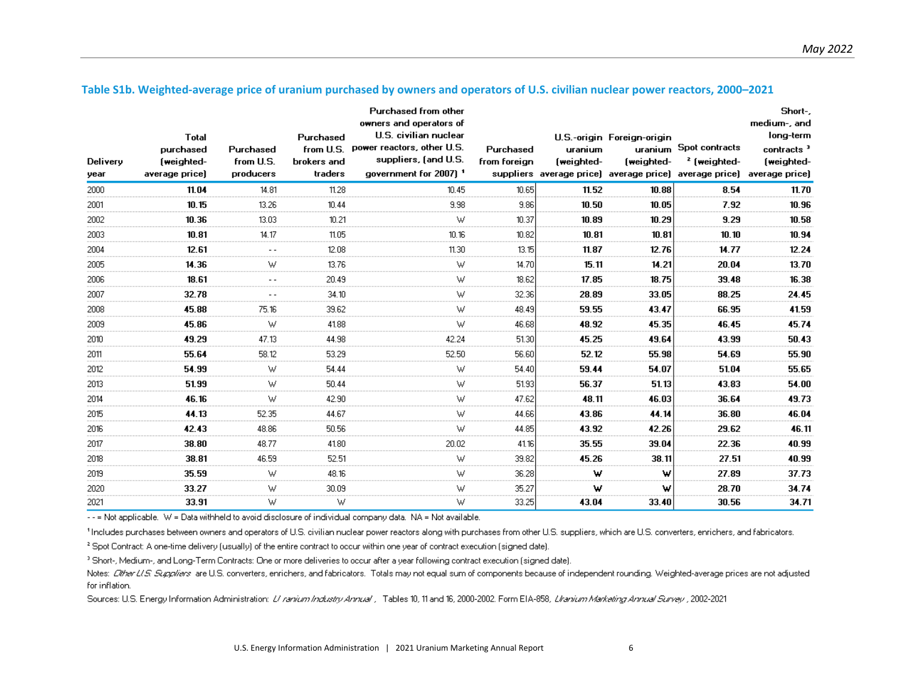## Table S1b. Weighted-average price of uranium purchased by owners and operators of U.S. civilian nuclear power reactors, 2000–2021

| Delivery year | Total purchased (weighted-average price) | Purchased from U.S. producers | Purchased from U.S. brokers and traders | Purchased from other owners and operators of U.S. civilian nuclear power reactors, other U.S. suppliers, (and U.S. government for 2007) [1] | Purchased from foreign suppliers | U.S.-origin uranium (weighted-average price) | Foreign-origin uranium (weighted-average price) | Spot contracts [2] (weighted-average price) | Short-, medium-, and long-term contracts [3] (weighted-average price) |
|---|---|---|---|---|---|---|---|---|---|
| 2000 | **11.04** | 14.81 | 11.28 | 10.45 | 10.65 | **11.52** | **10.88** | **8.54** | **11.70** |
| 2001 | **10.15** | 13.26 | 10.44 | 9.98 | 9.86 | **10.50** | **10.05** | **7.92** | **10.96** |
| 2002 | **10.36** | 13.03 | 10.21 | W | 10.37 | **10.89** | **10.29** | **9.29** | **10.58** |
| 2003 | **10.81** | 14.17 | 11.05 | 10.16 | 10.82 | **10.81** | **10.81** | **10.10** | **10.94** |
| 2004 | **12.61** | - - | 12.08 | 11.30 | 13.15 | **11.87** | **12.76** | **14.77** | **12.24** |
| 2005 | **14.36** | W | 13.76 | W | 14.70 | **15.11** | **14.21** | **20.04** | **13.70** |
| 2006 | **18.61** | - - | 20.49 | W | 18.62 | **17.85** | **18.75** | **39.48** | **16.38** |
| 2007 | **32.78** | - - | 34.10 | W | 32.36 | **28.89** | **33.05** | **88.25** | **24.45** |
| 2008 | **45.88** | 75.16 | 39.62 | W | 48.49 | **59.55** | **43.47** | **66.95** | **41.59** |
| 2009 | **45.86** | W | 41.88 | W | 46.68 | **48.92** | **45.35** | **46.45** | **45.74** |
| 2010 | **49.29** | 47.13 | 44.98 | 42.24 | 51.30 | **45.25** | **49.64** | **43.99** | **50.43** |
| 2011 | **55.64** | 58.12 | 53.29 | 52.50 | 56.60 | **52.12** | **55.98** | **54.69** | **55.90** |
| 2012 | **54.99** | W | 54.44 | W | 54.40 | **59.44** | **54.07** | **51.04** | **55.65** |
| 2013 | **51.99** | W | 50.44 | W | 51.93 | **56.37** | **51.13** | **43.83** | **54.00** |
| 2014 | **46.16** | W | 42.90 | W | 47.62 | **48.11** | **46.03** | **36.64** | **49.73** |
| 2015 | **44.13** | 52.35 | 44.67 | W | 44.66 | **43.86** | **44.14** | **36.80** | **46.04** |
| 2016 | **42.43** | 48.86 | 50.56 | W | 44.85 | **43.92** | **42.26** | **29.62** | **46.11** |
| 2017 | **38.80** | 48.77 | 41.80 | 20.02 | 41.16 | **35.55** | **39.04** | **22.36** | **40.99** |
| 2018 | **38.81** | 46.59 | 52.51 | W | 39.82 | **45.26** | **38.11** | **27.51** | **40.99** |
| 2019 | **35.59** | W | 48.16 | W | 36.28 | **W** | **W** | **27.89** | **37.73** |
| 2020 | **33.27** | W | 30.09 | W | 35.27 | **W** | **W** | **28.70** | **34.74** |
| 2021 | **33.91** | W | W | W | 33.25 | **43.04** | **33.40** | **30.56** | **34.71** |

- - = Not applicable. W = Data withheld to avoid disclosure of individual company data. NA = Not available.

[1] Includes purchases between owners and operators of U.S. civilian nuclear power reactors along with purchases from other U.S. suppliers, which are U.S. converters, enrichers, and fabricators.

[2] Spot Contract: A one-time delivery (usually) of the entire contract to occur within one year of contract execution (signed date).

[3] Short-, Medium-, and Long-Term Contracts: One or more deliveries to occur after a year following contract execution (signed date).

Notes: *Other U.S. Suppliers* are U.S. converters, enrichers, and fabricators. Totals may not equal sum of components because of independent rounding. Weighted-average prices are not adjusted for inflation.

Sources: U.S. Energy Information Administration: *Uranium Industry Annual*, Tables 10, 11 and 16, 2000-2002. Form EIA-858, *Uranium Marketing Annual Survey*, 2002-2021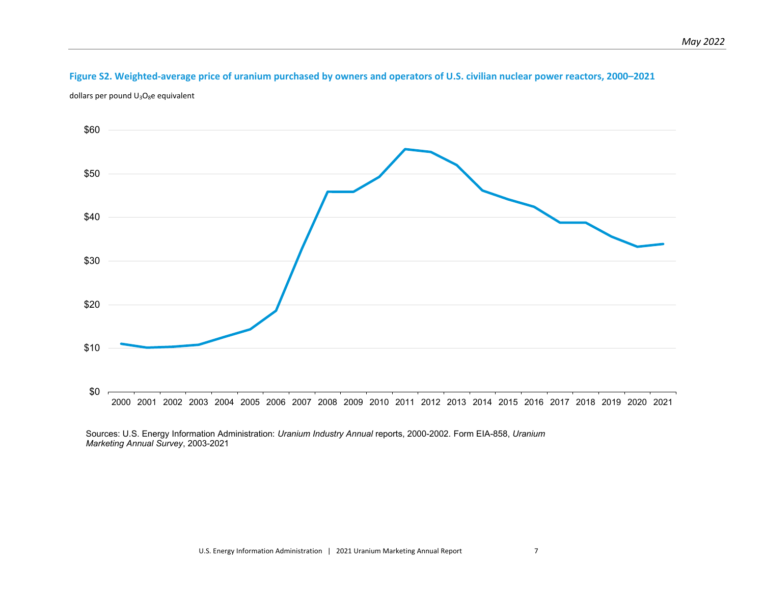**Figure S2. Weighted-average price of uranium purchased by owners and operators of U.S. civilian nuclear power reactors, 2000–2021**

dollars per pound $U_3O_8e$ equivalent

Sources: U.S. Energy Information Administration: *Uranium Industry Annual* reports, 2000-2002. Form EIA-858, *Uranium Marketing Annual Survey*, 2003-2021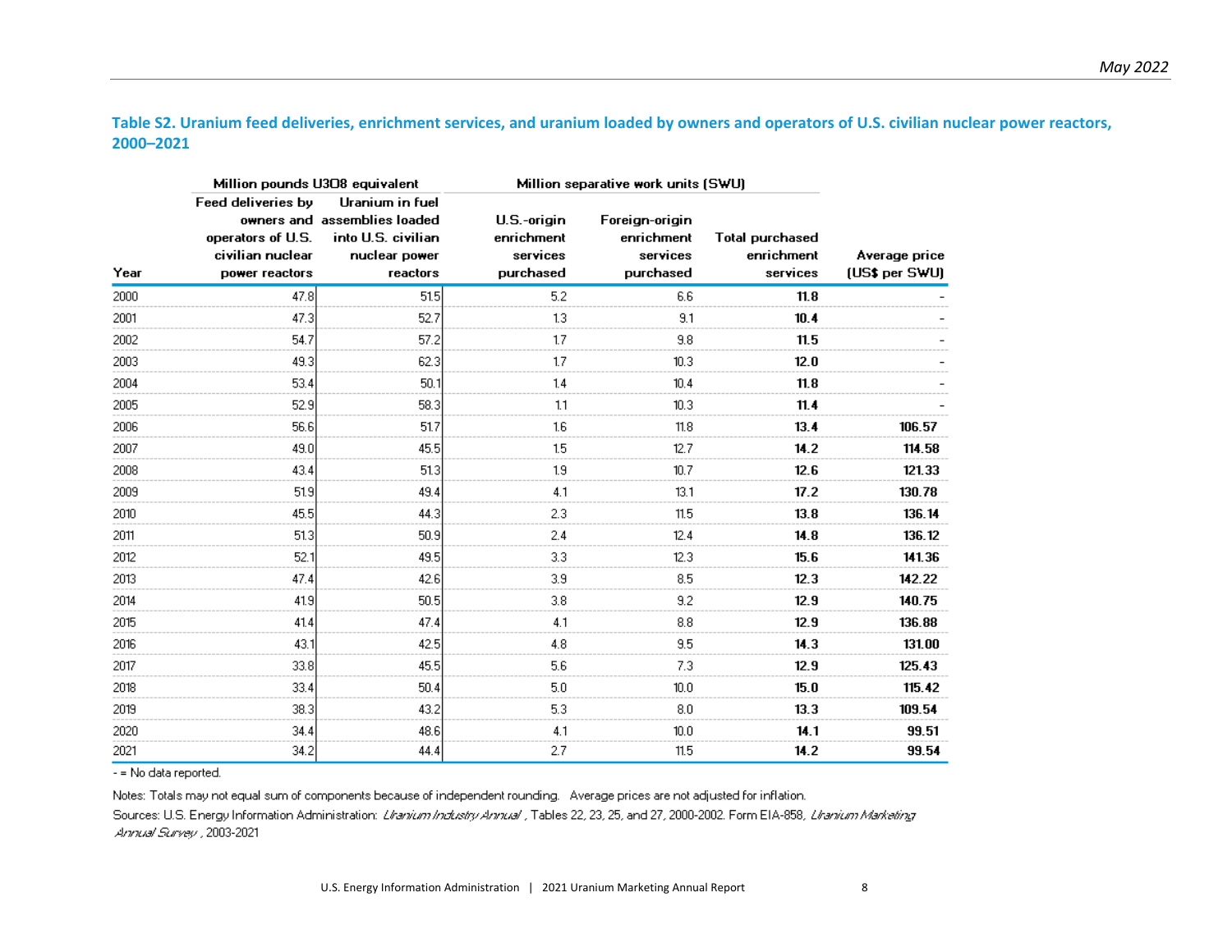## Table S2. Uranium feed deliveries, enrichment services, and uranium loaded by owners and operators of U.S. civilian nuclear power reactors, 2000–2021

| | Million pounds U3O8 equivalent | | Million separative work units (SWU) | | | |
|---|---|---|---|---|---|---|
| Year | Feed deliveries by owners and operators of U.S. civilian nuclear power reactors | Uranium in fuel assemblies loaded into U.S. civilian nuclear power reactors | U.S.-origin enrichment services purchased | Foreign-origin enrichment services purchased | Total purchased enrichment services | Average price (US$ per SWU) |
| 2000 | 47.8 | 51.5 | 5.2 | 6.6 | **11.8** | - |
| 2001 | 47.3 | 52.7 | 1.3 | 9.1 | **10.4** | - |
| 2002 | 54.7 | 57.2 | 1.7 | 9.8 | **11.5** | - |
| 2003 | 49.3 | 62.3 | 1.7 | 10.3 | **12.0** | - |
| 2004 | 53.4 | 50.1 | 1.4 | 10.4 | **11.8** | - |
| 2005 | 52.9 | 58.3 | 1.1 | 10.3 | **11.4** | - |
| 2006 | 56.6 | 51.7 | 1.6 | 11.8 | **13.4** | **106.57** |
| 2007 | 49.0 | 45.5 | 1.5 | 12.7 | **14.2** | **114.58** |
| 2008 | 43.4 | 51.3 | 1.9 | 10.7 | **12.6** | **121.33** |
| 2009 | 51.9 | 49.4 | 4.1 | 13.1 | **17.2** | **130.78** |
| 2010 | 45.5 | 44.3 | 2.3 | 11.5 | **13.8** | **136.14** |
| 2011 | 51.3 | 50.9 | 2.4 | 12.4 | **14.8** | **136.12** |
| 2012 | 52.1 | 49.5 | 3.3 | 12.3 | **15.6** | **141.36** |
| 2013 | 47.4 | 42.6 | 3.9 | 8.5 | **12.3** | **142.22** |
| 2014 | 41.9 | 50.5 | 3.8 | 9.2 | **12.9** | **140.75** |
| 2015 | 41.4 | 47.4 | 4.1 | 8.8 | **12.9** | **136.88** |
| 2016 | 43.1 | 42.5 | 4.8 | 9.5 | **14.3** | **131.00** |
| 2017 | 33.8 | 45.5 | 5.6 | 7.3 | **12.9** | **125.43** |
| 2018 | 33.4 | 50.4 | 5.0 | 10.0 | **15.0** | **115.42** |
| 2019 | 38.3 | 43.2 | 5.3 | 8.0 | **13.3** | **109.54** |
| 2020 | 34.4 | 48.6 | 4.1 | 10.0 | **14.1** | **99.51** |
| 2021 | 34.2 | 44.4 | 2.7 | 11.5 | **14.2** | **99.54** |

- = No data reported.

Notes: Totals may not equal sum of components because of independent rounding. Average prices are not adjusted for inflation.

Sources: U.S. Energy Information Administration: *Uranium Industry Annual*, Tables 22, 23, 25, and 27, 2000-2002. Form EIA-858, *Uranium Marketing Annual Survey*, 2003-2021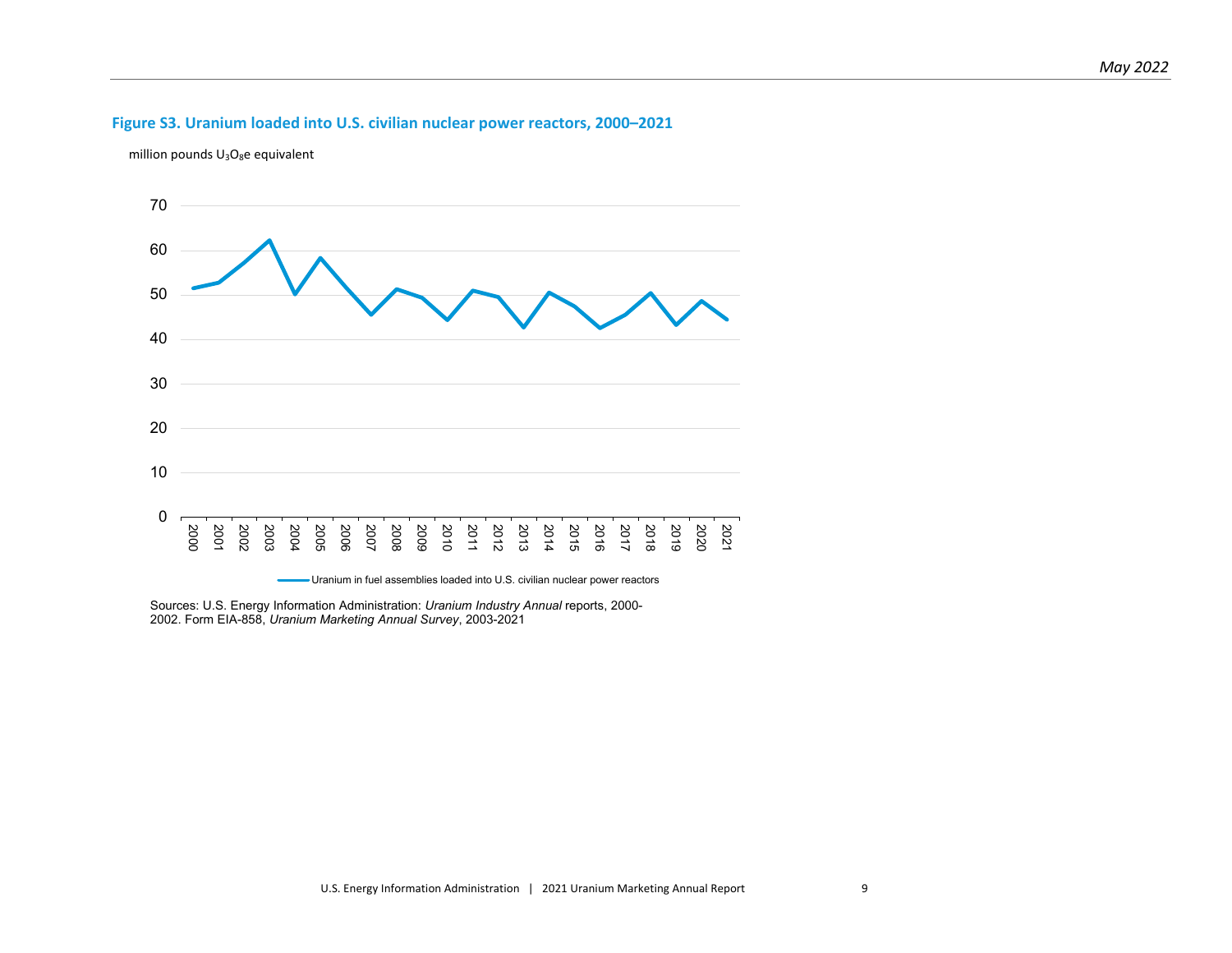**Figure S3. Uranium loaded into U.S. civilian nuclear power reactors, 2000–2021**

million pounds $U_3O_8e$ equivalent

Sources: U.S. Energy Information Administration: *Uranium Industry Annual* reports, 2000-2002. Form EIA-858, *Uranium Marketing Annual Survey*, 2003-2021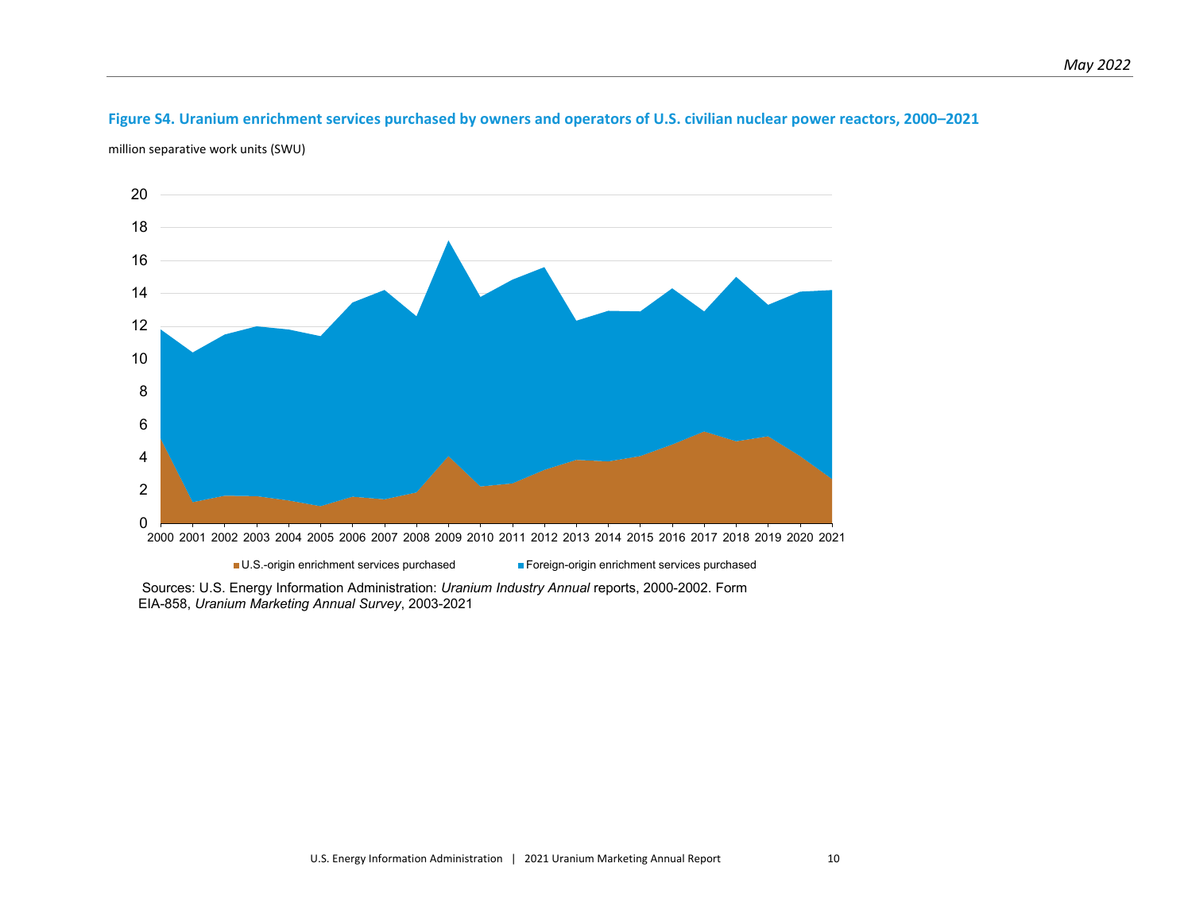**Figure S4. Uranium enrichment services purchased by owners and operators of U.S. civilian nuclear power reactors, 2000–2021**

million separative work units (SWU)

Sources: U.S. Energy Information Administration: *Uranium Industry Annual* reports, 2000-2002. Form EIA-858, *Uranium Marketing Annual Survey*, 2003-2021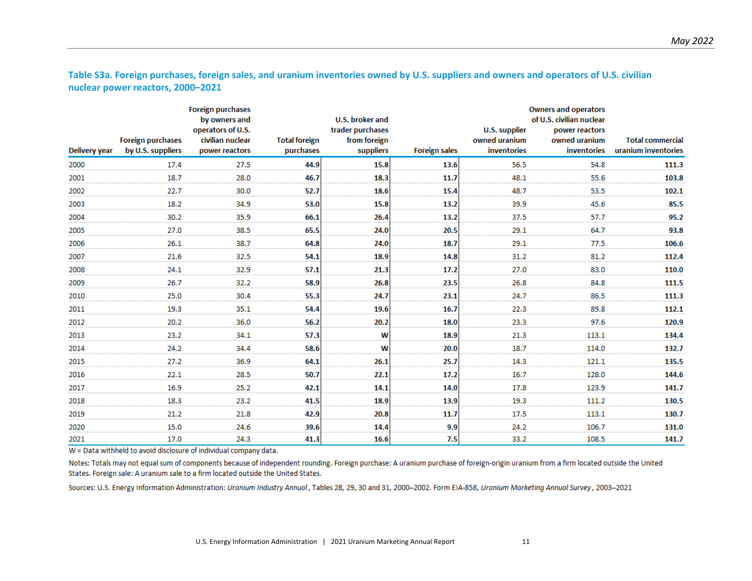## Table S3a. Foreign purchases, foreign sales, and uranium inventories owned by U.S. suppliers and owners and operators of U.S. civilian nuclear power reactors, 2000–2021

| Delivery year | Foreign purchases by U.S. suppliers | Foreign purchases by owners and operators of U.S. civilian nuclear power reactors | Total foreign purchases | U.S. broker and trader purchases from foreign suppliers | Foreign sales | U.S. supplier owned uranium inventories | Owners and operators of U.S. civilian nuclear power reactors owned uranium inventories | Total commercial uranium inventories |
|---|---|---|---|---|---|---|---|---|
| 2000 | 17.4 | 27.5 | **44.9** | **15.8** | **13.6** | 56.5 | 54.8 | **111.3** |
| 2001 | 18.7 | 28.0 | **46.7** | **18.3** | **11.7** | 48.1 | 55.6 | **103.8** |
| 2002 | 22.7 | 30.0 | **52.7** | **18.6** | **15.4** | 48.7 | 53.5 | **102.1** |
| 2003 | 18.2 | 34.9 | **53.0** | **15.8** | **13.2** | 39.9 | 45.6 | **85.5** |
| 2004 | 30.2 | 35.9 | **66.1** | **26.4** | **13.2** | 37.5 | 57.7 | **95.2** |
| 2005 | 27.0 | 38.5 | **65.5** | **24.0** | **20.5** | 29.1 | 64.7 | **93.8** |
| 2006 | 26.1 | 38.7 | **64.8** | **24.0** | **18.7** | 29.1 | 77.5 | **106.6** |
| 2007 | 21.6 | 32.5 | **54.1** | **18.9** | **14.8** | 31.2 | 81.2 | **112.4** |
| 2008 | 24.1 | 32.9 | **57.1** | **21.3** | **17.2** | 27.0 | 83.0 | **110.0** |
| 2009 | 26.7 | 32.2 | **58.9** | **26.8** | **23.5** | 26.8 | 84.8 | **111.5** |
| 2010 | 25.0 | 30.4 | **55.3** | **24.7** | **23.1** | 24.7 | 86.5 | **111.3** |
| 2011 | 19.3 | 35.1 | **54.4** | **19.6** | **16.7** | 22.3 | 89.8 | **112.1** |
| 2012 | 20.2 | 36.0 | **56.2** | **20.2** | **18.0** | 23.3 | 97.6 | **120.9** |
| 2013 | 23.2 | 34.1 | **57.3** | **W** | **18.9** | 21.3 | 113.1 | **134.4** |
| 2014 | 24.2 | 34.4 | **58.6** | **W** | **20.0** | 18.7 | 114.0 | **132.7** |
| 2015 | 27.2 | 36.9 | **64.1** | **26.1** | **25.7** | 14.3 | 121.1 | **135.5** |
| 2016 | 22.1 | 28.5 | **50.7** | **22.1** | **17.2** | 16.7 | 128.0 | **144.6** |
| 2017 | 16.9 | 25.2 | **42.1** | **14.1** | **14.0** | 17.8 | 123.9 | **141.7** |
| 2018 | 18.3 | 23.2 | **41.5** | **18.9** | **13.9** | 19.3 | 111.2 | **130.5** |
| 2019 | 21.2 | 21.8 | **42.9** | **20.8** | **11.7** | 17.5 | 113.1 | **130.7** |
| 2020 | 15.0 | 24.6 | **39.6** | **14.4** | **9.9** | 24.2 | 106.7 | **131.0** |
| 2021 | 17.0 | 24.3 | **41.3** | **16.6** | **7.5** | 33.2 | 108.5 | **141.7** |

W = Data withheld to avoid disclosure of individual company data.

Notes: Totals may not equal sum of components because of independent rounding. Foreign purchase: A uranium purchase of foreign-origin uranium from a firm located outside the United States. Foreign sale: A uranium sale to a firm located outside the United States.

Sources: U.S. Energy Information Administration: *Uranium Industry Annual*, Tables 28, 29, 30 and 31, 2000–2002. Form EIA-858, *Uranium Marketing Annual Survey*, 2003–2021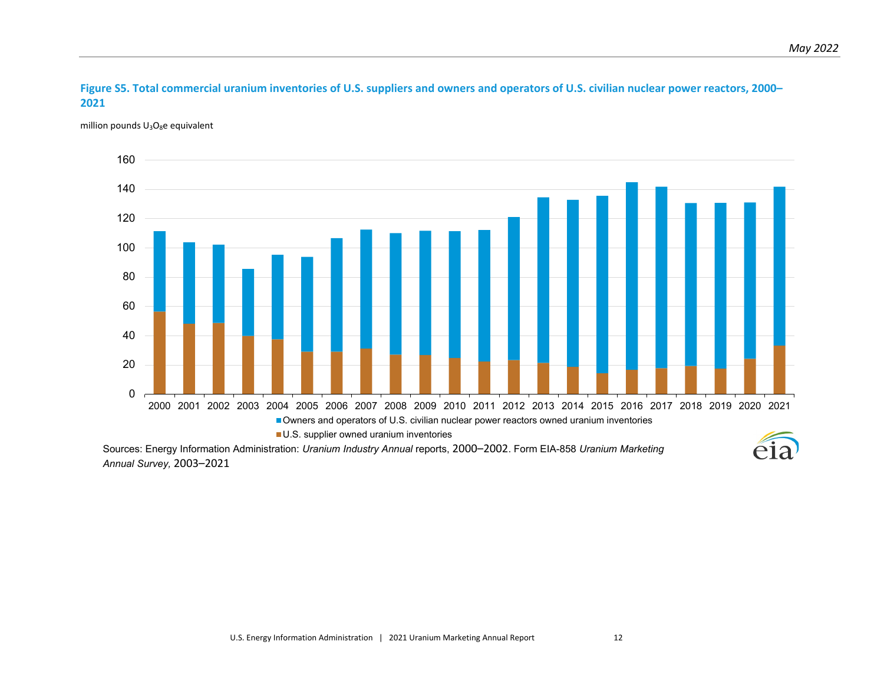**Figure S5. Total commercial uranium inventories of U.S. suppliers and owners and operators of U.S. civilian nuclear power reactors, 2000–2021**

million pounds $U_3O_8e$ equivalent

Owners and operators of U.S. civilian nuclear power reactors owned uranium inventories

U.S. supplier owned uranium inventories

Sources: Energy Information Administration: *Uranium Industry Annual* reports, 2000–2002. Form EIA-858 *Uranium Marketing Annual Survey,* 2003–2021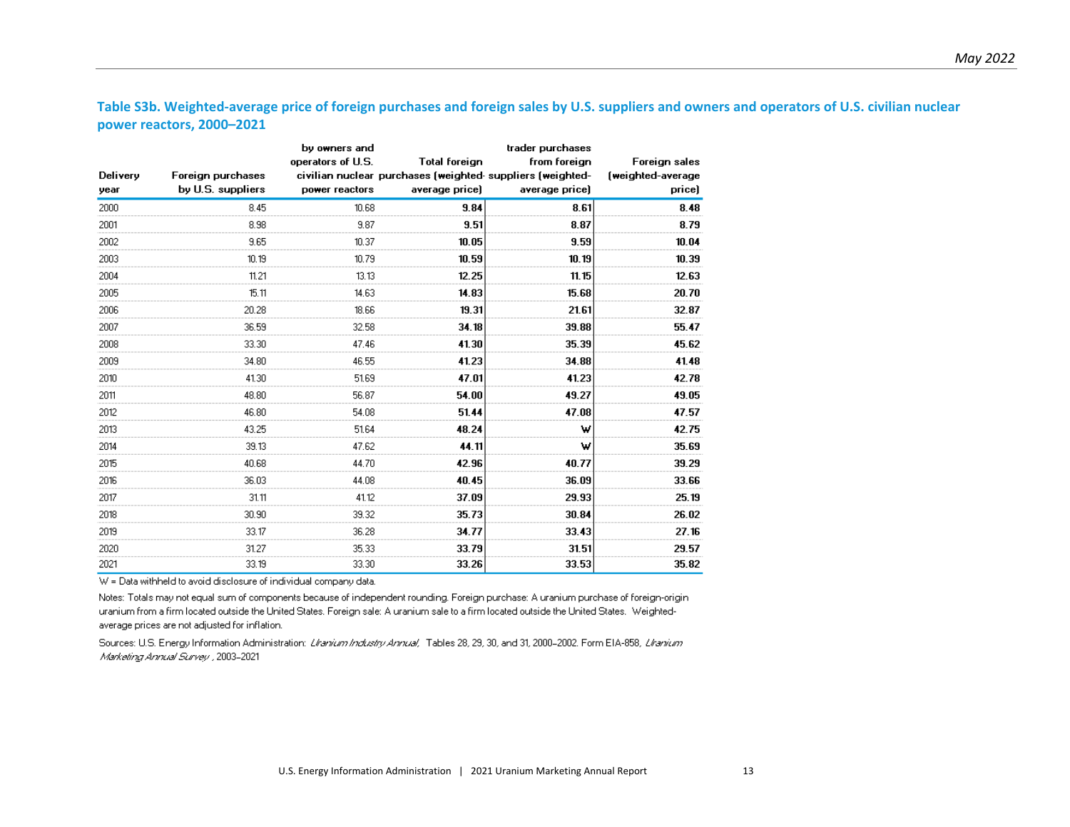### Table S3b. Weighted-average price of foreign purchases and foreign sales by U.S. suppliers and owners and operators of U.S. civilian nuclear power reactors, 2000–2021

| Delivery year | Foreign purchases by U.S. suppliers | by owners and operators of U.S. civilian nuclear power reactors | Total foreign purchases (weighted-average price) | trader purchases from foreign suppliers (weighted-average price) | Foreign sales (weighted-average price) |
|---|---|---|---|---|---|
| 2000 | 8.45 | 10.68 | **9.84** | **8.61** | **8.48** |
| 2001 | 8.98 | 9.87 | **9.51** | **8.87** | **8.79** |
| 2002 | 9.65 | 10.37 | **10.05** | **9.59** | **10.04** |
| 2003 | 10.19 | 10.79 | **10.59** | **10.19** | **10.39** |
| 2004 | 11.21 | 13.13 | **12.25** | **11.15** | **12.63** |
| 2005 | 15.11 | 14.63 | **14.83** | **15.68** | **20.70** |
| 2006 | 20.28 | 18.66 | **19.31** | **21.61** | **32.87** |
| 2007 | 36.59 | 32.58 | **34.18** | **39.88** | **55.47** |
| 2008 | 33.30 | 47.46 | **41.30** | **35.39** | **45.62** |
| 2009 | 34.80 | 46.55 | **41.23** | **34.88** | **41.48** |
| 2010 | 41.30 | 51.69 | **47.01** | **41.23** | **42.78** |
| 2011 | 48.80 | 56.87 | **54.00** | **49.27** | **49.05** |
| 2012 | 46.80 | 54.08 | **51.44** | **47.08** | **47.57** |
| 2013 | 43.25 | 51.64 | **48.24** | **W** | **42.75** |
| 2014 | 39.13 | 47.62 | **44.11** | **W** | **35.69** |
| 2015 | 40.68 | 44.70 | **42.96** | **40.77** | **39.29** |
| 2016 | 36.03 | 44.08 | **40.45** | **36.09** | **33.66** |
| 2017 | 31.11 | 41.12 | **37.09** | **29.93** | **25.19** |
| 2018 | 30.90 | 39.32 | **35.73** | **30.84** | **26.02** |
| 2019 | 33.17 | 36.28 | **34.77** | **33.43** | **27.16** |
| 2020 | 31.27 | 35.33 | **33.79** | **31.51** | **29.57** |
| 2021 | 33.19 | 33.30 | **33.26** | **33.53** | **35.82** |

W = Data withheld to avoid disclosure of individual company data.

Notes: Totals may not equal sum of components because of independent rounding. Foreign purchase: A uranium purchase of foreign-origin uranium from a firm located outside the United States. Foreign sale: A uranium sale to a firm located outside the United States. Weighted-average prices are not adjusted for inflation.

Sources: U.S. Energy Information Administration: *Uranium Industry Annual*, Tables 28, 29, 30, and 31, 2000–2002. Form EIA-858, *Uranium Marketing Annual Survey*, 2003–2021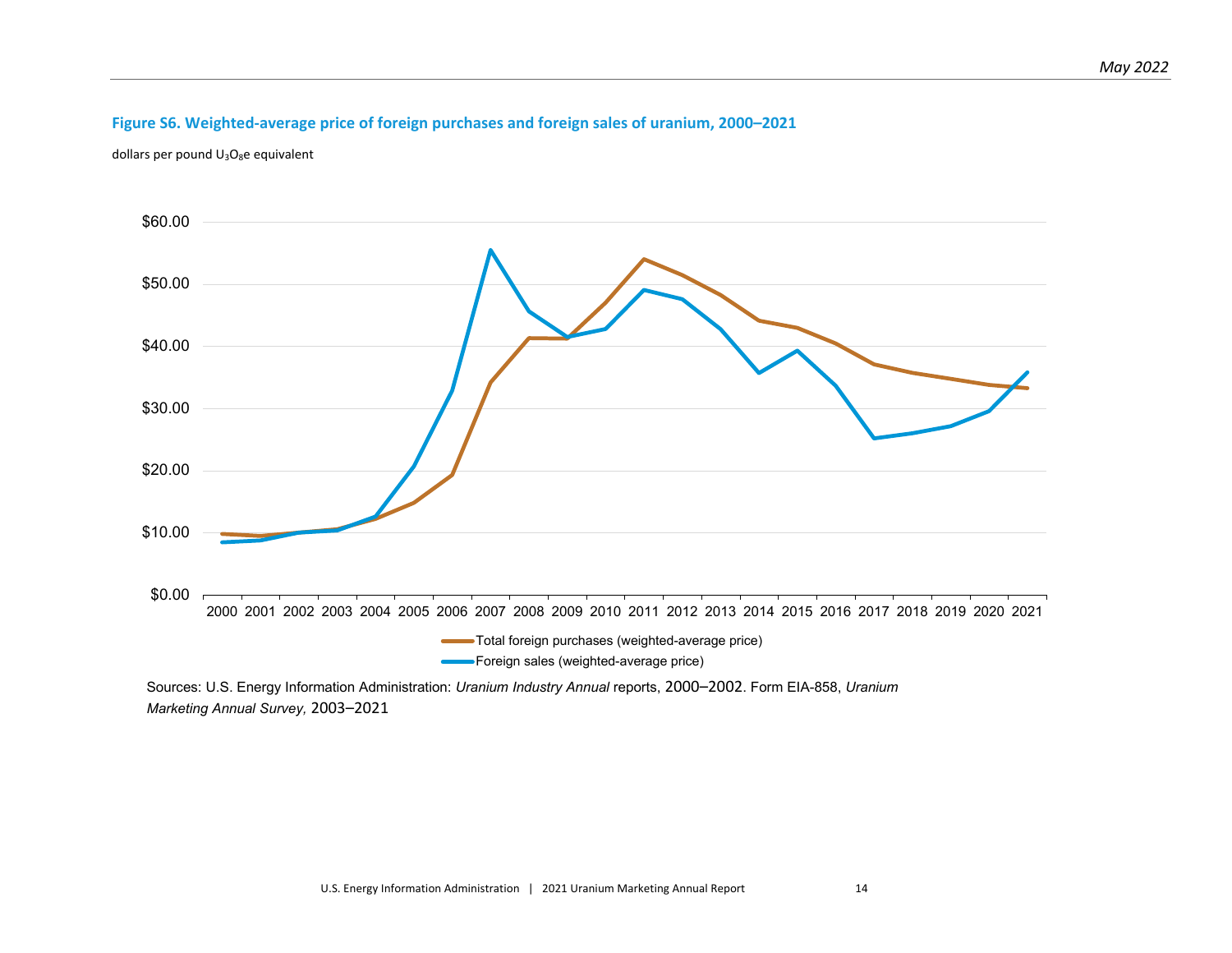**Figure S6. Weighted-average price of foreign purchases and foreign sales of uranium, 2000–2021**

dollars per pound $U_3O_8e$ equivalent

Sources: U.S. Energy Information Administration: *Uranium Industry Annual* reports, 2000–2002. Form EIA-858, *Uranium Marketing Annual Survey,* 2003–2021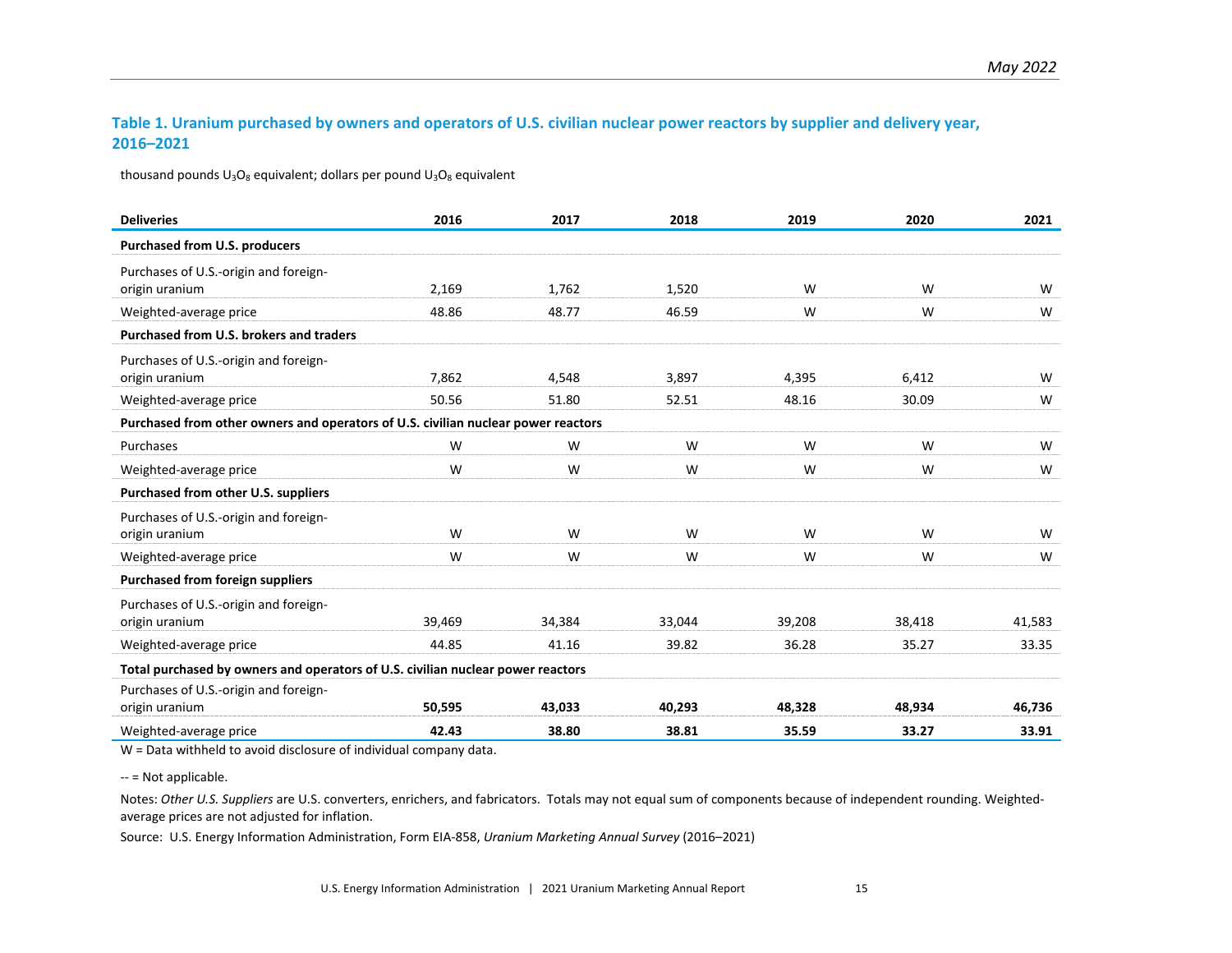### Table 1. Uranium purchased by owners and operators of U.S. civilian nuclear power reactors by supplier and delivery year, 2016–2021

thousand pounds $U_3O_8$ equivalent; dollars per pound $U_3O_8$ equivalent

| Deliveries | 2016 | 2017 | 2018 | 2019 | 2020 | 2021 |
|---|---|---|---|---|---|---|
| **Purchased from U.S. producers** | | | | | | |
| Purchases of U.S.-origin and foreign-origin uranium | 2,169 | 1,762 | 1,520 | W | W | W |
| Weighted-average price | 48.86 | 48.77 | 46.59 | W | W | W |
| **Purchased from U.S. brokers and traders** | | | | | | |
| Purchases of U.S.-origin and foreign-origin uranium | 7,862 | 4,548 | 3,897 | 4,395 | 6,412 | W |
| Weighted-average price | 50.56 | 51.80 | 52.51 | 48.16 | 30.09 | W |
| **Purchased from other owners and operators of U.S. civilian nuclear power reactors** | | | | | | |
| Purchases | W | W | W | W | W | W |
| Weighted-average price | W | W | W | W | W | W |
| **Purchased from other U.S. suppliers** | | | | | | |
| Purchases of U.S.-origin and foreign-origin uranium | W | W | W | W | W | W |
| Weighted-average price | W | W | W | W | W | W |
| **Purchased from foreign suppliers** | | | | | | |
| Purchases of U.S.-origin and foreign-origin uranium | 39,469 | 34,384 | 33,044 | 39,208 | 38,418 | 41,583 |
| Weighted-average price | 44.85 | 41.16 | 39.82 | 36.28 | 35.27 | 33.35 |
| **Total purchased by owners and operators of U.S. civilian nuclear power reactors** | | | | | | |
| Purchases of U.S.-origin and foreign-origin uranium | **50,595** | **43,033** | **40,293** | **48,328** | **48,934** | **46,736** |
| Weighted-average price | **42.43** | **38.80** | **38.81** | **35.59** | **33.27** | **33.91** |

W = Data withheld to avoid disclosure of individual company data.

-- = Not applicable.

Notes: *Other U.S. Suppliers* are U.S. converters, enrichers, and fabricators. Totals may not equal sum of components because of independent rounding. Weighted-average prices are not adjusted for inflation.

Source: U.S. Energy Information Administration, Form EIA-858, *Uranium Marketing Annual Survey* (2016–2021)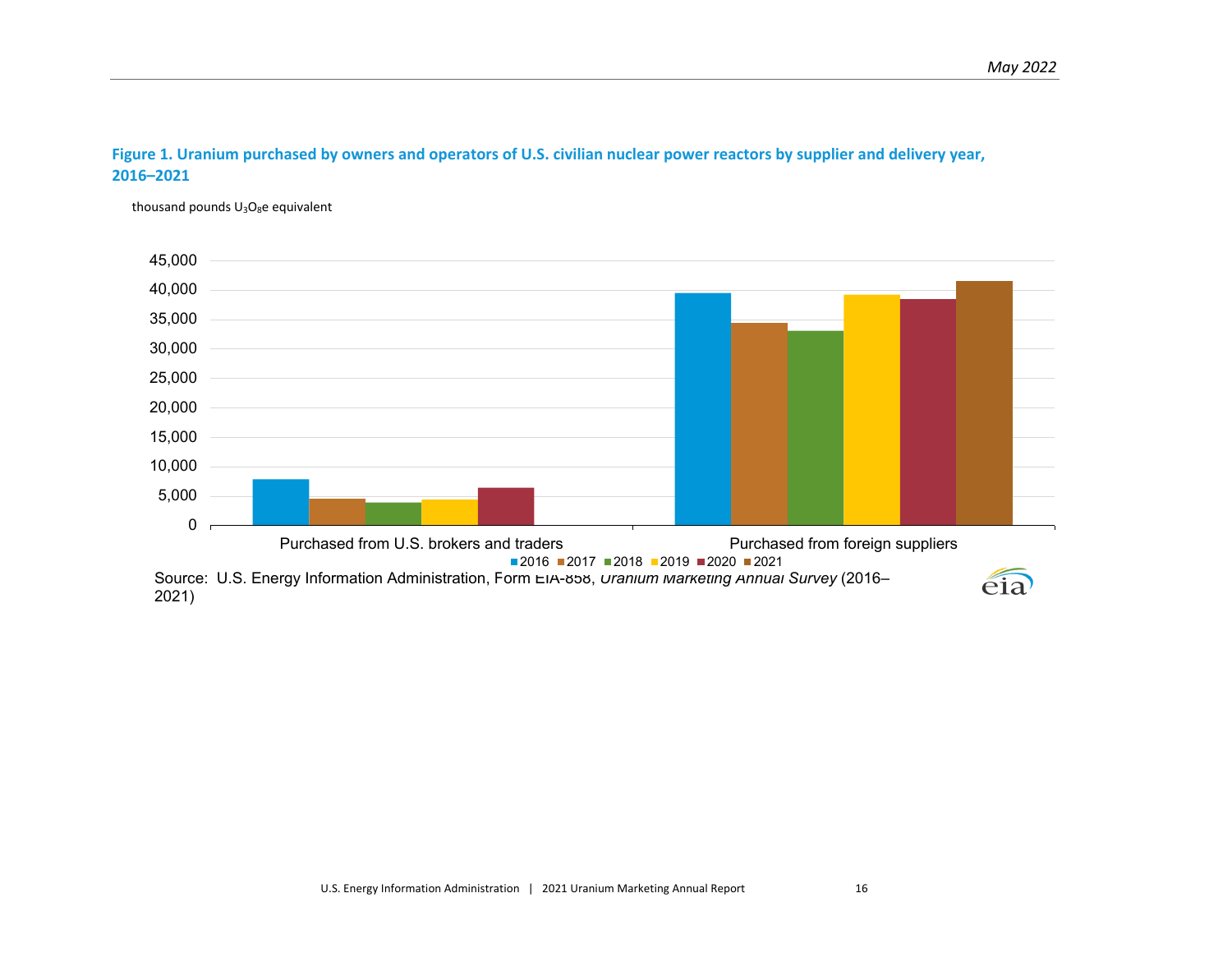**Figure 1. Uranium purchased by owners and operators of U.S. civilian nuclear power reactors by supplier and delivery year, 2016–2021**

thousand pounds $U_3O_8e$ equivalent

Purchased from U.S. brokers and traders | Purchased from foreign suppliers

2016 | 2017 | 2018 | 2019 | 2020 | 2021

Source: U.S. Energy Information Administration, Form EIA-858, *Uranium Marketing Annual Survey* (2016–2021)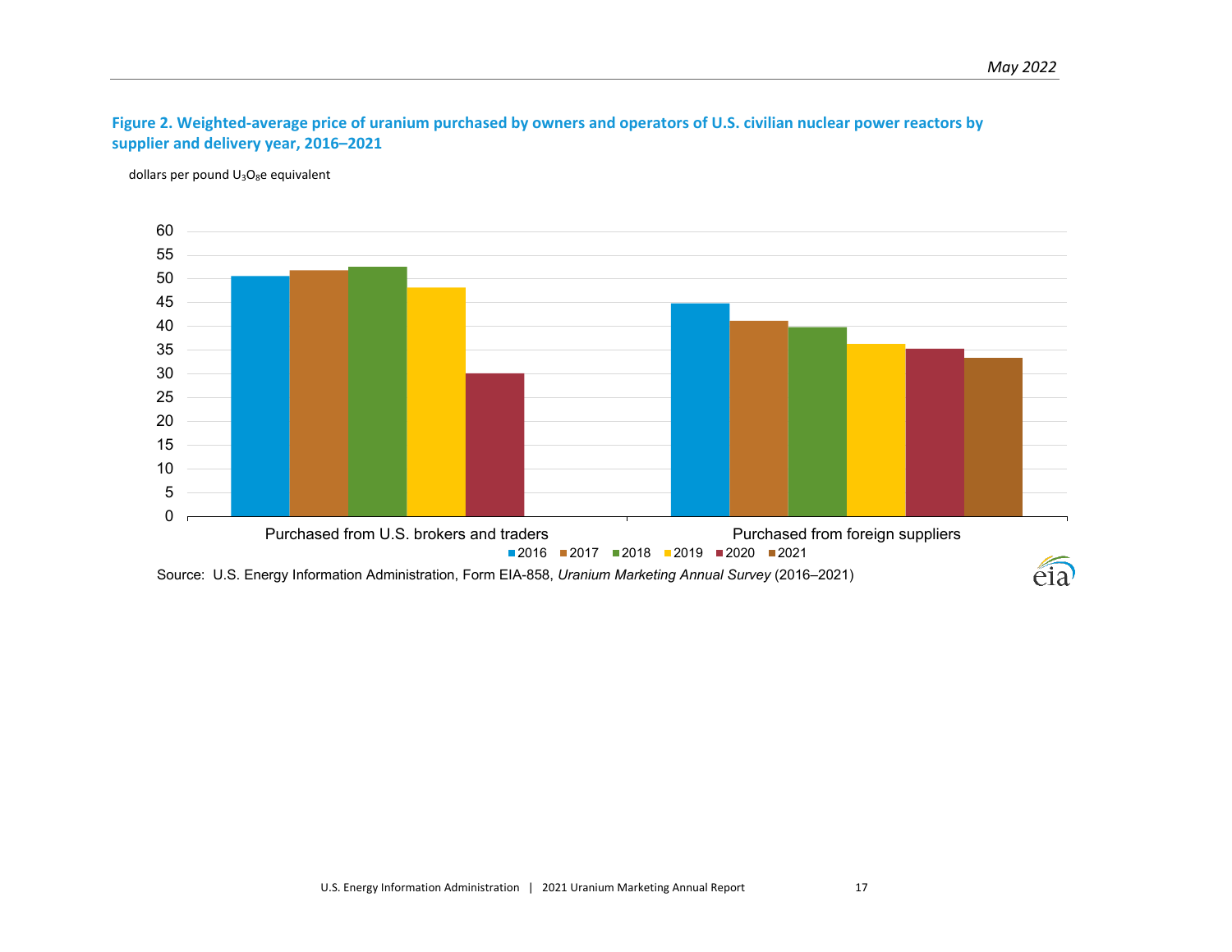**Figure 2. Weighted-average price of uranium purchased by owners and operators of U.S. civilian nuclear power reactors by supplier and delivery year, 2016–2021**

dollars per pound $U_3O_8e$ equivalent

Source: U.S. Energy Information Administration, Form EIA-858, *Uranium Marketing Annual Survey* (2016–2021)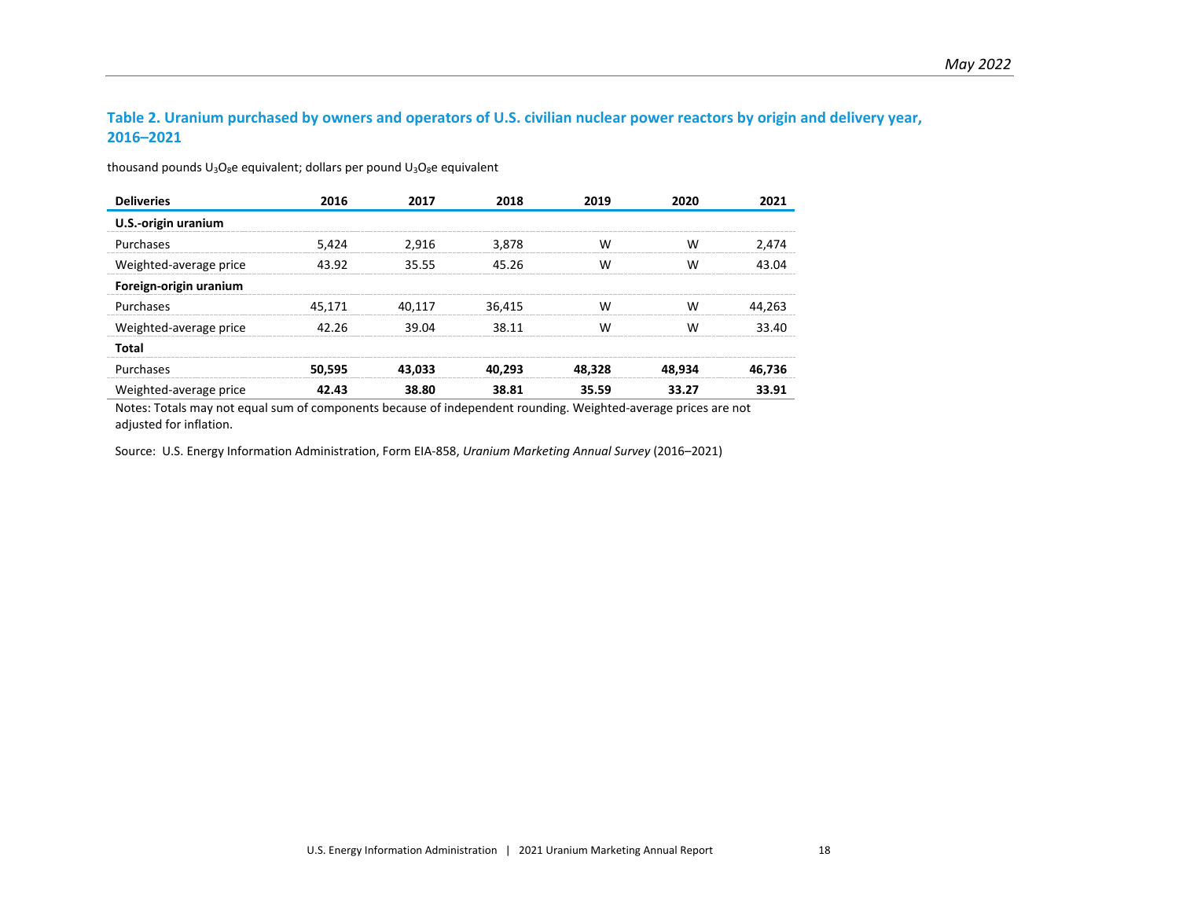### Table 2. Uranium purchased by owners and operators of U.S. civilian nuclear power reactors by origin and delivery year, 2016–2021

thousand pounds $U_3O_8e$ equivalent; dollars per pound $U_3O_8e$ equivalent

| Deliveries | 2016 | 2017 | 2018 | 2019 | 2020 | 2021 |
|---|---|---|---|---|---|---|
| **U.S.-origin uranium** | | | | | | |
| Purchases | 5,424 | 2,916 | 3,878 | W | W | 2,474 |
| Weighted-average price | 43.92 | 35.55 | 45.26 | W | W | 43.04 |
| **Foreign-origin uranium** | | | | | | |
| Purchases | 45,171 | 40,117 | 36,415 | W | W | 44,263 |
| Weighted-average price | 42.26 | 39.04 | 38.11 | W | W | 33.40 |
| **Total** | | | | | | |
| Purchases | **50,595** | **43,033** | **40,293** | **48,328** | **48,934** | **46,736** |
| Weighted-average price | **42.43** | **38.80** | **38.81** | **35.59** | **33.27** | **33.91** |

Notes: Totals may not equal sum of components because of independent rounding. Weighted-average prices are not adjusted for inflation.

Source: U.S. Energy Information Administration, Form EIA-858, *Uranium Marketing Annual Survey* (2016–2021)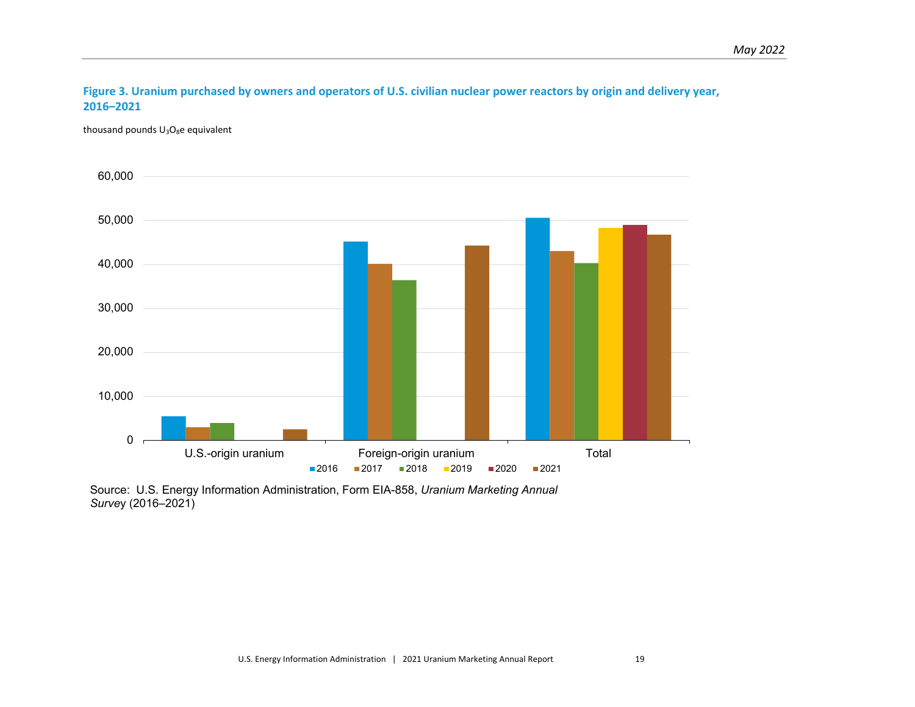**Figure 3. Uranium purchased by owners and operators of U.S. civilian nuclear power reactors by origin and delivery year, 2016–2021**

thousand pounds $U_3O_8e$ equivalent

Source: U.S. Energy Information Administration, Form EIA-858, *Uranium Marketing Annual Survey* (2016–2021)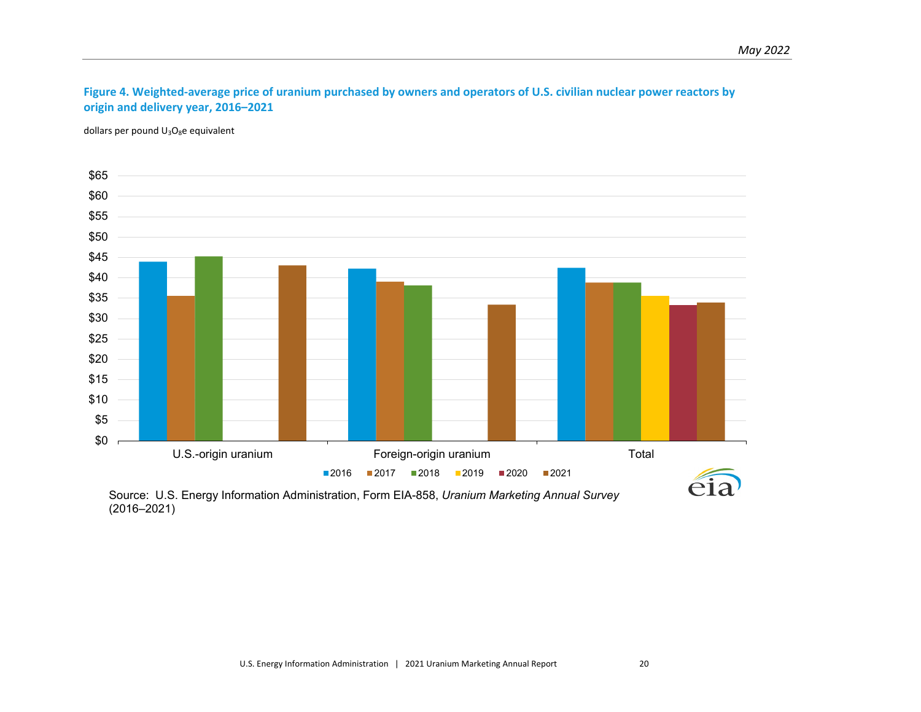**Figure 4. Weighted-average price of uranium purchased by owners and operators of U.S. civilian nuclear power reactors by origin and delivery year, 2016–2021**

dollars per pound $U_3O_8e$ equivalent

Source: U.S. Energy Information Administration, Form EIA-858, *Uranium Marketing Annual Survey* (2016–2021)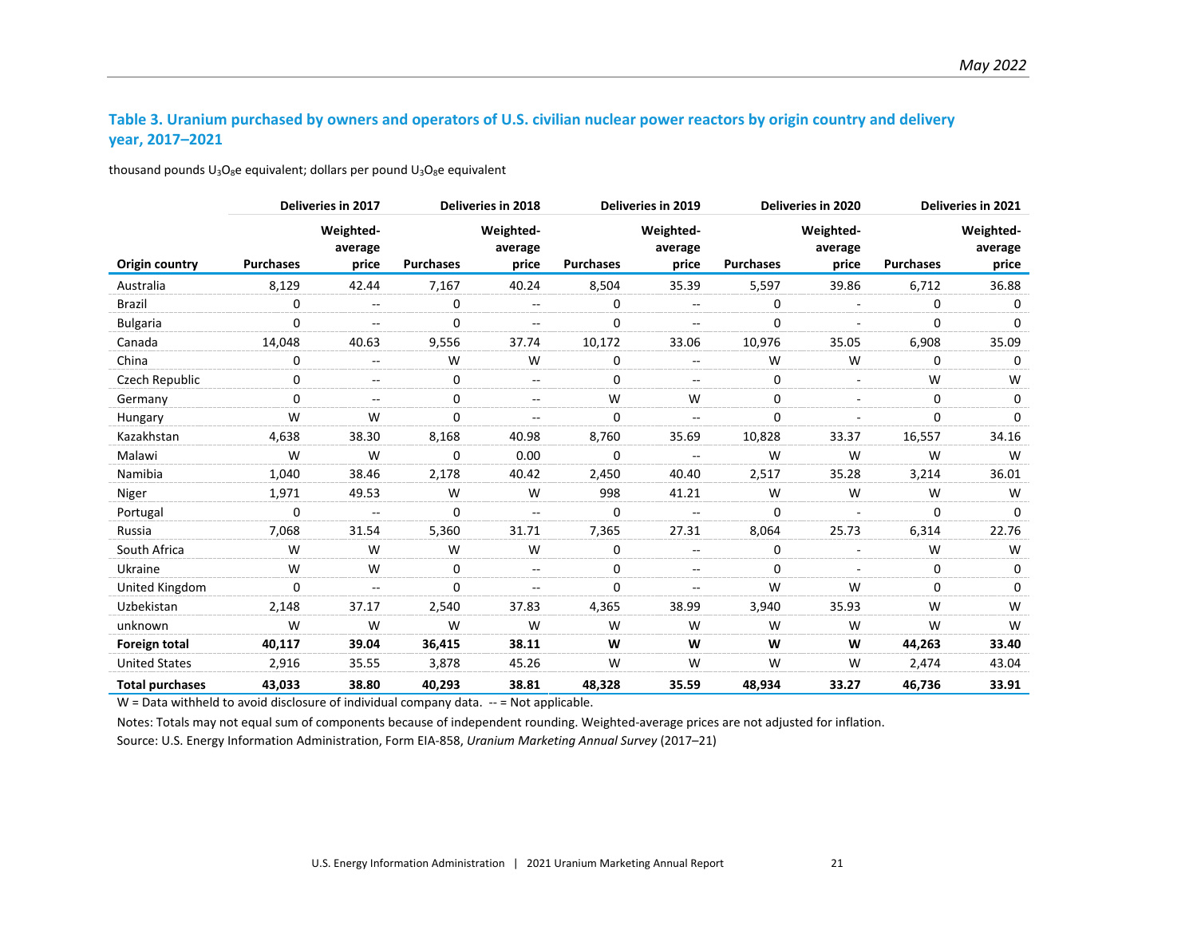### Table 3. Uranium purchased by owners and operators of U.S. civilian nuclear power reactors by origin country and delivery year, 2017–2021

thousand pounds $U_3O_8e$ equivalent; dollars per pound $U_3O_8e$ equivalent

| | Deliveries in 2017 | | Deliveries in 2018 | | Deliveries in 2019 | | Deliveries in 2020 | | Deliveries in 2021 | |
|---|---|---|---|---|---|---|---|---|---|---|
| Origin country | Purchases | Weighted-average price | Purchases | Weighted-average price | Purchases | Weighted-average price | Purchases | Weighted-average price | Purchases | Weighted-average price |
| Australia | 8,129 | 42.44 | 7,167 | 40.24 | 8,504 | 35.39 | 5,597 | 39.86 | 6,712 | 36.88 |
| Brazil | 0 | -- | 0 | -- | 0 | -- | 0 | - | 0 | 0 |
| Bulgaria | 0 | -- | 0 | -- | 0 | -- | 0 | - | 0 | 0 |
| Canada | 14,048 | 40.63 | 9,556 | 37.74 | 10,172 | 33.06 | 10,976 | 35.05 | 6,908 | 35.09 |
| China | 0 | -- | W | W | 0 | -- | W | W | 0 | 0 |
| Czech Republic | 0 | -- | 0 | -- | 0 | -- | 0 | - | W | W |
| Germany | 0 | -- | 0 | -- | W | W | 0 | - | 0 | 0 |
| Hungary | W | W | 0 | -- | 0 | -- | 0 | - | 0 | 0 |
| Kazakhstan | 4,638 | 38.30 | 8,168 | 40.98 | 8,760 | 35.69 | 10,828 | 33.37 | 16,557 | 34.16 |
| Malawi | W | W | 0 | 0.00 | 0 | -- | W | W | W | W |
| Namibia | 1,040 | 38.46 | 2,178 | 40.42 | 2,450 | 40.40 | 2,517 | 35.28 | 3,214 | 36.01 |
| Niger | 1,971 | 49.53 | W | W | 998 | 41.21 | W | W | W | W |
| Portugal | 0 | -- | 0 | -- | 0 | -- | 0 | - | 0 | 0 |
| Russia | 7,068 | 31.54 | 5,360 | 31.71 | 7,365 | 27.31 | 8,064 | 25.73 | 6,314 | 22.76 |
| South Africa | W | W | W | W | 0 | -- | 0 | - | W | W |
| Ukraine | W | W | 0 | -- | 0 | -- | 0 | - | 0 | 0 |
| United Kingdom | 0 | -- | 0 | -- | 0 | -- | W | W | 0 | 0 |
| Uzbekistan | 2,148 | 37.17 | 2,540 | 37.83 | 4,365 | 38.99 | 3,940 | 35.93 | W | W |
| unknown | W | W | W | W | W | W | W | W | W | W |
| **Foreign total** | **40,117** | **39.04** | **36,415** | **38.11** | **W** | **W** | **W** | **W** | **44,263** | **33.40** |
| United States | 2,916 | 35.55 | 3,878 | 45.26 | W | W | W | W | 2,474 | 43.04 |
| **Total purchases** | **43,033** | **38.80** | **40,293** | **38.81** | **48,328** | **35.59** | **48,934** | **33.27** | **46,736** | **33.91** |

W = Data withheld to avoid disclosure of individual company data. -- = Not applicable.

Notes: Totals may not equal sum of components because of independent rounding. Weighted-average prices are not adjusted for inflation.

Source: U.S. Energy Information Administration, Form EIA-858, *Uranium Marketing Annual Survey* (2017–21)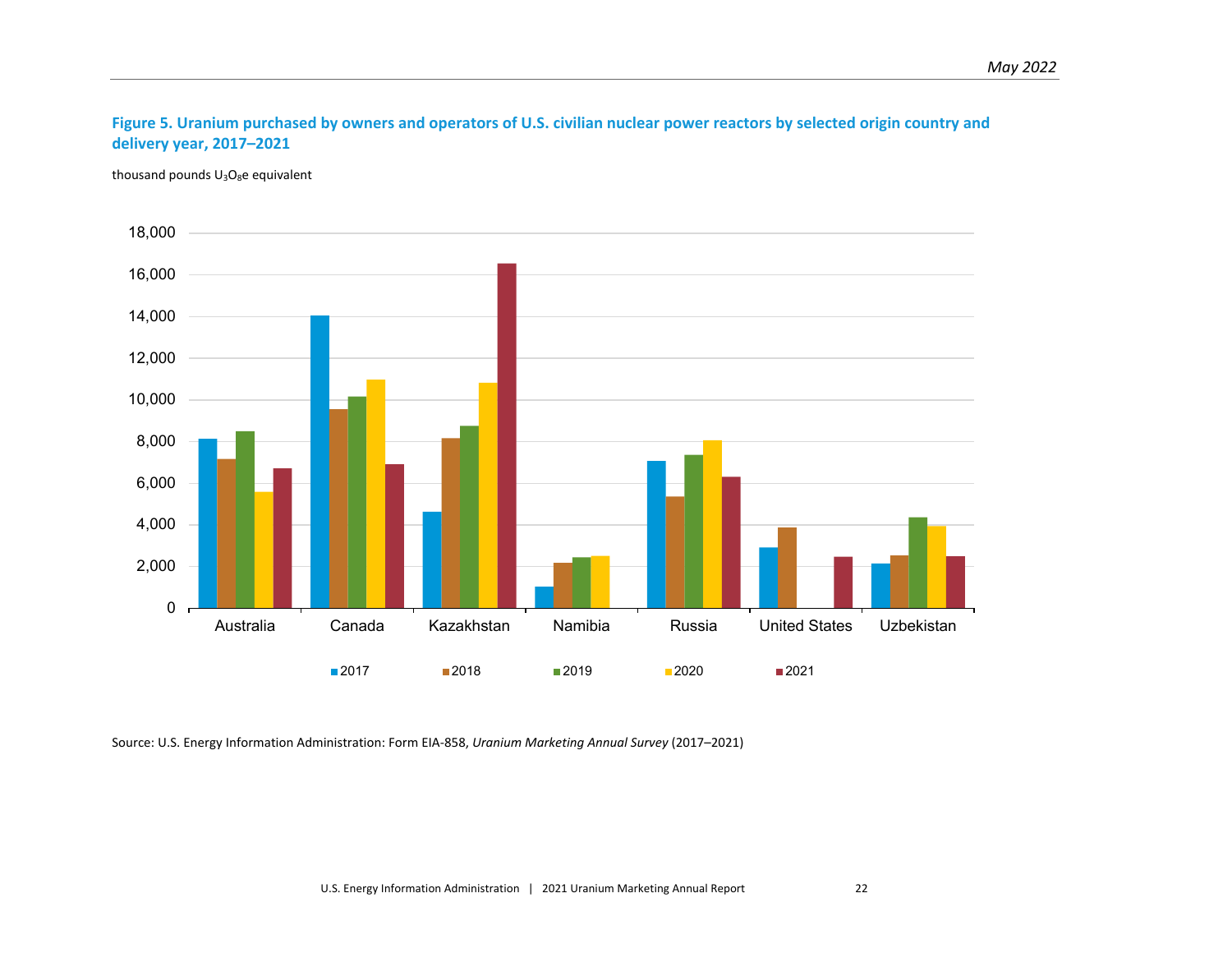**Figure 5. Uranium purchased by owners and operators of U.S. civilian nuclear power reactors by selected origin country and delivery year, 2017–2021**

thousand pounds $U_3O_8e$ equivalent

Source: U.S. Energy Information Administration: Form EIA-858, *Uranium Marketing Annual Survey* (2017–2021)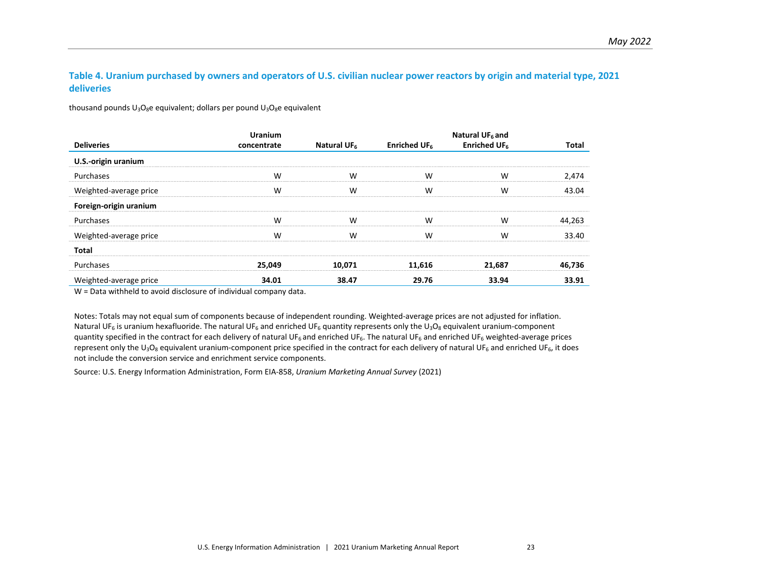### Table 4. Uranium purchased by owners and operators of U.S. civilian nuclear power reactors by origin and material type, 2021 deliveries

thousand pounds $U_3O_8e$ equivalent; dollars per pound $U_3O_8e$ equivalent

| Deliveries | Uranium concentrate | Natural $UF_6$ | Enriched $UF_6$ | Natural $UF_6$ and Enriched $UF_6$ | Total |
|---|---|---|---|---|---|
| **U.S.-origin uranium** | | | | | |
| Purchases | W | W | W | W | 2,474 |
| Weighted-average price | W | W | W | W | 43.04 |
| **Foreign-origin uranium** | | | | | |
| Purchases | W | W | W | W | 44,263 |
| Weighted-average price | W | W | W | W | 33.40 |
| **Total** | | | | | |
| Purchases | **25,049** | **10,071** | **11,616** | **21,687** | **46,736** |
| Weighted-average price | **34.01** | **38.47** | **29.76** | **33.94** | **33.91** |

W = Data withheld to avoid disclosure of individual company data.

Notes: Totals may not equal sum of components because of independent rounding. Weighted-average prices are not adjusted for inflation. Natural $UF_6$ is uranium hexafluoride. The natural $UF_6$ and enriched $UF_6$ quantity represents only the $U_3O_8$ equivalent uranium-component quantity specified in the contract for each delivery of natural $UF_6$ and enriched $UF_6$. The natural $UF_6$ and enriched $UF_6$ weighted-average prices represent only the $U_3O_8$ equivalent uranium-component price specified in the contract for each delivery of natural $UF_6$ and enriched $UF_6$, it does not include the conversion service and enrichment service components.

Source: U.S. Energy Information Administration, Form EIA-858, *Uranium Marketing Annual Survey* (2021)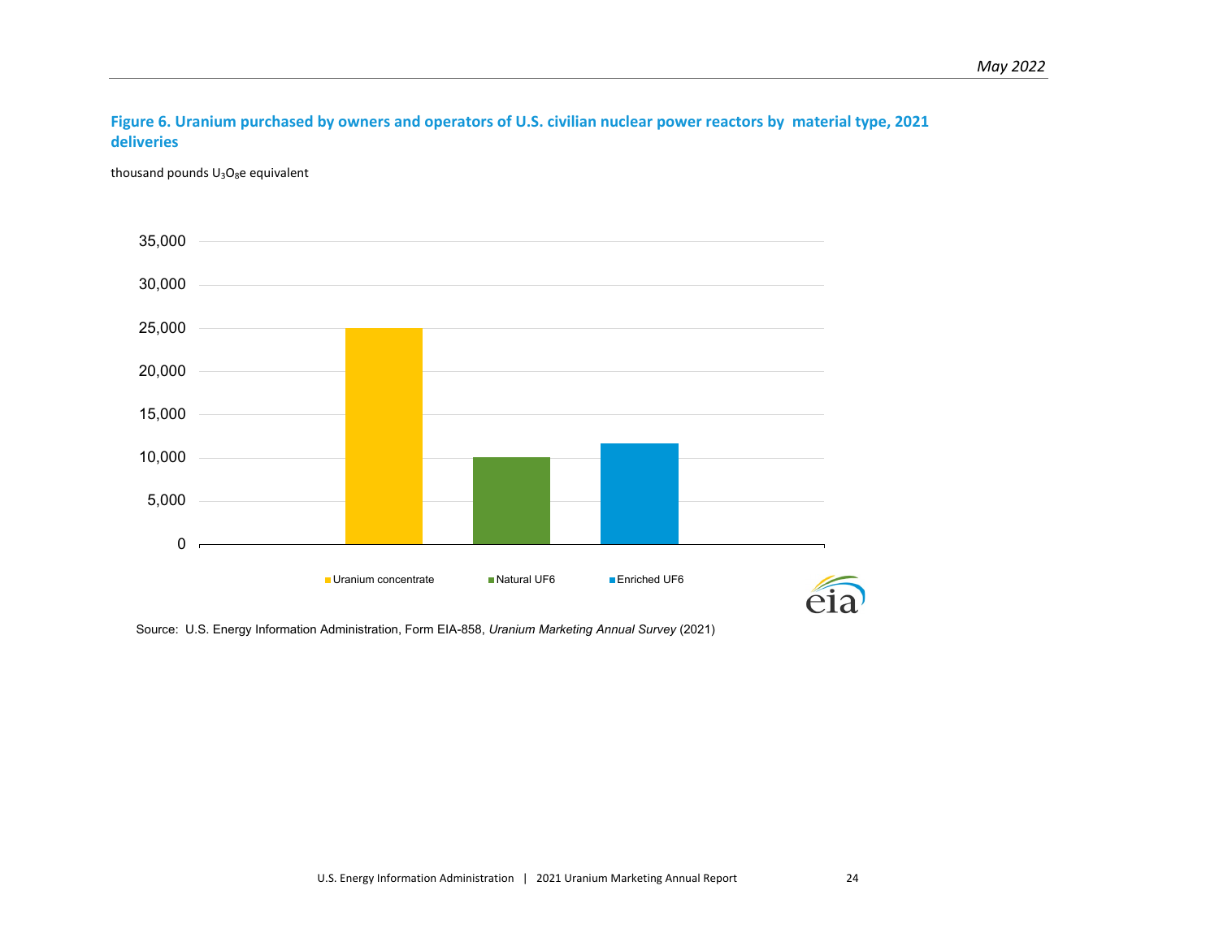**Figure 6. Uranium purchased by owners and operators of U.S. civilian nuclear power reactors by material type, 2021 deliveries**

thousand pounds $U_3O_8$e equivalent

Source: U.S. Energy Information Administration, Form EIA-858, *Uranium Marketing Annual Survey* (2021)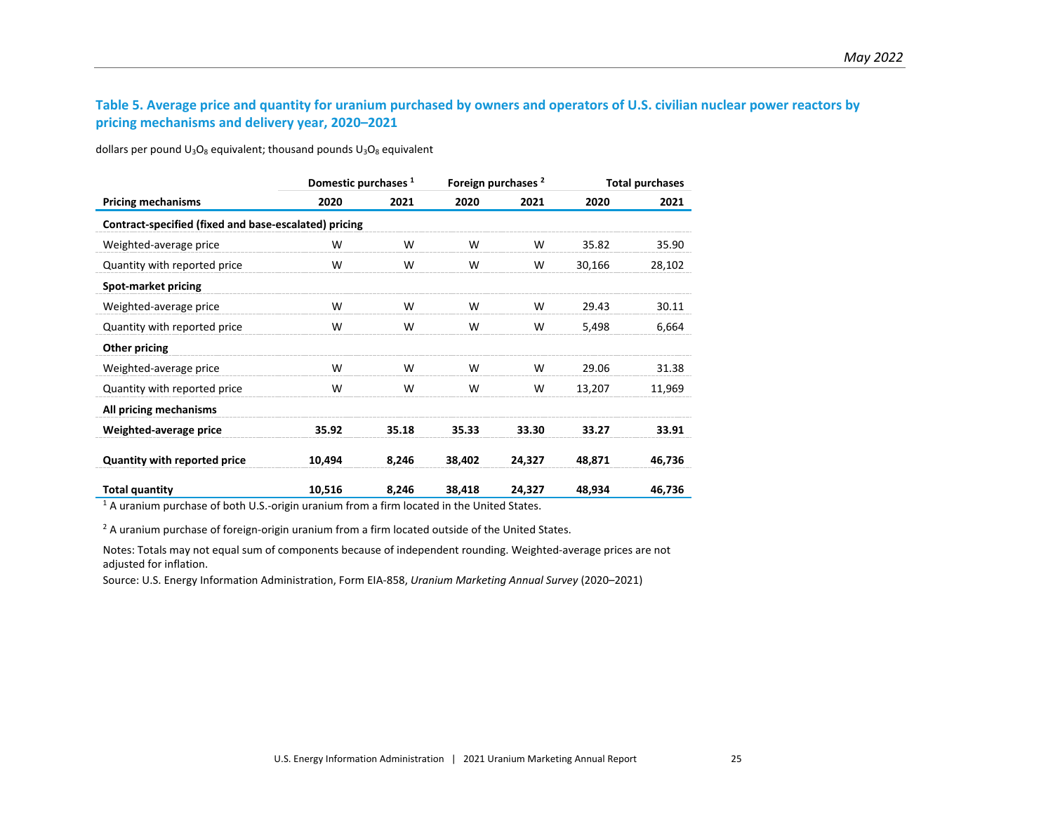### Table 5. Average price and quantity for uranium purchased by owners and operators of U.S. civilian nuclear power reactors by pricing mechanisms and delivery year, 2020–2021

dollars per pound $U_3O_8$ equivalent; thousand pounds $U_3O_8$ equivalent

| | Domestic purchases [1] | | Foreign purchases [2] | | Total purchases | |
|---|---|---|---|---|---|---|
| **Pricing mechanisms** | **2020** | **2021** | **2020** | **2021** | **2020** | **2021** |
| **Contract-specified (fixed and base-escalated) pricing** | | | | | | |
| Weighted-average price | W | W | W | W | 35.82 | 35.90 |
| Quantity with reported price | W | W | W | W | 30,166 | 28,102 |
| **Spot-market pricing** | | | | | | |
| Weighted-average price | W | W | W | W | 29.43 | 30.11 |
| Quantity with reported price | W | W | W | W | 5,498 | 6,664 |
| **Other pricing** | | | | | | |
| Weighted-average price | W | W | W | W | 29.06 | 31.38 |
| Quantity with reported price | W | W | W | W | 13,207 | 11,969 |
| **All pricing mechanisms** | | | | | | |
| **Weighted-average price** | **35.92** | **35.18** | **35.33** | **33.30** | **33.27** | **33.91** |
| **Quantity with reported price** | **10,494** | **8,246** | **38,402** | **24,327** | **48,871** | **46,736** |
| **Total quantity** | **10,516** | **8,246** | **38,418** | **24,327** | **48,934** | **46,736** |

[1] A uranium purchase of both U.S.-origin uranium from a firm located in the United States.

[2] A uranium purchase of foreign-origin uranium from a firm located outside of the United States.

Notes: Totals may not equal sum of components because of independent rounding. Weighted-average prices are not adjusted for inflation.

Source: U.S. Energy Information Administration, Form EIA-858, *Uranium Marketing Annual Survey* (2020–2021)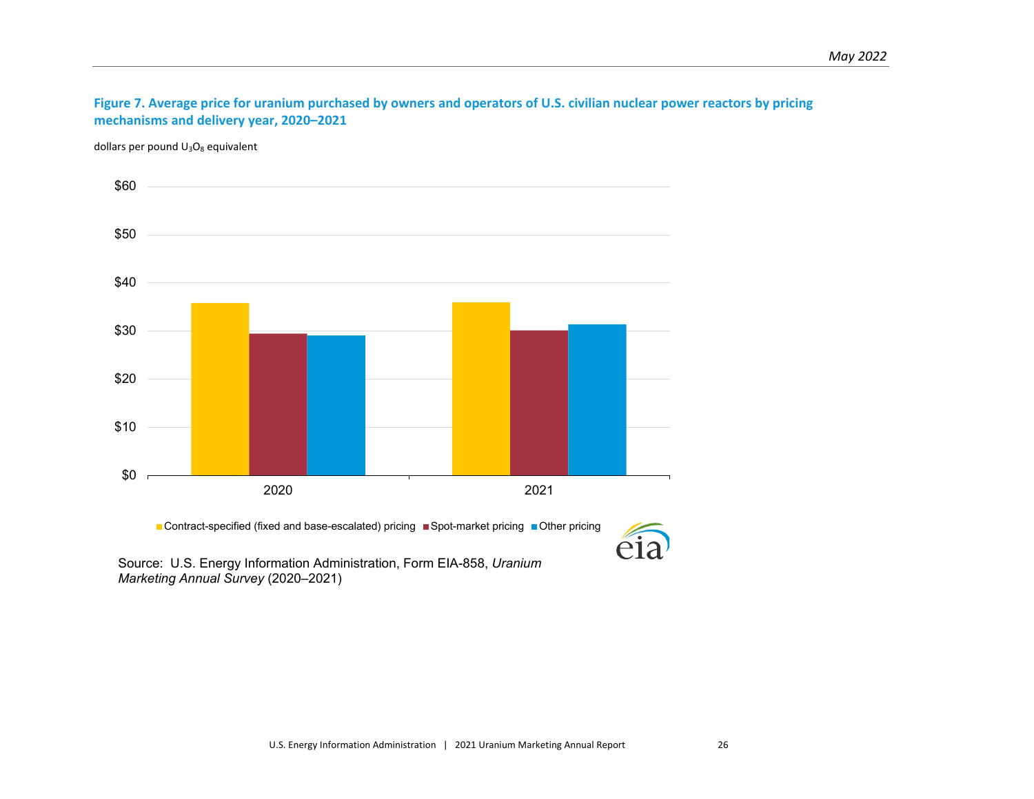**Figure 7. Average price for uranium purchased by owners and operators of U.S. civilian nuclear power reactors by pricing mechanisms and delivery year, 2020–2021**

dollars per pound $U_3O_8$ equivalent

Source: U.S. Energy Information Administration, Form EIA-858, *Uranium Marketing Annual Survey* (2020–2021)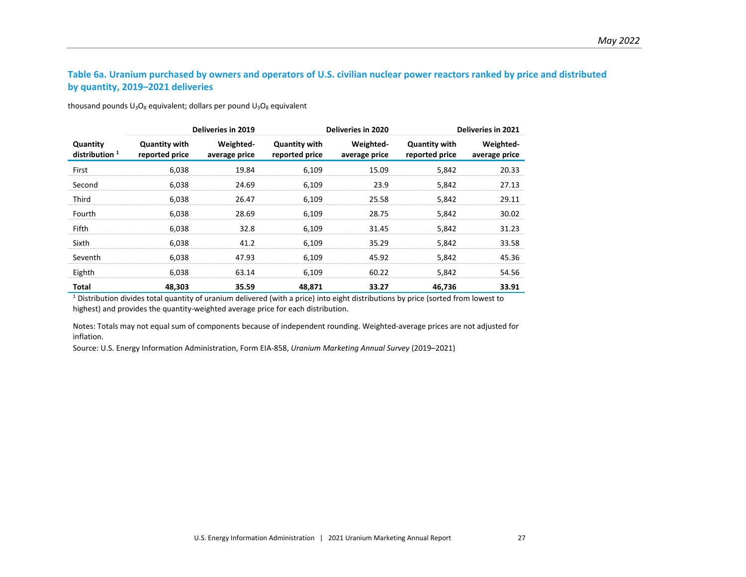### Table 6a. Uranium purchased by owners and operators of U.S. civilian nuclear power reactors ranked by price and distributed by quantity, 2019–2021 deliveries

thousand pounds $U_3O_8$ equivalent; dollars per pound $U_3O_8$ equivalent

| | Deliveries in 2019 | | Deliveries in 2020 | | Deliveries in 2021 | |
|---|---|---|---|---|---|---|
| Quantity distribution [1] | Quantity with reported price | Weighted-average price | Quantity with reported price | Weighted-average price | Quantity with reported price | Weighted-average price |
| First | 6,038 | 19.84 | 6,109 | 15.09 | 5,842 | 20.33 |
| Second | 6,038 | 24.69 | 6,109 | 23.9 | 5,842 | 27.13 |
| Third | 6,038 | 26.47 | 6,109 | 25.58 | 5,842 | 29.11 |
| Fourth | 6,038 | 28.69 | 6,109 | 28.75 | 5,842 | 30.02 |
| Fifth | 6,038 | 32.8 | 6,109 | 31.45 | 5,842 | 31.23 |
| Sixth | 6,038 | 41.2 | 6,109 | 35.29 | 5,842 | 33.58 |
| Seventh | 6,038 | 47.93 | 6,109 | 45.92 | 5,842 | 45.36 |
| Eighth | 6,038 | 63.14 | 6,109 | 60.22 | 5,842 | 54.56 |
| **Total** | **48,303** | **35.59** | **48,871** | **33.27** | **46,736** | **33.91** |

[1] Distribution divides total quantity of uranium delivered (with a price) into eight distributions by price (sorted from lowest to highest) and provides the quantity-weighted average price for each distribution.

Notes: Totals may not equal sum of components because of independent rounding. Weighted-average prices are not adjusted for inflation.

Source: U.S. Energy Information Administration, Form EIA-858, *Uranium Marketing Annual Survey* (2019–2021)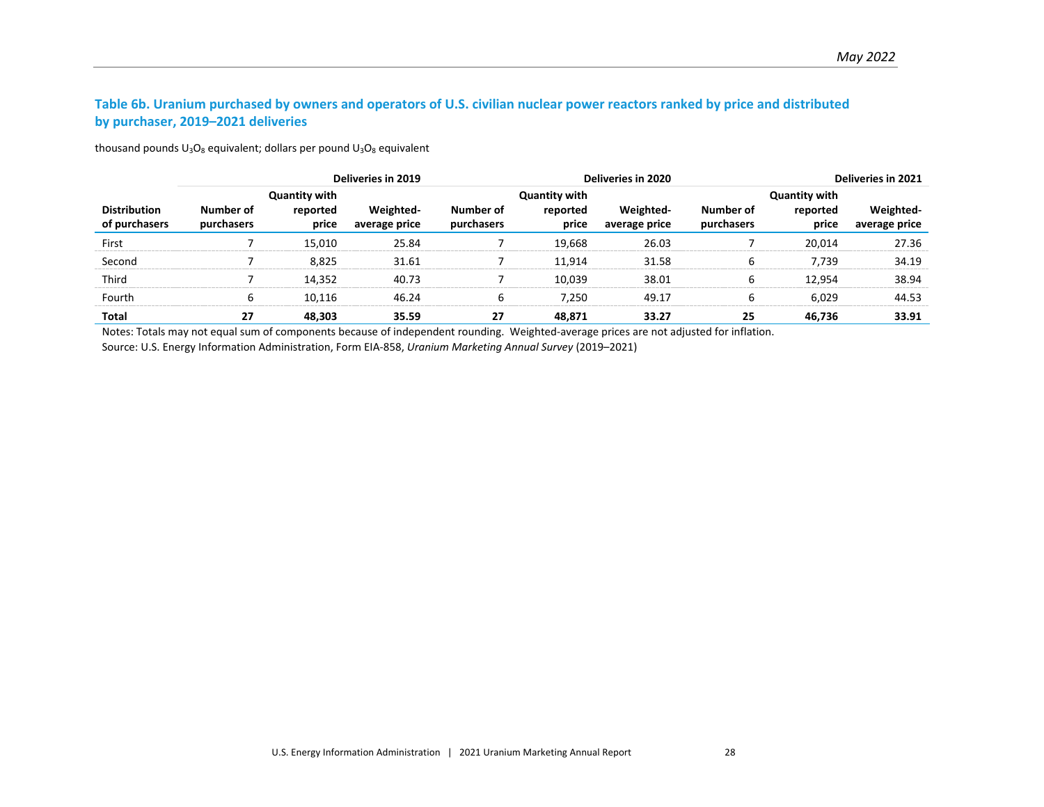### Table 6b. Uranium purchased by owners and operators of U.S. civilian nuclear power reactors ranked by price and distributed by purchaser, 2019–2021 deliveries

thousand pounds $U_3O_8$ equivalent; dollars per pound $U_3O_8$ equivalent

| | Deliveries in 2019 | | | Deliveries in 2020 | | | Deliveries in 2021 | | |
|---|---|---|---|---|---|---|---|---|---|
| Distribution of purchasers | Number of purchasers | Quantity with reported price | Weighted-average price | Number of purchasers | Quantity with reported price | Weighted-average price | Number of purchasers | Quantity with reported price | Weighted-average price |
| First | 7 | 15,010 | 25.84 | 7 | 19,668 | 26.03 | 7 | 20,014 | 27.36 |
| Second | 7 | 8,825 | 31.61 | 7 | 11,914 | 31.58 | 6 | 7,739 | 34.19 |
| Third | 7 | 14,352 | 40.73 | 7 | 10,039 | 38.01 | 6 | 12,954 | 38.94 |
| Fourth | 6 | 10,116 | 46.24 | 6 | 7,250 | 49.17 | 6 | 6,029 | 44.53 |
| **Total** | **27** | **48,303** | **35.59** | **27** | **48,871** | **33.27** | **25** | **46,736** | **33.91** |

Notes: Totals may not equal sum of components because of independent rounding. Weighted-average prices are not adjusted for inflation.

Source: U.S. Energy Information Administration, Form EIA-858, *Uranium Marketing Annual Survey* (2019–2021)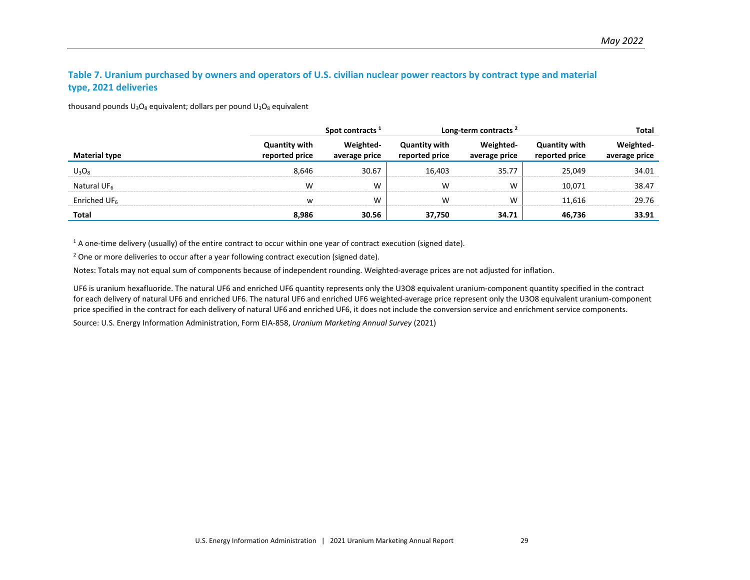### Table 7. Uranium purchased by owners and operators of U.S. civilian nuclear power reactors by contract type and material type, 2021 deliveries

thousand pounds $U_3O_8$ equivalent; dollars per pound $U_3O_8$ equivalent

| Material type | Spot contracts [1] | | Long-term contracts [2] | | Total | |
|---|---|---|---|---|---|---|
| | Quantity with reported price | Weighted-average price | Quantity with reported price | Weighted-average price | Quantity with reported price | Weighted-average price |
| $U_3O_8$ | 8,646 | 30.67 | 16,403 | 35.77 | 25,049 | 34.01 |
| Natural $UF_6$ | W | W | W | W | 10,071 | 38.47 |
| Enriched $UF_6$ | w | W | W | W | 11,616 | 29.76 |
| **Total** | **8,986** | **30.56** | **37,750** | **34.71** | **46,736** | **33.91** |

[1] A one-time delivery (usually) of the entire contract to occur within one year of contract execution (signed date).

[2] One or more deliveries to occur after a year following contract execution (signed date).

Notes: Totals may not equal sum of components because of independent rounding. Weighted-average prices are not adjusted for inflation.

UF6 is uranium hexafluoride. The natural UF6 and enriched UF6 quantity represents only the U3O8 equivalent uranium-component quantity specified in the contract for each delivery of natural UF6 and enriched UF6. The natural UF6 and enriched UF6 weighted-average price represent only the U3O8 equivalent uranium-component price specified in the contract for each delivery of natural UF6 and enriched UF6, it does not include the conversion service and enrichment service components.

Source: U.S. Energy Information Administration, Form EIA-858, *Uranium Marketing Annual Survey* (2021)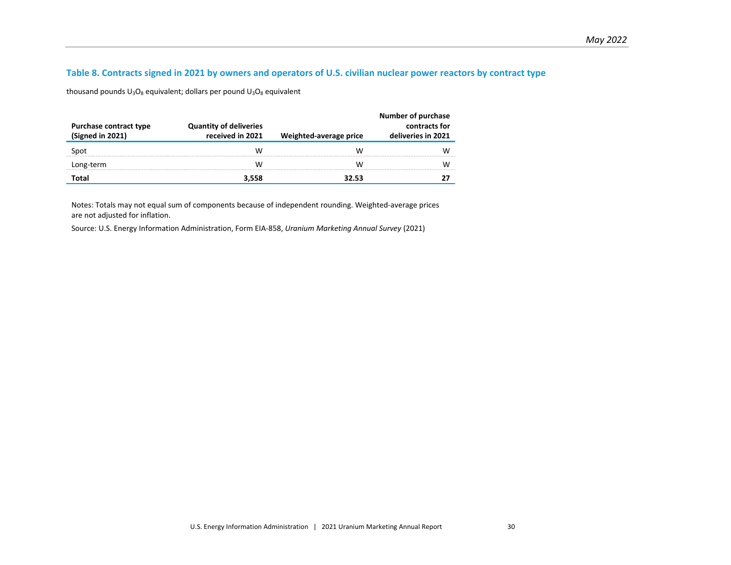### Table 8. Contracts signed in 2021 by owners and operators of U.S. civilian nuclear power reactors by contract type

thousand pounds $U_3O_8$ equivalent; dollars per pound $U_3O_8$ equivalent

| Purchase contract type (Signed in 2021) | Quantity of deliveries received in 2021 | Weighted-average price | Number of purchase contracts for deliveries in 2021 |
|---|---|---|---|
| Spot | W | W | W |
| Long-term | W | W | W |
| **Total** | **3,558** | **32.53** | **27** |

Notes: Totals may not equal sum of components because of independent rounding. Weighted-average prices are not adjusted for inflation.

Source: U.S. Energy Information Administration, Form EIA-858, *Uranium Marketing Annual Survey* (2021)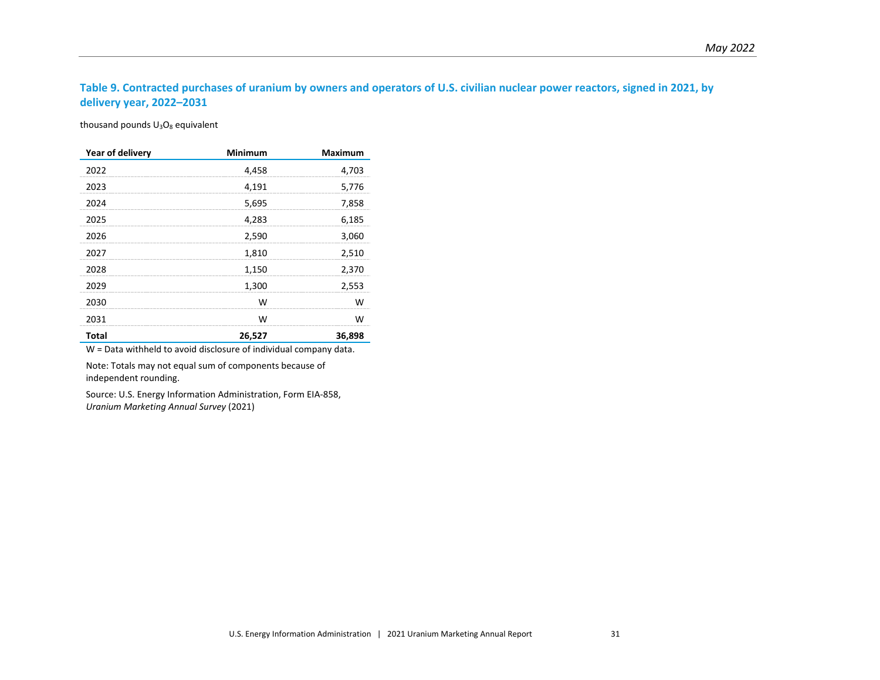### Table 9. Contracted purchases of uranium by owners and operators of U.S. civilian nuclear power reactors, signed in 2021, by delivery year, 2022–2031

thousand pounds $U_3O_8$ equivalent

| Year of delivery | Minimum | Maximum |
|---|---|---|
| 2022 | 4,458 | 4,703 |
| 2023 | 4,191 | 5,776 |
| 2024 | 5,695 | 7,858 |
| 2025 | 4,283 | 6,185 |
| 2026 | 2,590 | 3,060 |
| 2027 | 1,810 | 2,510 |
| 2028 | 1,150 | 2,370 |
| 2029 | 1,300 | 2,553 |
| 2030 | W | W |
| 2031 | W | W |
| **Total** | **26,527** | **36,898** |

W = Data withheld to avoid disclosure of individual company data.

Note: Totals may not equal sum of components because of independent rounding.

Source: U.S. Energy Information Administration, Form EIA-858, *Uranium Marketing Annual Survey* (2021)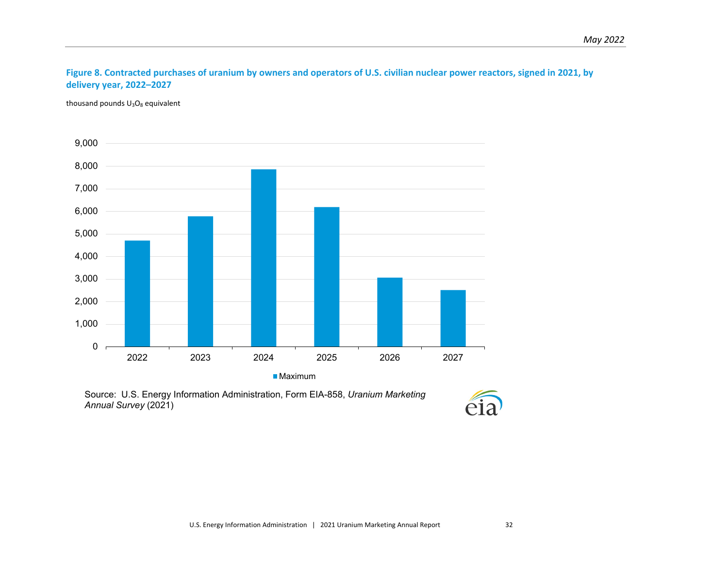**Figure 8. Contracted purchases of uranium by owners and operators of U.S. civilian nuclear power reactors, signed in 2021, by delivery year, 2022–2027**

thousand pounds $U_3O_8$ equivalent

| Delivery year | Maximum |
|---|---|
| 2022 | ~4,700 |
| 2023 | ~5,800 |
| 2024 | ~7,850 |
| 2025 | ~6,200 |
| 2026 | ~3,050 |
| 2027 | ~2,500 |

Source: U.S. Energy Information Administration, Form EIA-858, *Uranium Marketing Annual Survey* (2021)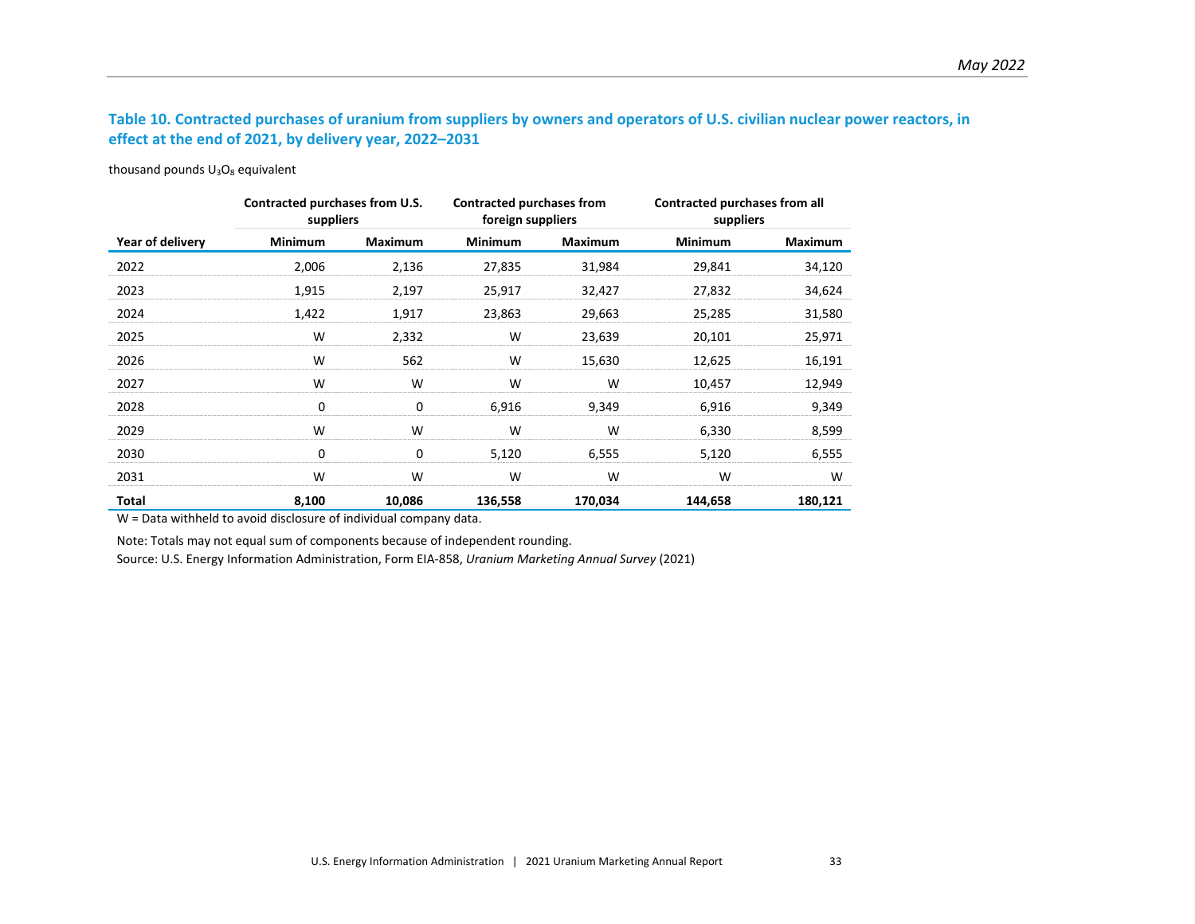### Table 10. Contracted purchases of uranium from suppliers by owners and operators of U.S. civilian nuclear power reactors, in effect at the end of 2021, by delivery year, 2022–2031

thousand pounds $U_3O_8$ equivalent

| | Contracted purchases from U.S. suppliers | | Contracted purchases from foreign suppliers | | Contracted purchases from all suppliers | |
|---|---|---|---|---|---|---|
| **Year of delivery** | **Minimum** | **Maximum** | **Minimum** | **Maximum** | **Minimum** | **Maximum** |
| 2022 | 2,006 | 2,136 | 27,835 | 31,984 | 29,841 | 34,120 |
| 2023 | 1,915 | 2,197 | 25,917 | 32,427 | 27,832 | 34,624 |
| 2024 | 1,422 | 1,917 | 23,863 | 29,663 | 25,285 | 31,580 |
| 2025 | W | 2,332 | W | 23,639 | 20,101 | 25,971 |
| 2026 | W | 562 | W | 15,630 | 12,625 | 16,191 |
| 2027 | W | W | W | W | 10,457 | 12,949 |
| 2028 | 0 | 0 | 6,916 | 9,349 | 6,916 | 9,349 |
| 2029 | W | W | W | W | 6,330 | 8,599 |
| 2030 | 0 | 0 | 5,120 | 6,555 | 5,120 | 6,555 |
| 2031 | W | W | W | W | W | W |
| **Total** | **8,100** | **10,086** | **136,558** | **170,034** | **144,658** | **180,121** |

W = Data withheld to avoid disclosure of individual company data.

Note: Totals may not equal sum of components because of independent rounding.

Source: U.S. Energy Information Administration, Form EIA-858, *Uranium Marketing Annual Survey* (2021)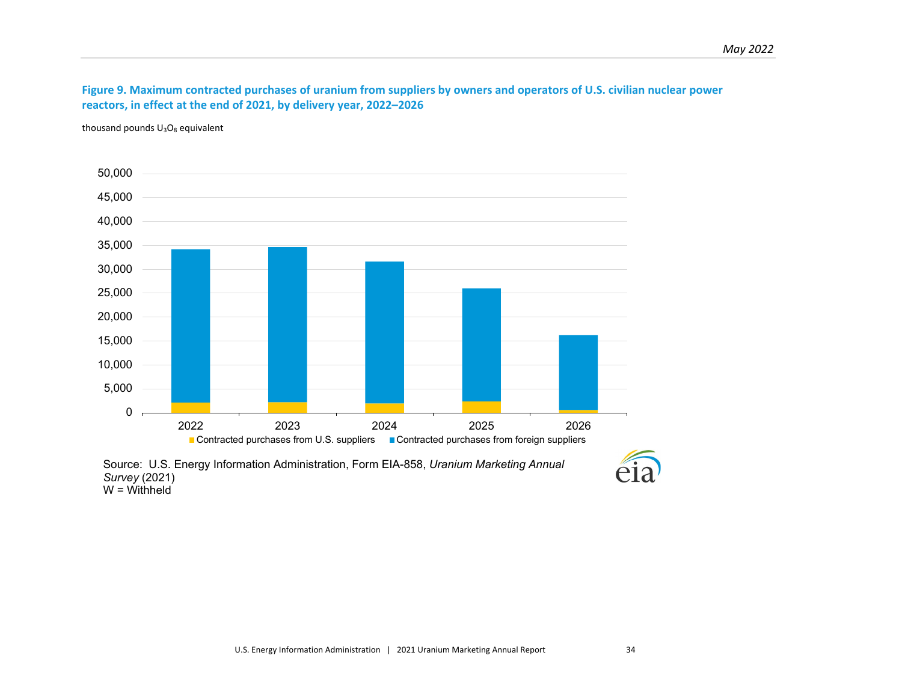**Figure 9. Maximum contracted purchases of uranium from suppliers by owners and operators of U.S. civilian nuclear power reactors, in effect at the end of 2021, by delivery year, 2022–2026**

thousand pounds $U_3O_8$ equivalent

Source: U.S. Energy Information Administration, Form EIA-858, *Uranium Marketing Annual Survey* (2021)
W = Withheld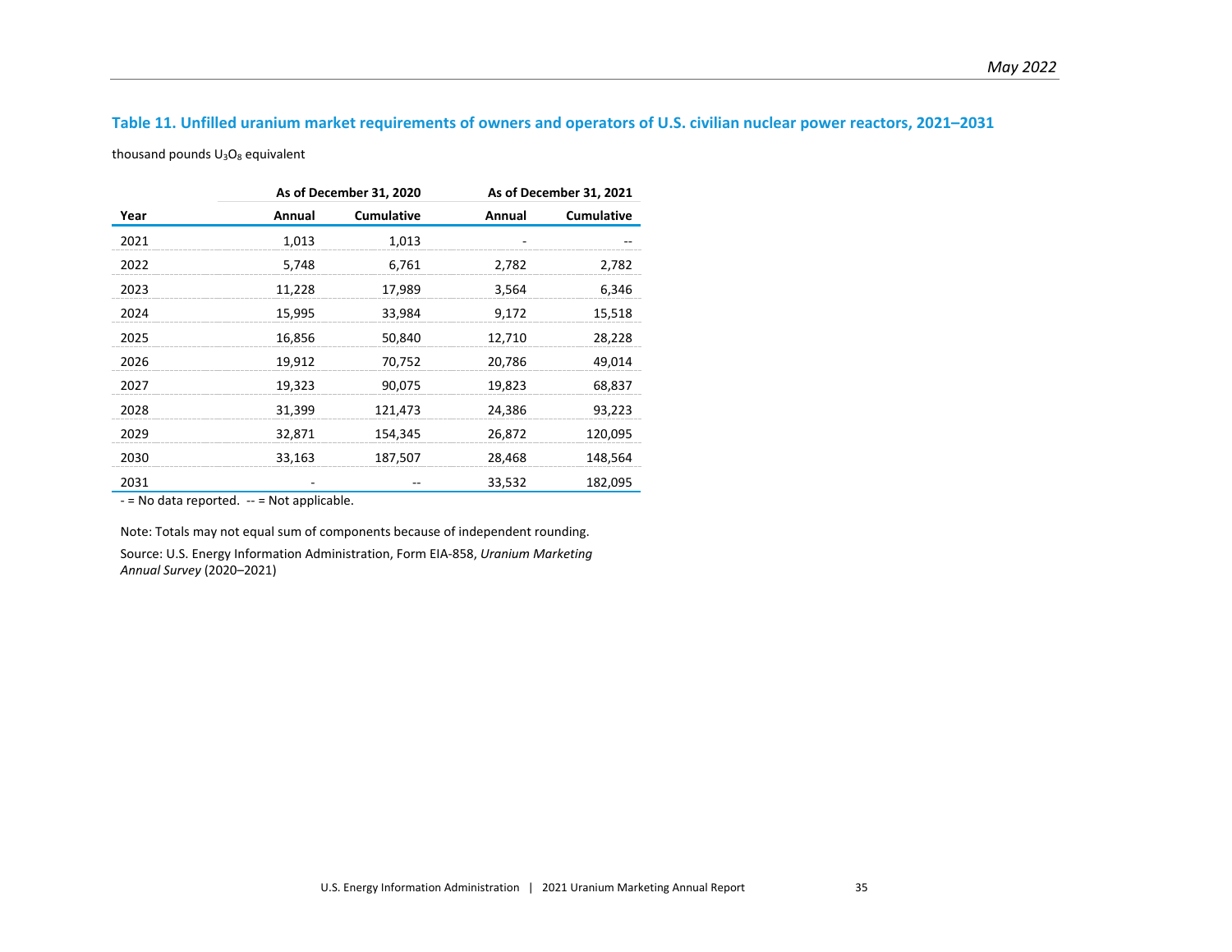### Table 11. Unfilled uranium market requirements of owners and operators of U.S. civilian nuclear power reactors, 2021–2031

thousand pounds $U_3O_8$ equivalent

| | As of December 31, 2020 | | As of December 31, 2021 | |
|---|---|---|---|---|
| Year | Annual | Cumulative | Annual | Cumulative |
| 2021 | 1,013 | 1,013 | - | -- |
| 2022 | 5,748 | 6,761 | 2,782 | 2,782 |
| 2023 | 11,228 | 17,989 | 3,564 | 6,346 |
| 2024 | 15,995 | 33,984 | 9,172 | 15,518 |
| 2025 | 16,856 | 50,840 | 12,710 | 28,228 |
| 2026 | 19,912 | 70,752 | 20,786 | 49,014 |
| 2027 | 19,323 | 90,075 | 19,823 | 68,837 |
| 2028 | 31,399 | 121,473 | 24,386 | 93,223 |
| 2029 | 32,871 | 154,345 | 26,872 | 120,095 |
| 2030 | 33,163 | 187,507 | 28,468 | 148,564 |
| 2031 | - | -- | 33,532 | 182,095 |

- = No data reported. -- = Not applicable.

Note: Totals may not equal sum of components because of independent rounding.

Source: U.S. Energy Information Administration, Form EIA-858, *Uranium Marketing Annual Survey* (2020–2021)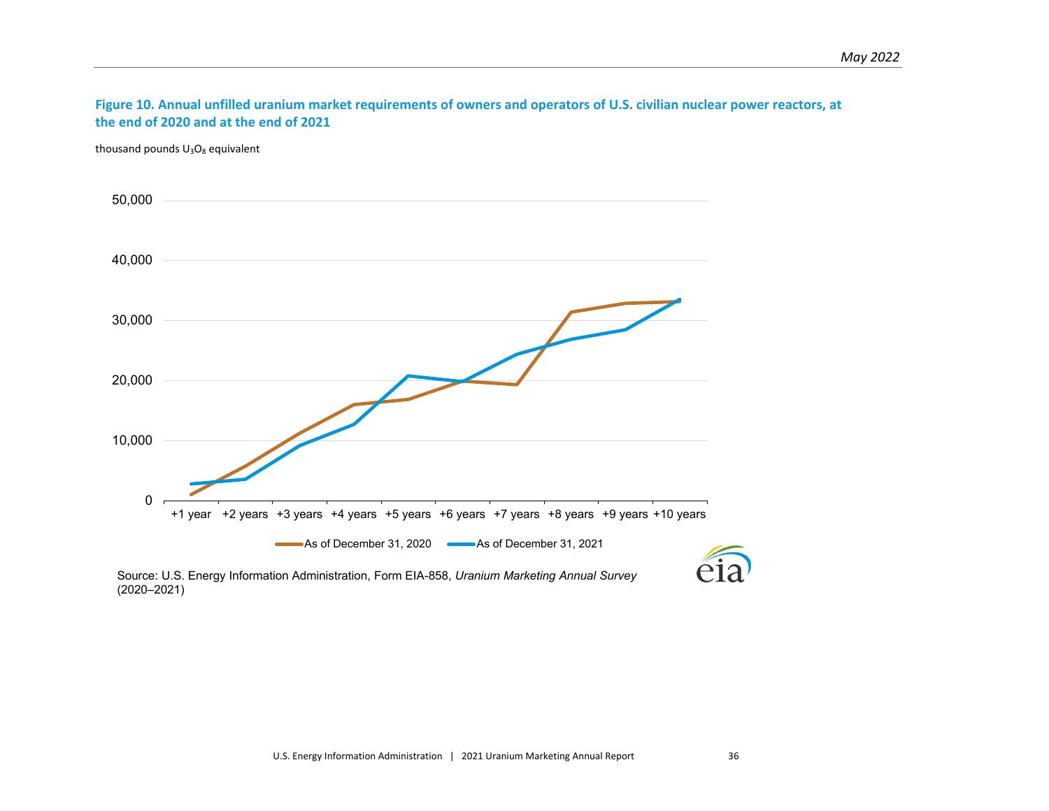**Figure 10. Annual unfilled uranium market requirements of owners and operators of U.S. civilian nuclear power reactors, at the end of 2020 and at the end of 2021**

thousand pounds $U_3O_8$ equivalent

Source: U.S. Energy Information Administration, Form EIA-858, *Uranium Marketing Annual Survey* (2020–2021)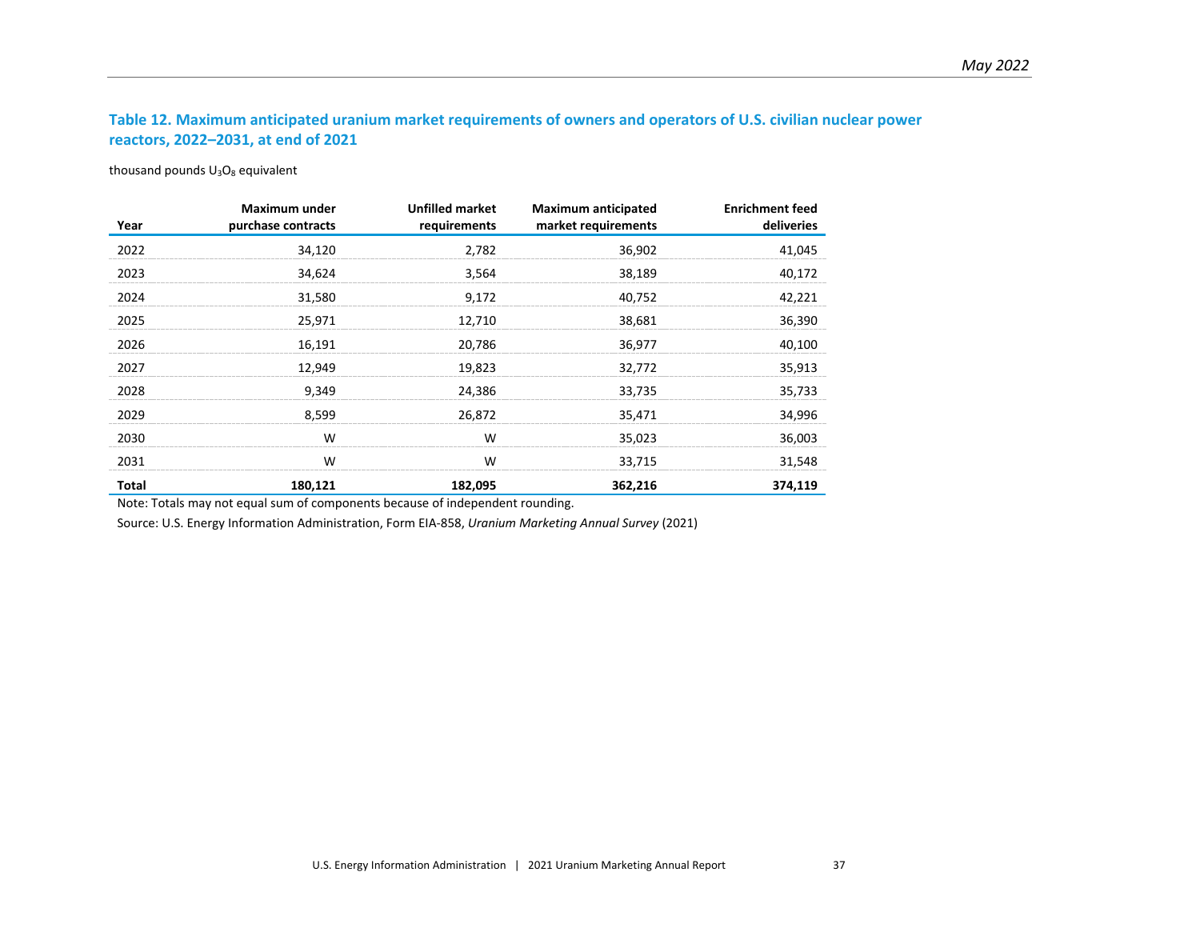### Table 12. Maximum anticipated uranium market requirements of owners and operators of U.S. civilian nuclear power reactors, 2022–2031, at end of 2021

thousand pounds $U_3O_8$ equivalent

| Year | Maximum under purchase contracts | Unfilled market requirements | Maximum anticipated market requirements | Enrichment feed deliveries |
|---|---:|---:|---:|---:|
| 2022 | 34,120 | 2,782 | 36,902 | 41,045 |
| 2023 | 34,624 | 3,564 | 38,189 | 40,172 |
| 2024 | 31,580 | 9,172 | 40,752 | 42,221 |
| 2025 | 25,971 | 12,710 | 38,681 | 36,390 |
| 2026 | 16,191 | 20,786 | 36,977 | 40,100 |
| 2027 | 12,949 | 19,823 | 32,772 | 35,913 |
| 2028 | 9,349 | 24,386 | 33,735 | 35,733 |
| 2029 | 8,599 | 26,872 | 35,471 | 34,996 |
| 2030 | W | W | 35,023 | 36,003 |
| 2031 | W | W | 33,715 | 31,548 |
| **Total** | **180,121** | **182,095** | **362,216** | **374,119** |

Note: Totals may not equal sum of components because of independent rounding.

Source: U.S. Energy Information Administration, Form EIA-858, *Uranium Marketing Annual Survey* (2021)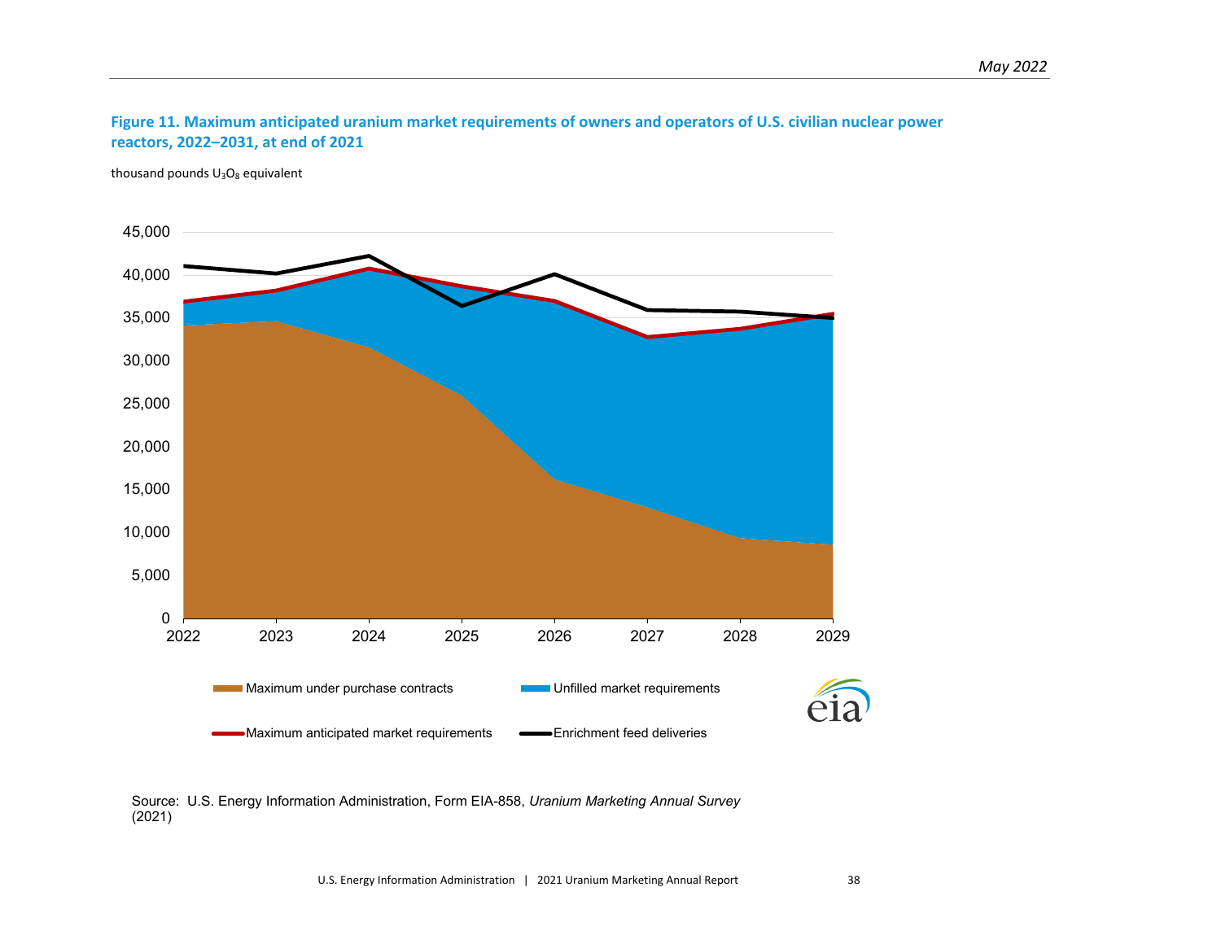**Figure 11. Maximum anticipated uranium market requirements of owners and operators of U.S. civilian nuclear power reactors, 2022–2031, at end of 2021**

thousand pounds $U_3O_8$ equivalent

Source: U.S. Energy Information Administration, Form EIA-858, *Uranium Marketing Annual Survey* (2021)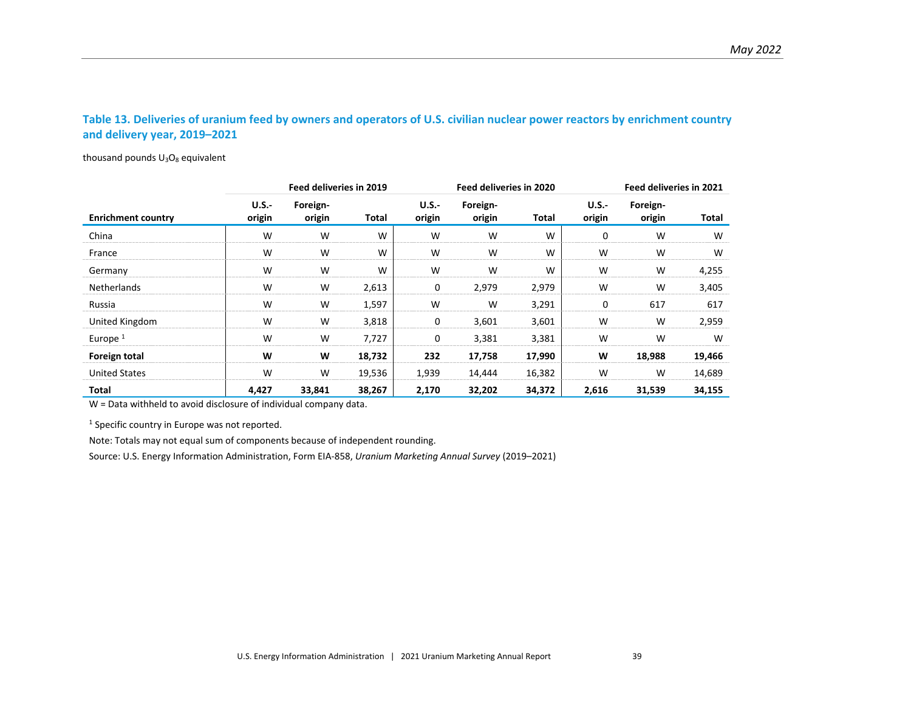### Table 13. Deliveries of uranium feed by owners and operators of U.S. civilian nuclear power reactors by enrichment country and delivery year, 2019–2021

thousand pounds $U_3O_8$ equivalent

| | Feed deliveries in 2019 | | | Feed deliveries in 2020 | | | Feed deliveries in 2021 | | |
|---|---|---|---|---|---|---|---|---|---|
| **Enrichment country** | **U.S.-origin** | **Foreign-origin** | **Total** | **U.S.-origin** | **Foreign-origin** | **Total** | **U.S.-origin** | **Foreign-origin** | **Total** |
| China | W | W | W | W | W | W | 0 | W | W |
| France | W | W | W | W | W | W | W | W | W |
| Germany | W | W | W | W | W | W | W | W | 4,255 |
| Netherlands | W | W | 2,613 | 0 | 2,979 | 2,979 | W | W | 3,405 |
| Russia | W | W | 1,597 | W | W | 3,291 | 0 | 617 | 617 |
| United Kingdom | W | W | 3,818 | 0 | 3,601 | 3,601 | W | W | 2,959 |
| Europe [1] | W | W | 7,727 | 0 | 3,381 | 3,381 | W | W | W |
| **Foreign total** | **W** | **W** | **18,732** | **232** | **17,758** | **17,990** | **W** | **18,988** | **19,466** |
| United States | W | W | 19,536 | 1,939 | 14,444 | 16,382 | W | W | 14,689 |
| **Total** | **4,427** | **33,841** | **38,267** | **2,170** | **32,202** | **34,372** | **2,616** | **31,539** | **34,155** |

W = Data withheld to avoid disclosure of individual company data.

[1] Specific country in Europe was not reported.

Note: Totals may not equal sum of components because of independent rounding.

Source: U.S. Energy Information Administration, Form EIA-858, *Uranium Marketing Annual Survey* (2019–2021)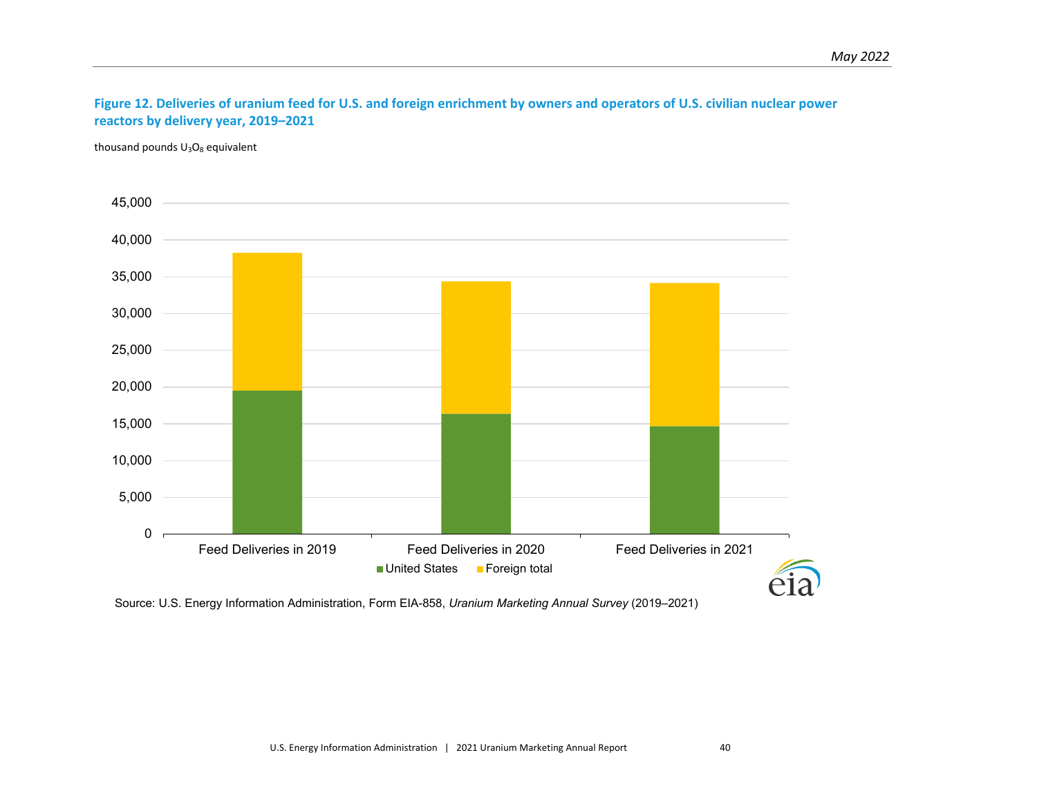**Figure 12. Deliveries of uranium feed for U.S. and foreign enrichment by owners and operators of U.S. civilian nuclear power reactors by delivery year, 2019–2021**

thousand pounds $U_3O_8$ equivalent

Source: U.S. Energy Information Administration, Form EIA-858, *Uranium Marketing Annual Survey* (2019–2021)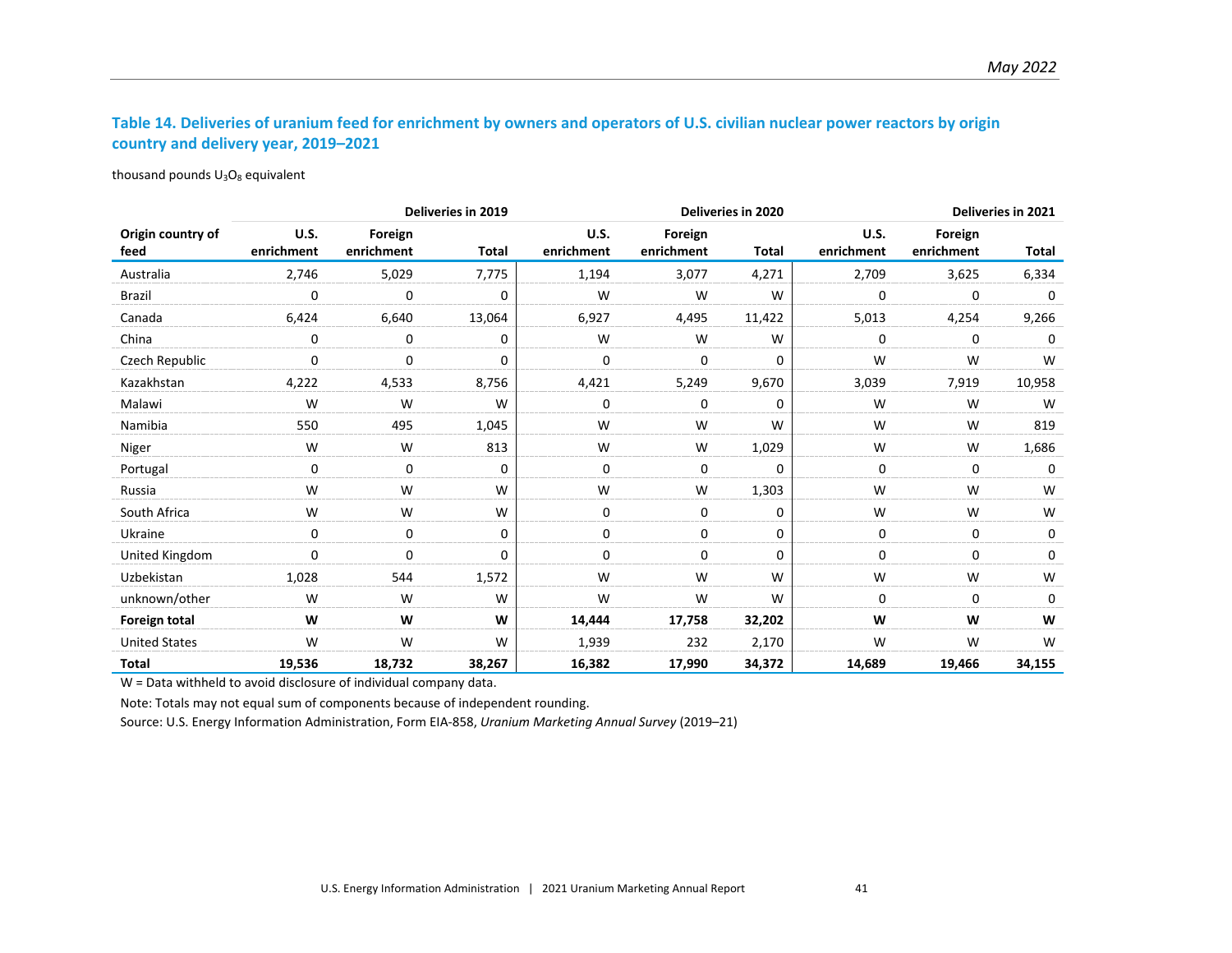## Table 14. Deliveries of uranium feed for enrichment by owners and operators of U.S. civilian nuclear power reactors by origin country and delivery year, 2019–2021

thousand pounds $U_3O_8$ equivalent

| Origin country of feed | Deliveries in 2019 | | | Deliveries in 2020 | | | Deliveries in 2021 | | |
|---|---|---|---|---|---|---|---|---|---|
| | U.S. enrichment | Foreign enrichment | Total | U.S. enrichment | Foreign enrichment | Total | U.S. enrichment | Foreign enrichment | Total |
| Australia | 2,746 | 5,029 | 7,775 | 1,194 | 3,077 | 4,271 | 2,709 | 3,625 | 6,334 |
| Brazil | 0 | 0 | 0 | W | W | W | 0 | 0 | 0 |
| Canada | 6,424 | 6,640 | 13,064 | 6,927 | 4,495 | 11,422 | 5,013 | 4,254 | 9,266 |
| China | 0 | 0 | 0 | W | W | W | 0 | 0 | 0 |
| Czech Republic | 0 | 0 | 0 | 0 | 0 | 0 | W | W | W |
| Kazakhstan | 4,222 | 4,533 | 8,756 | 4,421 | 5,249 | 9,670 | 3,039 | 7,919 | 10,958 |
| Malawi | W | W | W | 0 | 0 | 0 | W | W | W |
| Namibia | 550 | 495 | 1,045 | W | W | W | W | W | 819 |
| Niger | W | W | 813 | W | W | 1,029 | W | W | 1,686 |
| Portugal | 0 | 0 | 0 | 0 | 0 | 0 | 0 | 0 | 0 |
| Russia | W | W | W | W | W | 1,303 | W | W | W |
| South Africa | W | W | W | 0 | 0 | 0 | W | W | W |
| Ukraine | 0 | 0 | 0 | 0 | 0 | 0 | 0 | 0 | 0 |
| United Kingdom | 0 | 0 | 0 | 0 | 0 | 0 | 0 | 0 | 0 |
| Uzbekistan | 1,028 | 544 | 1,572 | W | W | W | W | W | W |
| unknown/other | W | W | W | W | W | W | 0 | 0 | 0 |
| **Foreign total** | **W** | **W** | **W** | **14,444** | **17,758** | **32,202** | **W** | **W** | **W** |
| United States | W | W | W | 1,939 | 232 | 2,170 | W | W | W |
| **Total** | **19,536** | **18,732** | **38,267** | **16,382** | **17,990** | **34,372** | **14,689** | **19,466** | **34,155** |

W = Data withheld to avoid disclosure of individual company data.

Note: Totals may not equal sum of components because of independent rounding.

Source: U.S. Energy Information Administration, Form EIA-858, *Uranium Marketing Annual Survey* (2019–21)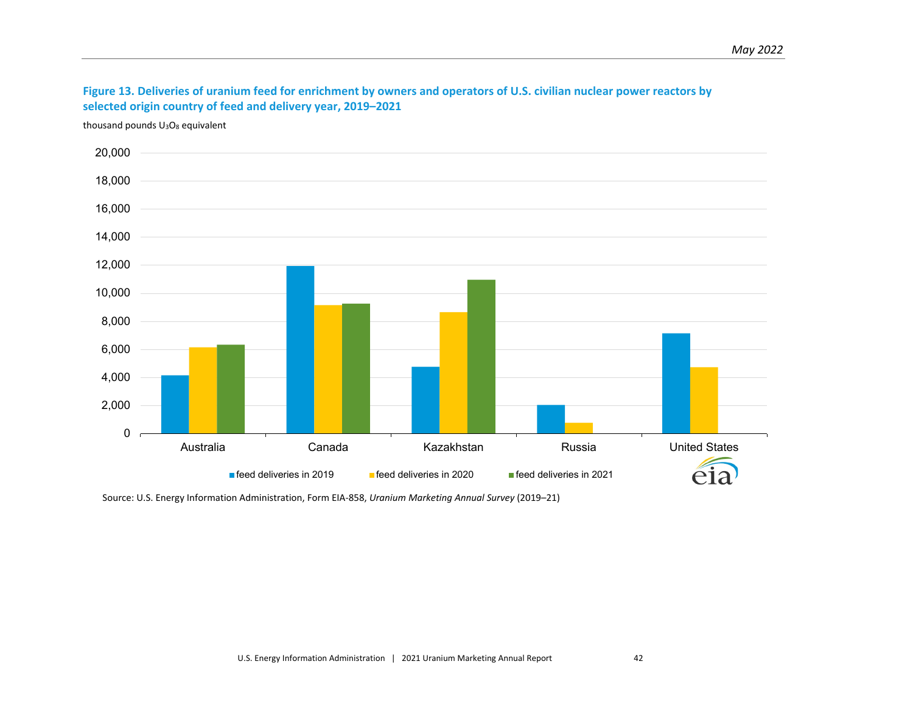**Figure 13. Deliveries of uranium feed for enrichment by owners and operators of U.S. civilian nuclear power reactors by selected origin country of feed and delivery year, 2019–2021**

thousand pounds $U_3O_8$ equivalent

Source: U.S. Energy Information Administration, Form EIA-858, *Uranium Marketing Annual Survey* (2019–21)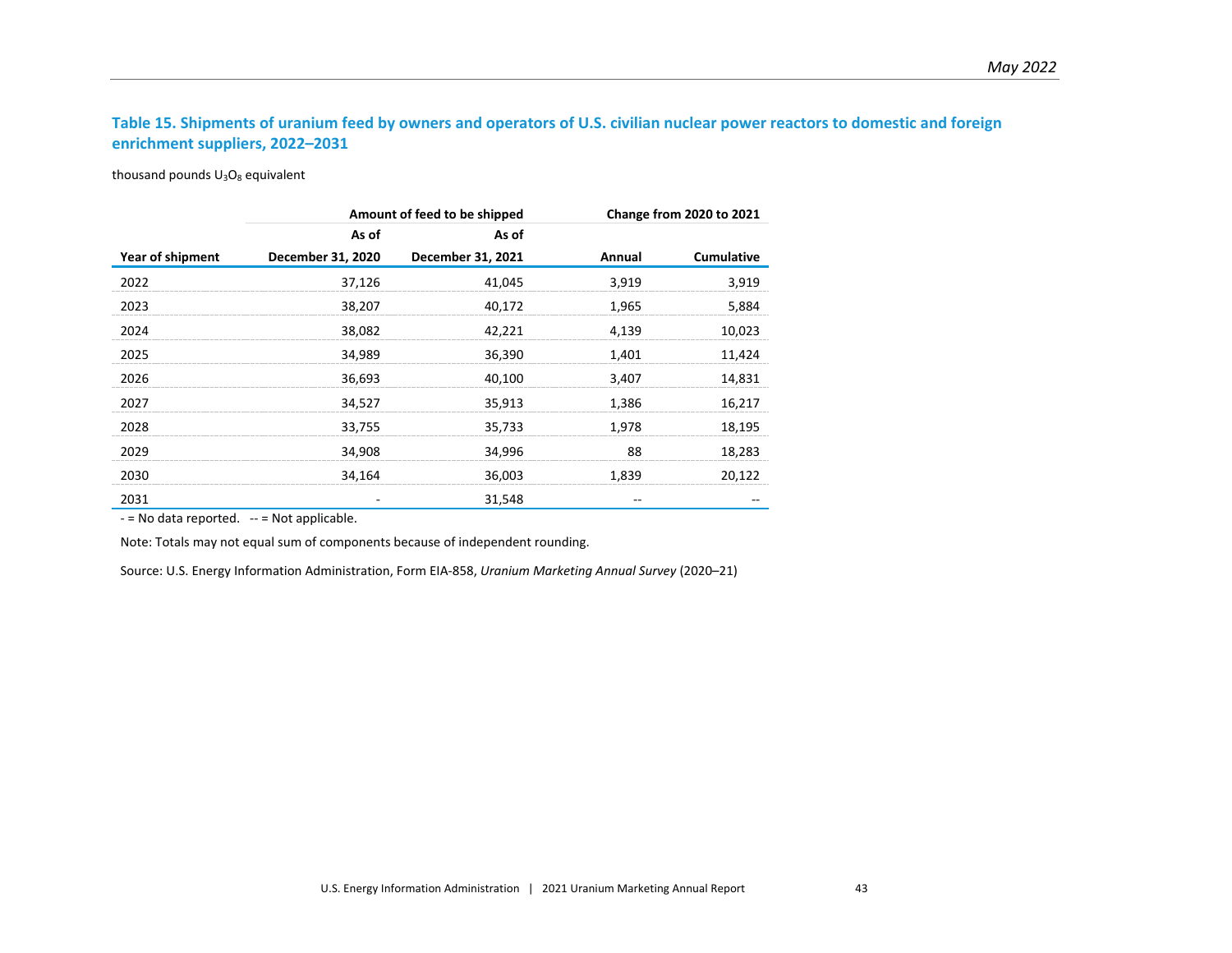### Table 15. Shipments of uranium feed by owners and operators of U.S. civilian nuclear power reactors to domestic and foreign enrichment suppliers, 2022–2031

thousand pounds $U_3O_8$ equivalent

| | Amount of feed to be shipped | | Change from 2020 to 2021 | |
|---|---|---|---|---|
| Year of shipment | As of December 31, 2020 | As of December 31, 2021 | Annual | Cumulative |
| 2022 | 37,126 | 41,045 | 3,919 | 3,919 |
| 2023 | 38,207 | 40,172 | 1,965 | 5,884 |
| 2024 | 38,082 | 42,221 | 4,139 | 10,023 |
| 2025 | 34,989 | 36,390 | 1,401 | 11,424 |
| 2026 | 36,693 | 40,100 | 3,407 | 14,831 |
| 2027 | 34,527 | 35,913 | 1,386 | 16,217 |
| 2028 | 33,755 | 35,733 | 1,978 | 18,195 |
| 2029 | 34,908 | 34,996 | 88 | 18,283 |
| 2030 | 34,164 | 36,003 | 1,839 | 20,122 |
| 2031 | - | 31,548 | -- | -- |

- = No data reported. -- = Not applicable.

Note: Totals may not equal sum of components because of independent rounding.

Source: U.S. Energy Information Administration, Form EIA-858, *Uranium Marketing Annual Survey* (2020–21)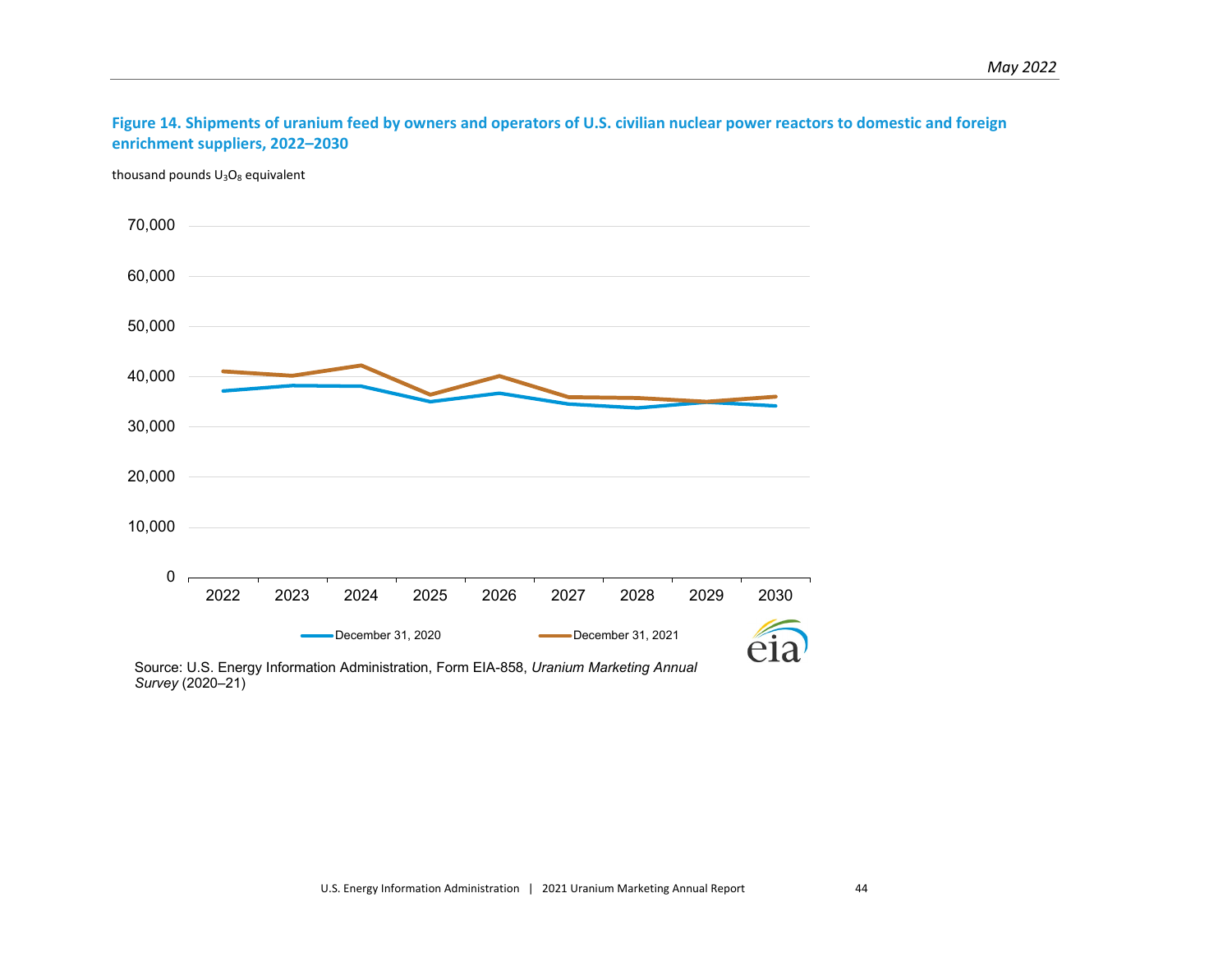**Figure 14. Shipments of uranium feed by owners and operators of U.S. civilian nuclear power reactors to domestic and foreign enrichment suppliers, 2022–2030**

thousand pounds $U_3O_8$ equivalent

70,000
60,000
50,000
40,000
30,000
20,000
10,000
0

2022 2023 2024 2025 2026 2027 2028 2029 2030

December 31, 2020 December 31, 2021

Source: U.S. Energy Information Administration, Form EIA-858, *Uranium Marketing Annual Survey* (2020–21)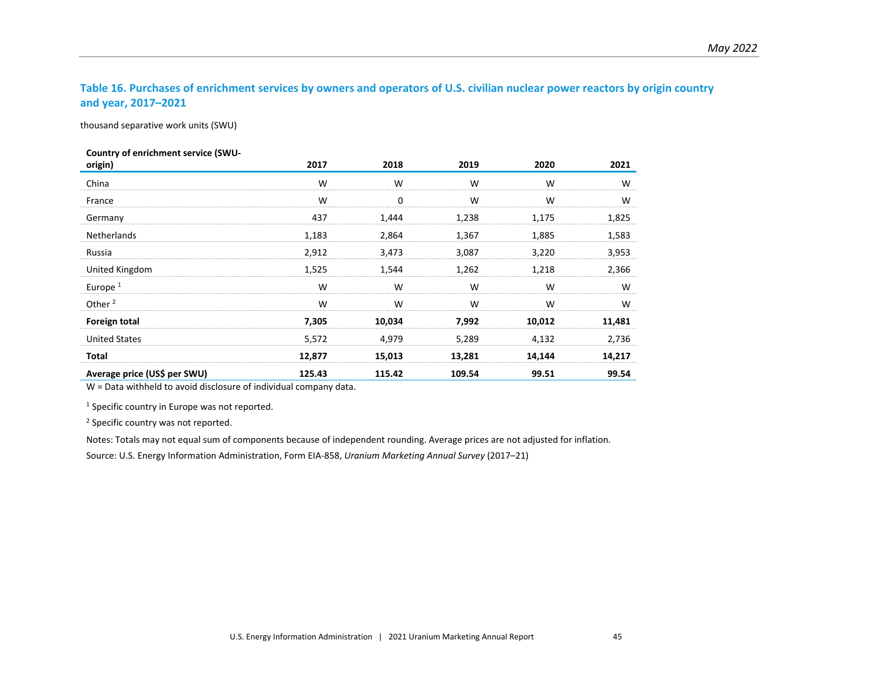### Table 16. Purchases of enrichment services by owners and operators of U.S. civilian nuclear power reactors by origin country and year, 2017–2021

thousand separative work units (SWU)

| Country of enrichment service (SWU-origin) | 2017 | 2018 | 2019 | 2020 | 2021 |
|---|---|---|---|---|---|
| China | W | W | W | W | W |
| France | W | 0 | W | W | W |
| Germany | 437 | 1,444 | 1,238 | 1,175 | 1,825 |
| Netherlands | 1,183 | 2,864 | 1,367 | 1,885 | 1,583 |
| Russia | 2,912 | 3,473 | 3,087 | 3,220 | 3,953 |
| United Kingdom | 1,525 | 1,544 | 1,262 | 1,218 | 2,366 |
| Europe [1] | W | W | W | W | W |
| Other [2] | W | W | W | W | W |
| **Foreign total** | **7,305** | **10,034** | **7,992** | **10,012** | **11,481** |
| United States | 5,572 | 4,979 | 5,289 | 4,132 | 2,736 |
| **Total** | **12,877** | **15,013** | **13,281** | **14,144** | **14,217** |
| **Average price (US$ per SWU)** | **125.43** | **115.42** | **109.54** | **99.51** | **99.54** |

W = Data withheld to avoid disclosure of individual company data.

[1] Specific country in Europe was not reported.

[2] Specific country was not reported.

Notes: Totals may not equal sum of components because of independent rounding. Average prices are not adjusted for inflation.

Source: U.S. Energy Information Administration, Form EIA-858, *Uranium Marketing Annual Survey* (2017–21)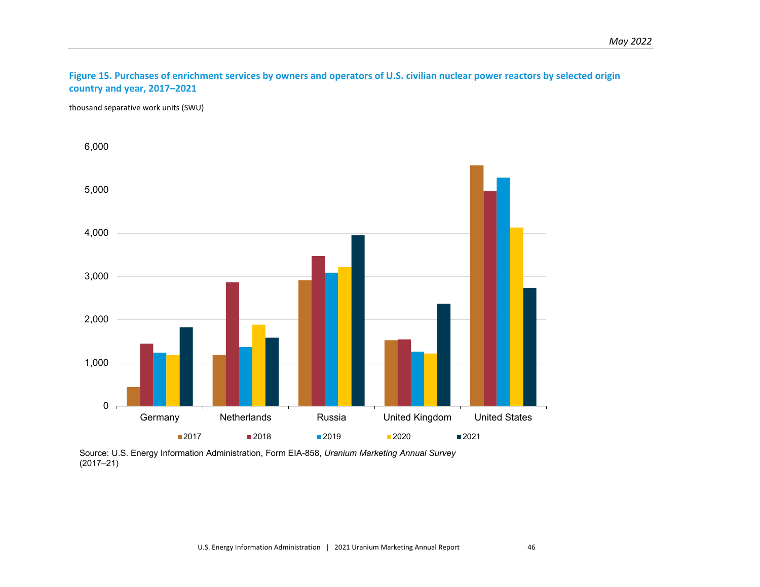**Figure 15. Purchases of enrichment services by owners and operators of U.S. civilian nuclear power reactors by selected origin country and year, 2017–2021**

thousand separative work units (SWU)

Source: U.S. Energy Information Administration, Form EIA-858, *Uranium Marketing Annual Survey* (2017–21)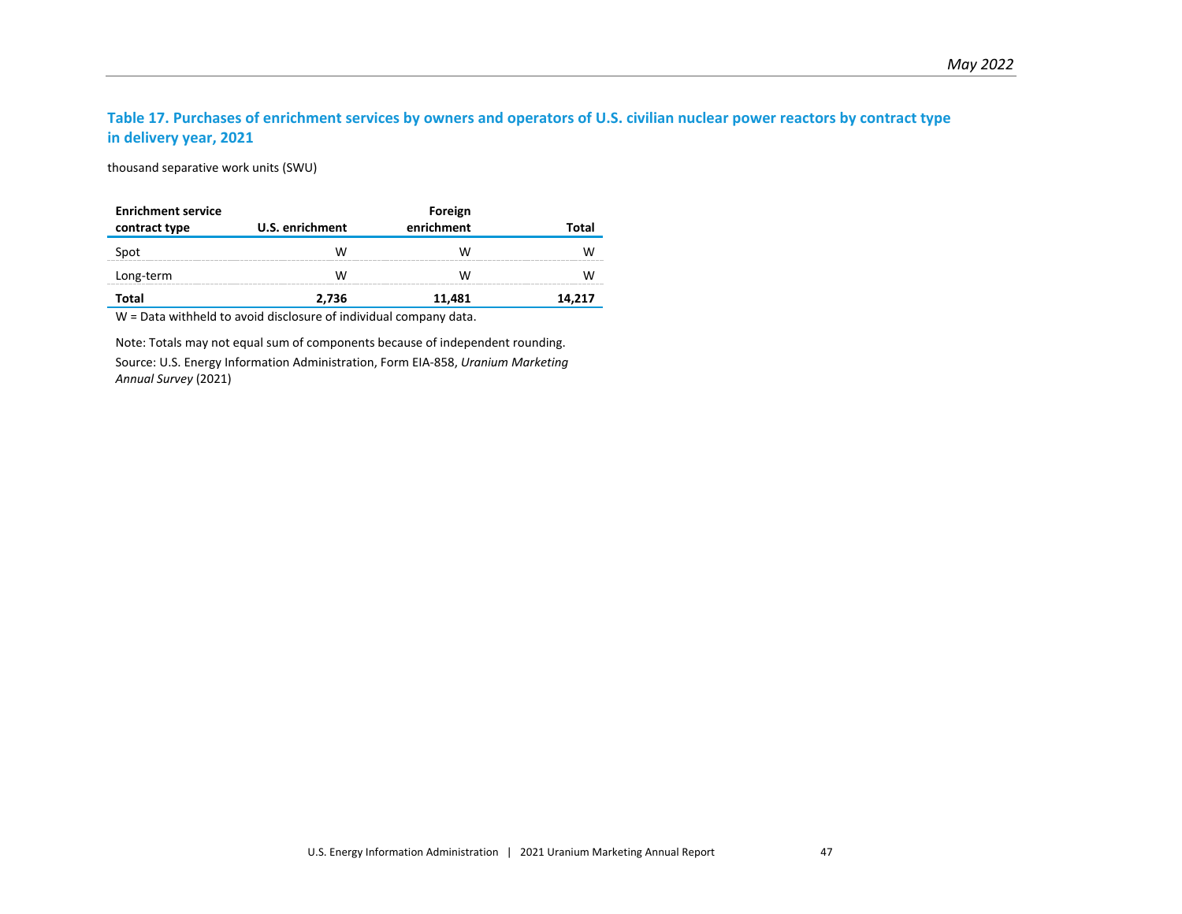### Table 17. Purchases of enrichment services by owners and operators of U.S. civilian nuclear power reactors by contract type in delivery year, 2021

thousand separative work units (SWU)

| Enrichment service contract type | U.S. enrichment | Foreign enrichment | Total |
|---|---|---|---|
| Spot | W | W | W |
| Long-term | W | W | W |
| **Total** | **2,736** | **11,481** | **14,217** |

W = Data withheld to avoid disclosure of individual company data.

Note: Totals may not equal sum of components because of independent rounding.

Source: U.S. Energy Information Administration, Form EIA-858, *Uranium Marketing Annual Survey* (2021)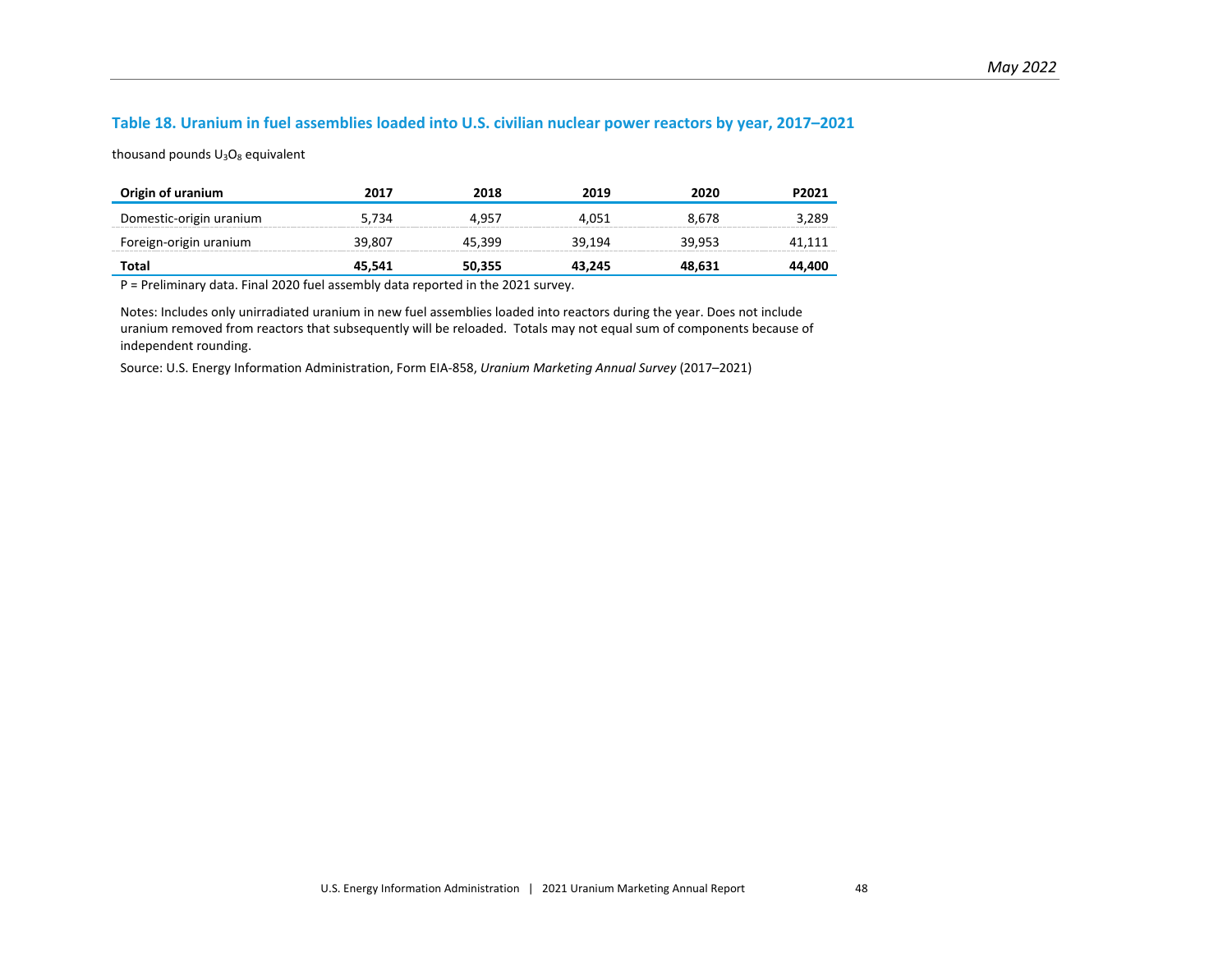### Table 18. Uranium in fuel assemblies loaded into U.S. civilian nuclear power reactors by year, 2017–2021

thousand pounds $U_3O_8$ equivalent

| Origin of uranium | 2017 | 2018 | 2019 | 2020 | P2021 |
|---|---|---|---|---|---|
| Domestic-origin uranium | 5,734 | 4,957 | 4,051 | 8,678 | 3,289 |
| Foreign-origin uranium | 39,807 | 45,399 | 39,194 | 39,953 | 41,111 |
| **Total** | **45,541** | **50,355** | **43,245** | **48,631** | **44,400** |

P = Preliminary data. Final 2020 fuel assembly data reported in the 2021 survey.

Notes: Includes only unirradiated uranium in new fuel assemblies loaded into reactors during the year. Does not include uranium removed from reactors that subsequently will be reloaded. Totals may not equal sum of components because of independent rounding.

Source: U.S. Energy Information Administration, Form EIA-858, *Uranium Marketing Annual Survey* (2017–2021)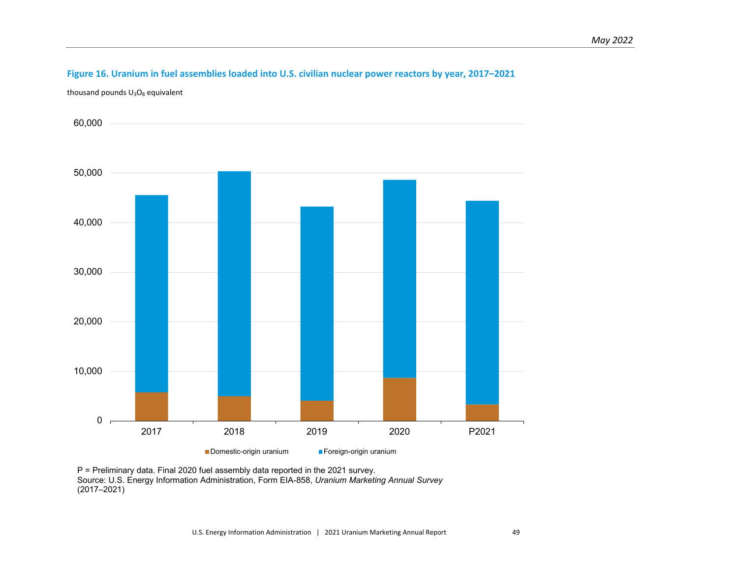**Figure 16. Uranium in fuel assemblies loaded into U.S. civilian nuclear power reactors by year, 2017–2021**

thousand pounds $U_3O_8$ equivalent

P = Preliminary data. Final 2020 fuel assembly data reported in the 2021 survey.
Source: U.S. Energy Information Administration, Form EIA-858, *Uranium Marketing Annual Survey* (2017–2021)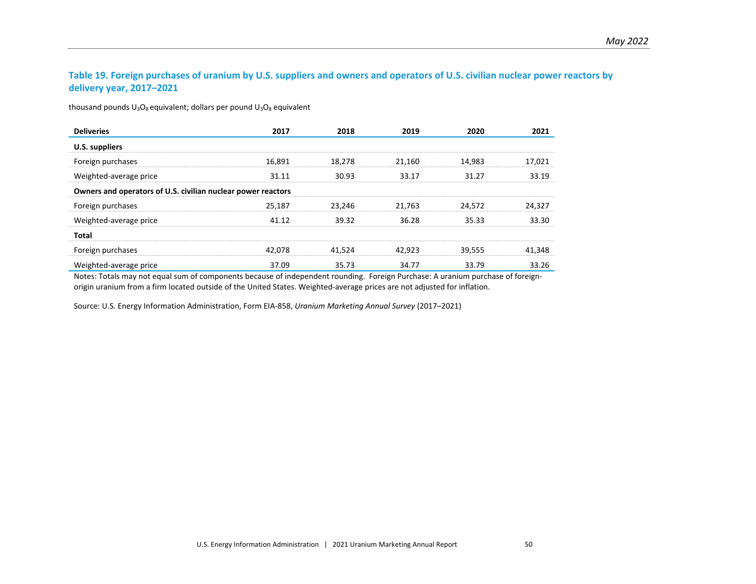### Table 19. Foreign purchases of uranium by U.S. suppliers and owners and operators of U.S. civilian nuclear power reactors by delivery year, 2017–2021

thousand pounds $U_3O_8$ equivalent; dollars per pound $U_3O_8$ equivalent

| Deliveries | 2017 | 2018 | 2019 | 2020 | 2021 |
|---|---|---|---|---|---|
| **U.S. suppliers** | | | | | |
| Foreign purchases | 16,891 | 18,278 | 21,160 | 14,983 | 17,021 |
| Weighted-average price | 31.11 | 30.93 | 33.17 | 31.27 | 33.19 |
| **Owners and operators of U.S. civilian nuclear power reactors** | | | | | |
| Foreign purchases | 25,187 | 23,246 | 21,763 | 24,572 | 24,327 |
| Weighted-average price | 41.12 | 39.32 | 36.28 | 35.33 | 33.30 |
| **Total** | | | | | |
| Foreign purchases | 42,078 | 41,524 | 42,923 | 39,555 | 41,348 |
| Weighted-average price | 37.09 | 35.73 | 34.77 | 33.79 | 33.26 |

Notes: Totals may not equal sum of components because of independent rounding. Foreign Purchase: A uranium purchase of foreign-origin uranium from a firm located outside of the United States. Weighted-average prices are not adjusted for inflation.

Source: U.S. Energy Information Administration, Form EIA-858, *Uranium Marketing Annual Survey* (2017–2021)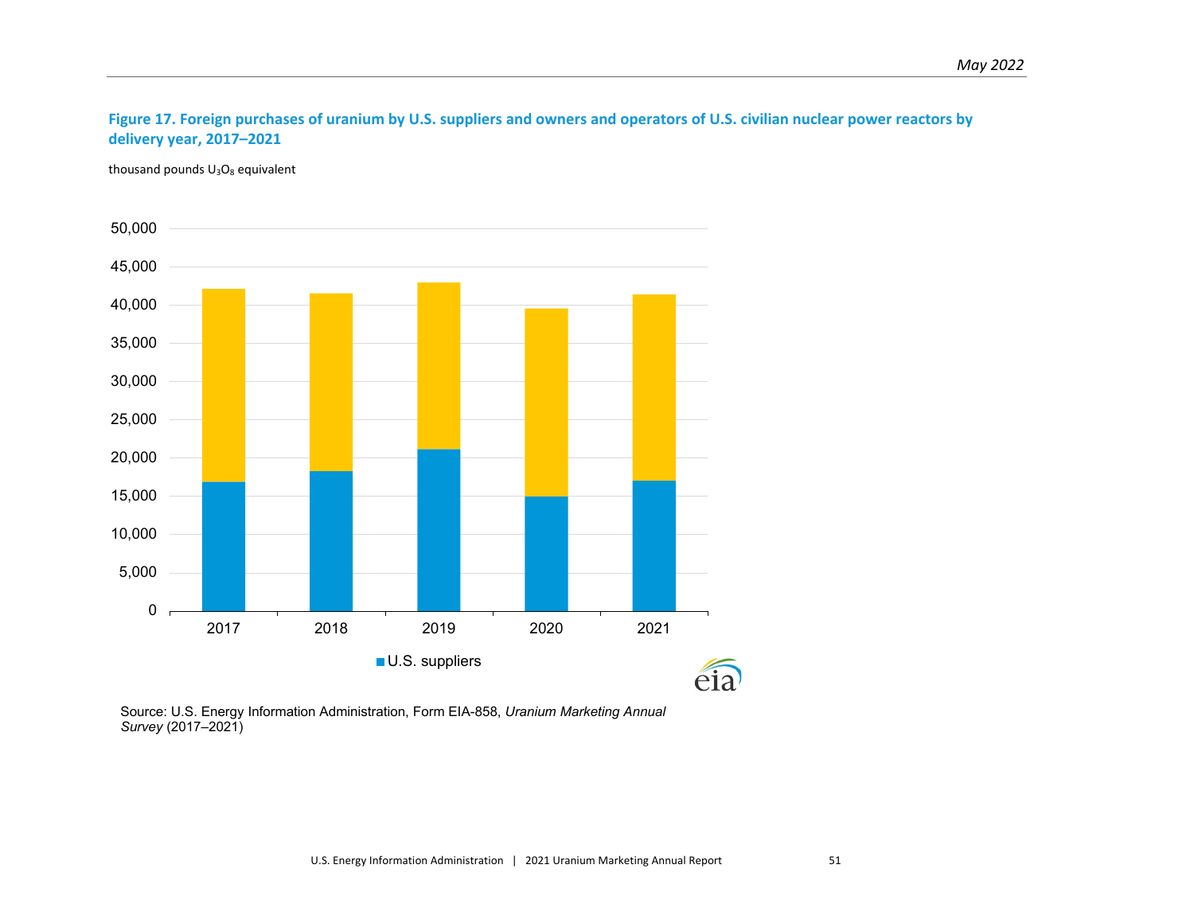**Figure 17. Foreign purchases of uranium by U.S. suppliers and owners and operators of U.S. civilian nuclear power reactors by delivery year, 2017–2021**

thousand pounds $U_3O_8$ equivalent

Source: U.S. Energy Information Administration, Form EIA-858, *Uranium Marketing Annual Survey* (2017–2021)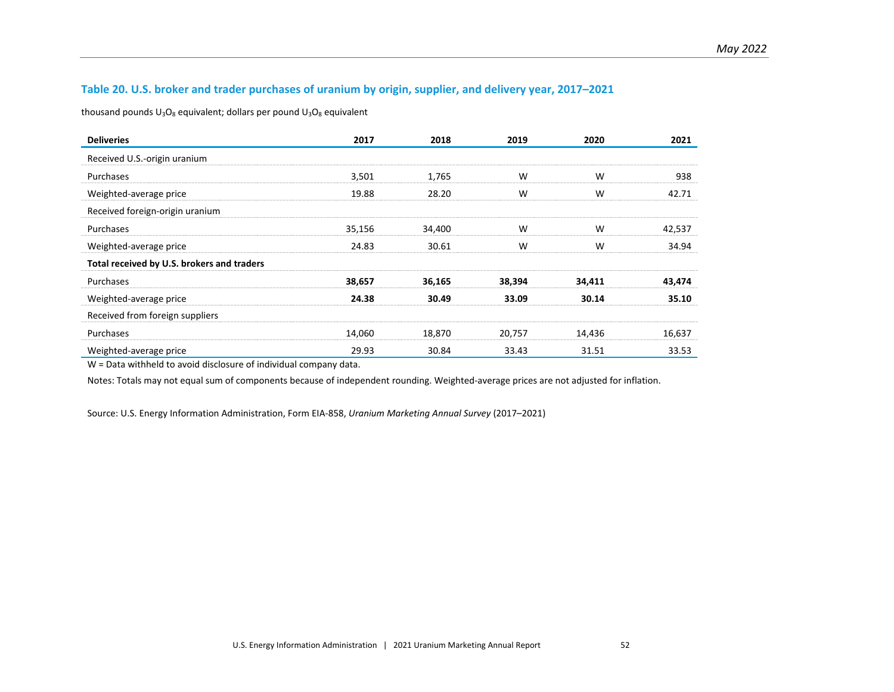### Table 20. U.S. broker and trader purchases of uranium by origin, supplier, and delivery year, 2017–2021

thousand pounds $U_3O_8$ equivalent; dollars per pound $U_3O_8$ equivalent

| Deliveries | 2017 | 2018 | 2019 | 2020 | 2021 |
|---|---|---|---|---|---|
| Received U.S.-origin uranium | | | | | |
| Purchases | 3,501 | 1,765 | W | W | 938 |
| Weighted-average price | 19.88 | 28.20 | W | W | 42.71 |
| Received foreign-origin uranium | | | | | |
| Purchases | 35,156 | 34,400 | W | W | 42,537 |
| Weighted-average price | 24.83 | 30.61 | W | W | 34.94 |
| **Total received by U.S. brokers and traders** | | | | | |
| Purchases | **38,657** | **36,165** | **38,394** | **34,411** | **43,474** |
| Weighted-average price | **24.38** | **30.49** | **33.09** | **30.14** | **35.10** |
| Received from foreign suppliers | | | | | |
| Purchases | 14,060 | 18,870 | 20,757 | 14,436 | 16,637 |
| Weighted-average price | 29.93 | 30.84 | 33.43 | 31.51 | 33.53 |

W = Data withheld to avoid disclosure of individual company data.

Notes: Totals may not equal sum of components because of independent rounding. Weighted-average prices are not adjusted for inflation.

Source: U.S. Energy Information Administration, Form EIA-858, *Uranium Marketing Annual Survey* (2017–2021)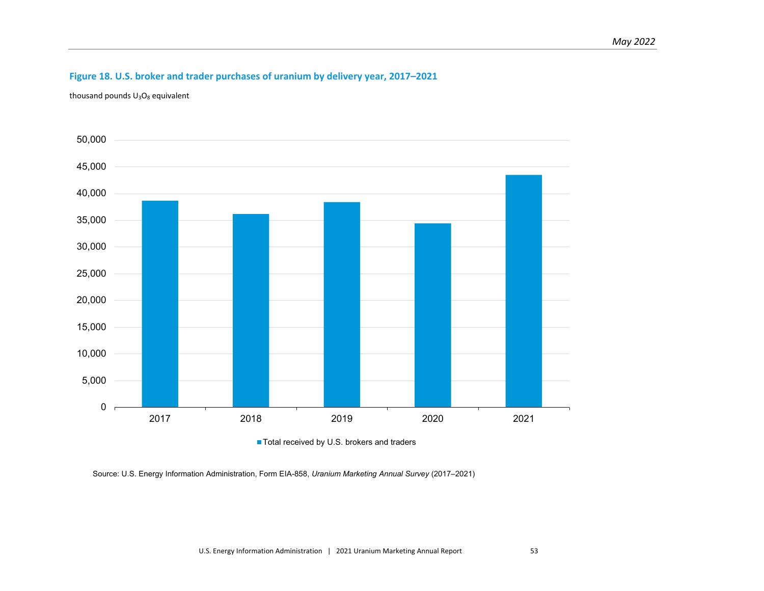**Figure 18. U.S. broker and trader purchases of uranium by delivery year, 2017–2021**

thousand pounds $U_3O_8$ equivalent

Total received by U.S. brokers and traders

Source: U.S. Energy Information Administration, Form EIA-858, *Uranium Marketing Annual Survey* (2017–2021)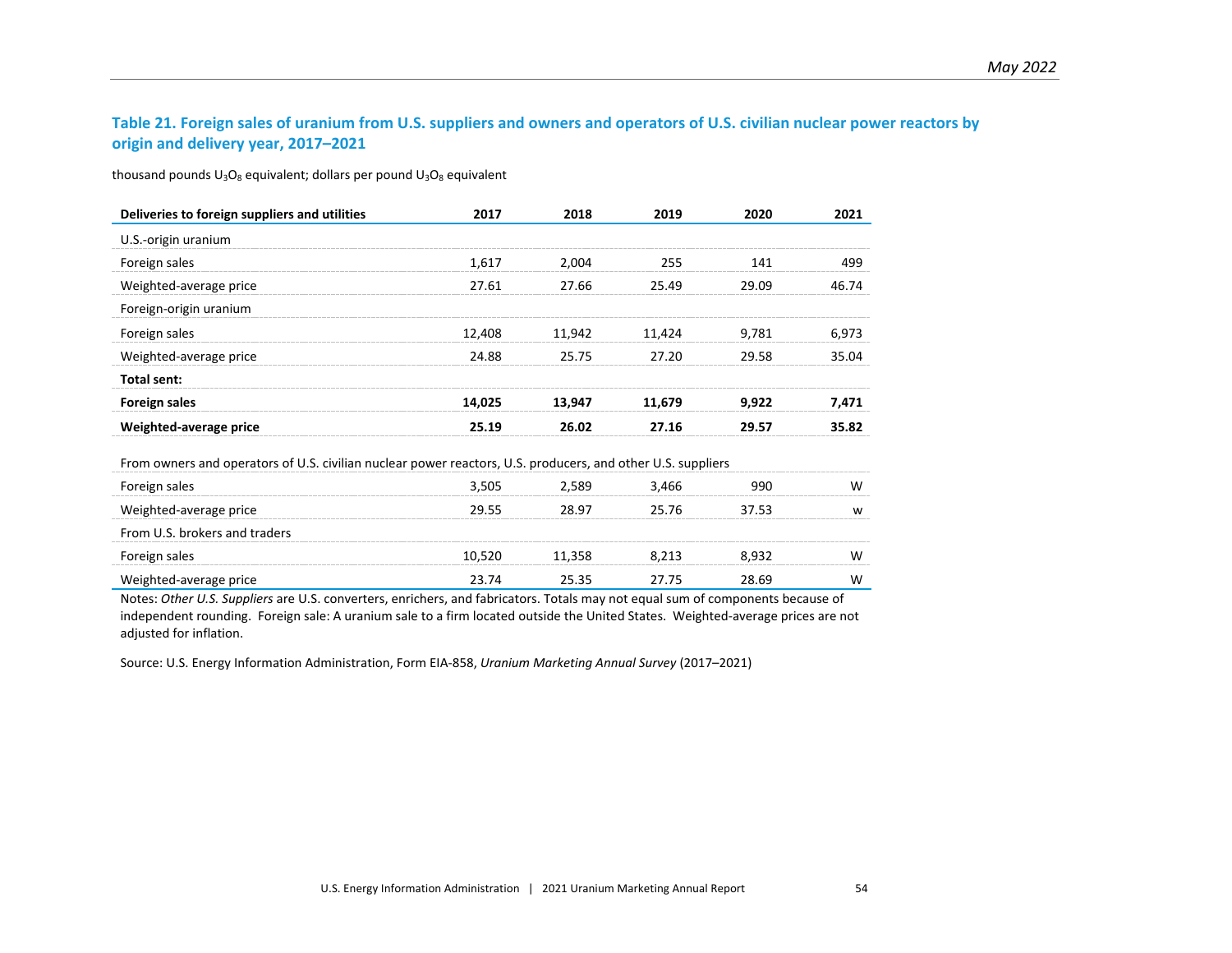### Table 21. Foreign sales of uranium from U.S. suppliers and owners and operators of U.S. civilian nuclear power reactors by origin and delivery year, 2017–2021

thousand pounds $U_3O_8$ equivalent; dollars per pound $U_3O_8$ equivalent

| Deliveries to foreign suppliers and utilities | 2017 | 2018 | 2019 | 2020 | 2021 |
|---|---|---|---|---|---|
| U.S.-origin uranium | | | | | |
| Foreign sales | 1,617 | 2,004 | 255 | 141 | 499 |
| Weighted-average price | 27.61 | 27.66 | 25.49 | 29.09 | 46.74 |
| Foreign-origin uranium | | | | | |
| Foreign sales | 12,408 | 11,942 | 11,424 | 9,781 | 6,973 |
| Weighted-average price | 24.88 | 25.75 | 27.20 | 29.58 | 35.04 |
| **Total sent:** | | | | | |
| **Foreign sales** | **14,025** | **13,947** | **11,679** | **9,922** | **7,471** |
| **Weighted-average price** | **25.19** | **26.02** | **27.16** | **29.57** | **35.82** |
| From owners and operators of U.S. civilian nuclear power reactors, U.S. producers, and other U.S. suppliers | | | | | |
| Foreign sales | 3,505 | 2,589 | 3,466 | 990 | W |
| Weighted-average price | 29.55 | 28.97 | 25.76 | 37.53 | w |
| From U.S. brokers and traders | | | | | |
| Foreign sales | 10,520 | 11,358 | 8,213 | 8,932 | W |
| Weighted-average price | 23.74 | 25.35 | 27.75 | 28.69 | W |

Notes: *Other U.S. Suppliers* are U.S. converters, enrichers, and fabricators. Totals may not equal sum of components because of independent rounding. Foreign sale: A uranium sale to a firm located outside the United States. Weighted-average prices are not adjusted for inflation.

Source: U.S. Energy Information Administration, Form EIA-858, *Uranium Marketing Annual Survey* (2017–2021)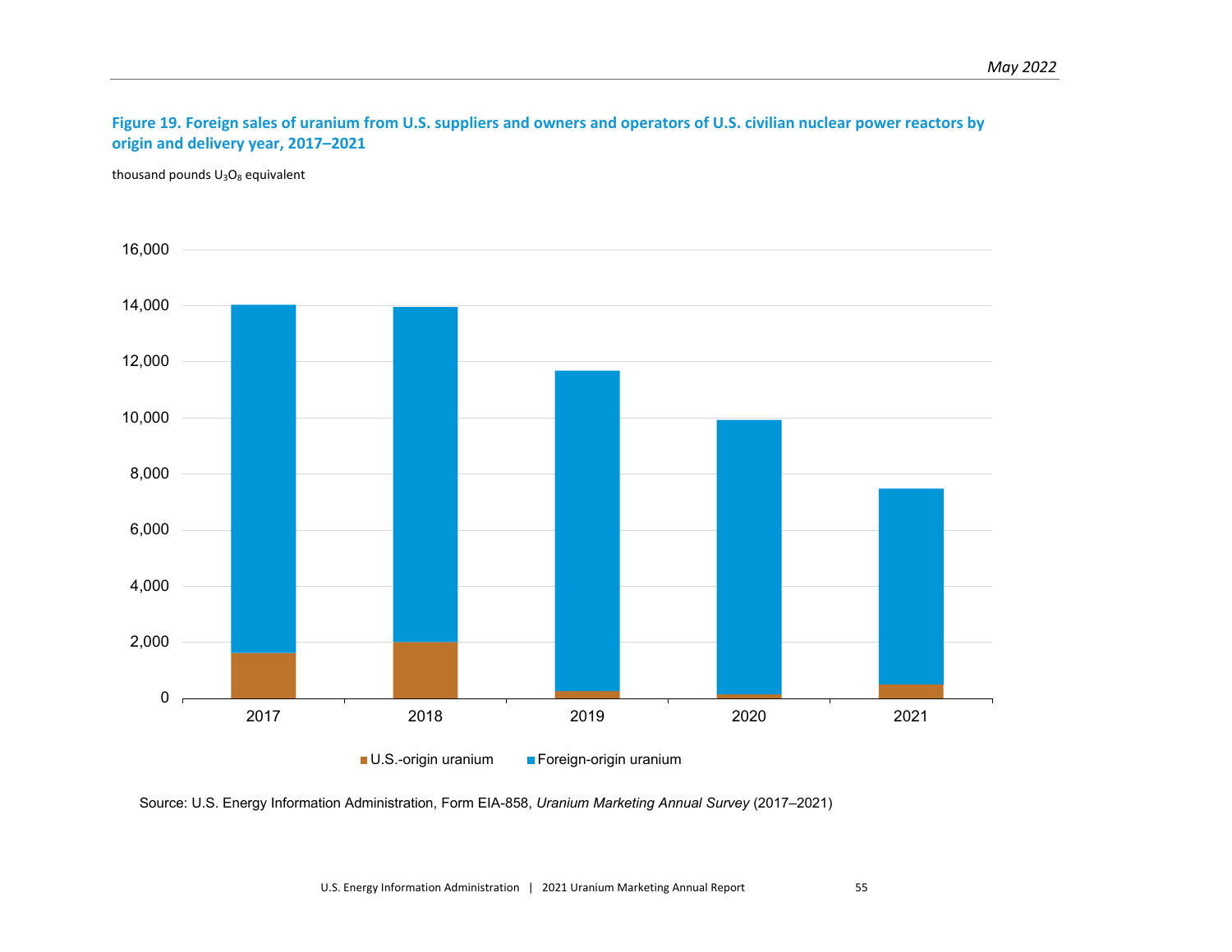**Figure 19. Foreign sales of uranium from U.S. suppliers and owners and operators of U.S. civilian nuclear power reactors by origin and delivery year, 2017–2021**

thousand pounds $U_3O_8$ equivalent

16,000
14,000
12,000
10,000
8,000
6,000
4,000
2,000
0

2017 2018 2019 2020 2021

U.S.-origin uranium Foreign-origin uranium

Source: U.S. Energy Information Administration, Form EIA-858, *Uranium Marketing Annual Survey* (2017–2021)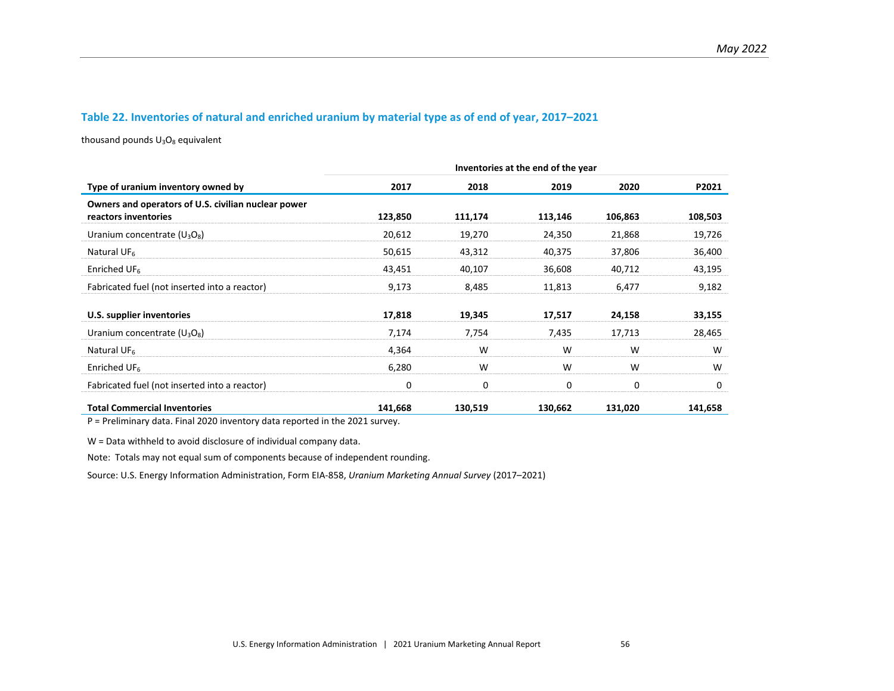### Table 22. Inventories of natural and enriched uranium by material type as of end of year, 2017–2021

thousand pounds $U_3O_8$ equivalent

| | Inventories at the end of the year | | | | |
|---|---|---|---|---|---|
| **Type of uranium inventory owned by** | **2017** | **2018** | **2019** | **2020** | **P2021** |
| **Owners and operators of U.S. civilian nuclear power reactors inventories** | **123,850** | **111,174** | **113,146** | **106,863** | **108,503** |
| Uranium concentrate ($U_3O_8$) | 20,612 | 19,270 | 24,350 | 21,868 | 19,726 |
| Natural $UF_6$ | 50,615 | 43,312 | 40,375 | 37,806 | 36,400 |
| Enriched $UF_6$ | 43,451 | 40,107 | 36,608 | 40,712 | 43,195 |
| Fabricated fuel (not inserted into a reactor) | 9,173 | 8,485 | 11,813 | 6,477 | 9,182 |
| **U.S. supplier inventories** | **17,818** | **19,345** | **17,517** | **24,158** | **33,155** |
| Uranium concentrate ($U_3O_8$) | 7,174 | 7,754 | 7,435 | 17,713 | 28,465 |
| Natural $UF_6$ | 4,364 | W | W | W | W |
| Enriched $UF_6$ | 6,280 | W | W | W | W |
| Fabricated fuel (not inserted into a reactor) | 0 | 0 | 0 | 0 | 0 |
| **Total Commercial Inventories** | **141,668** | **130,519** | **130,662** | **131,020** | **141,658** |

P = Preliminary data. Final 2020 inventory data reported in the 2021 survey.

W = Data withheld to avoid disclosure of individual company data.

Note: Totals may not equal sum of components because of independent rounding.

Source: U.S. Energy Information Administration, Form EIA-858, *Uranium Marketing Annual Survey* (2017–2021)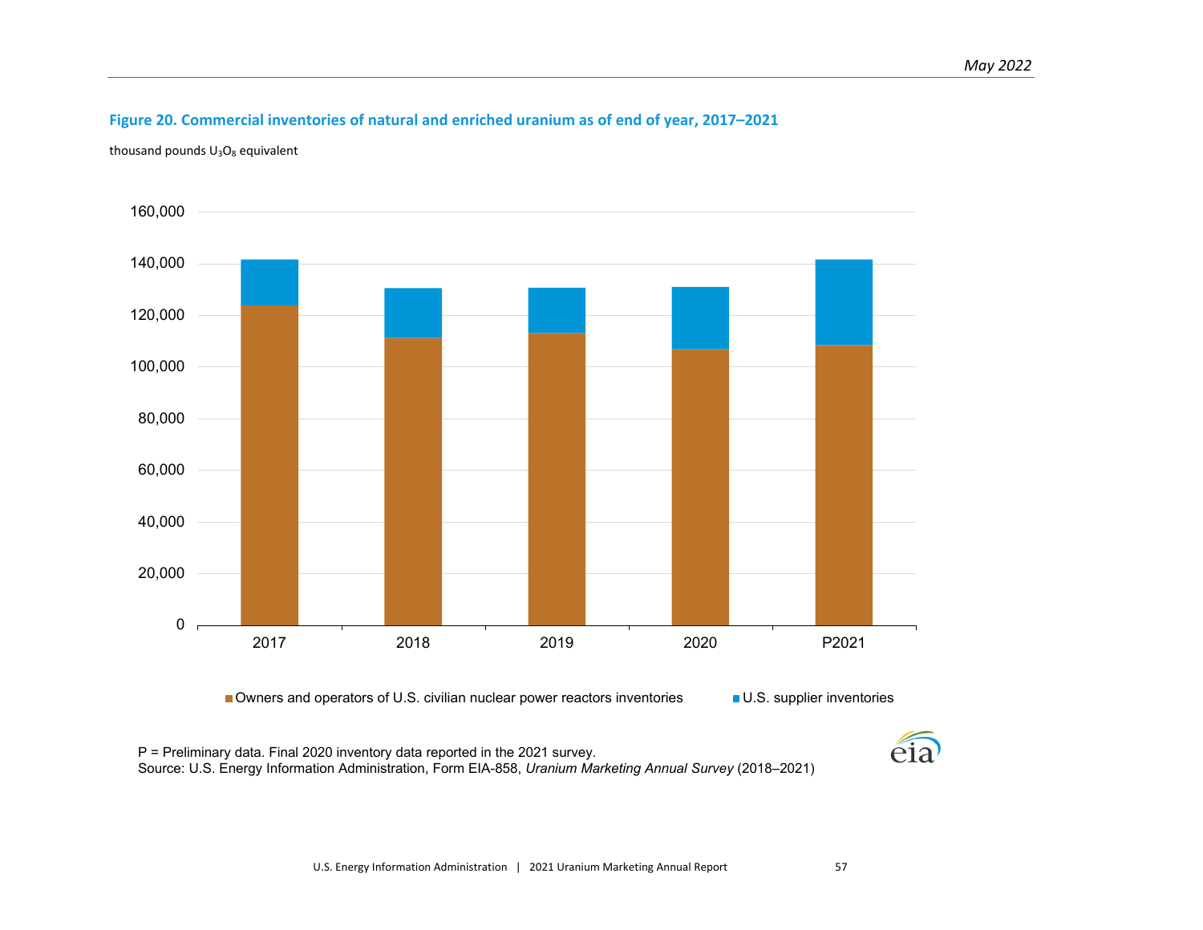**Figure 20. Commercial inventories of natural and enriched uranium as of end of year, 2017–2021**

thousand pounds $U_3O_8$ equivalent

160,000
140,000
120,000
100,000
80,000
60,000
40,000
20,000
0

2017 2018 2019 2020 P2021

Owners and operators of U.S. civilian nuclear power reactors inventories
U.S. supplier inventories

P = Preliminary data. Final 2020 inventory data reported in the 2021 survey.
Source: U.S. Energy Information Administration, Form EIA-858, *Uranium Marketing Annual Survey* (2018–2021)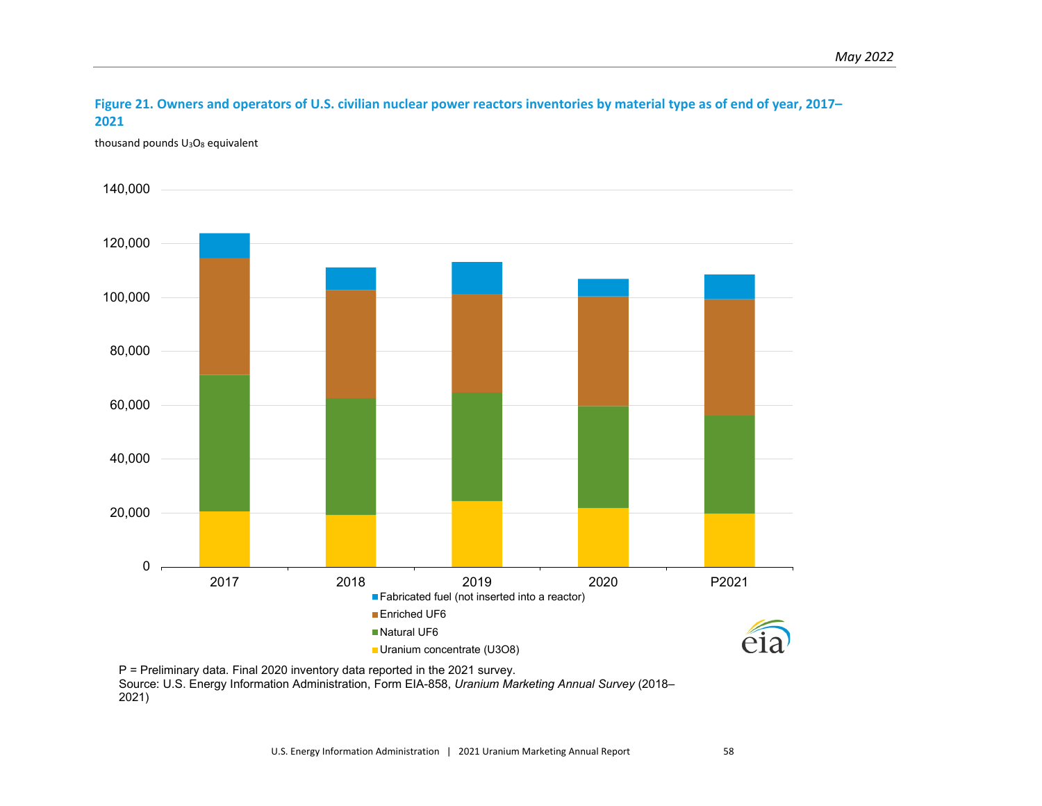**Figure 21. Owners and operators of U.S. civilian nuclear power reactors inventories by material type as of end of year, 2017–2021**

thousand pounds $U_3O_8$ equivalent

P = Preliminary data. Final 2020 inventory data reported in the 2021 survey.
Source: U.S. Energy Information Administration, Form EIA-858, *Uranium Marketing Annual Survey* (2018–2021)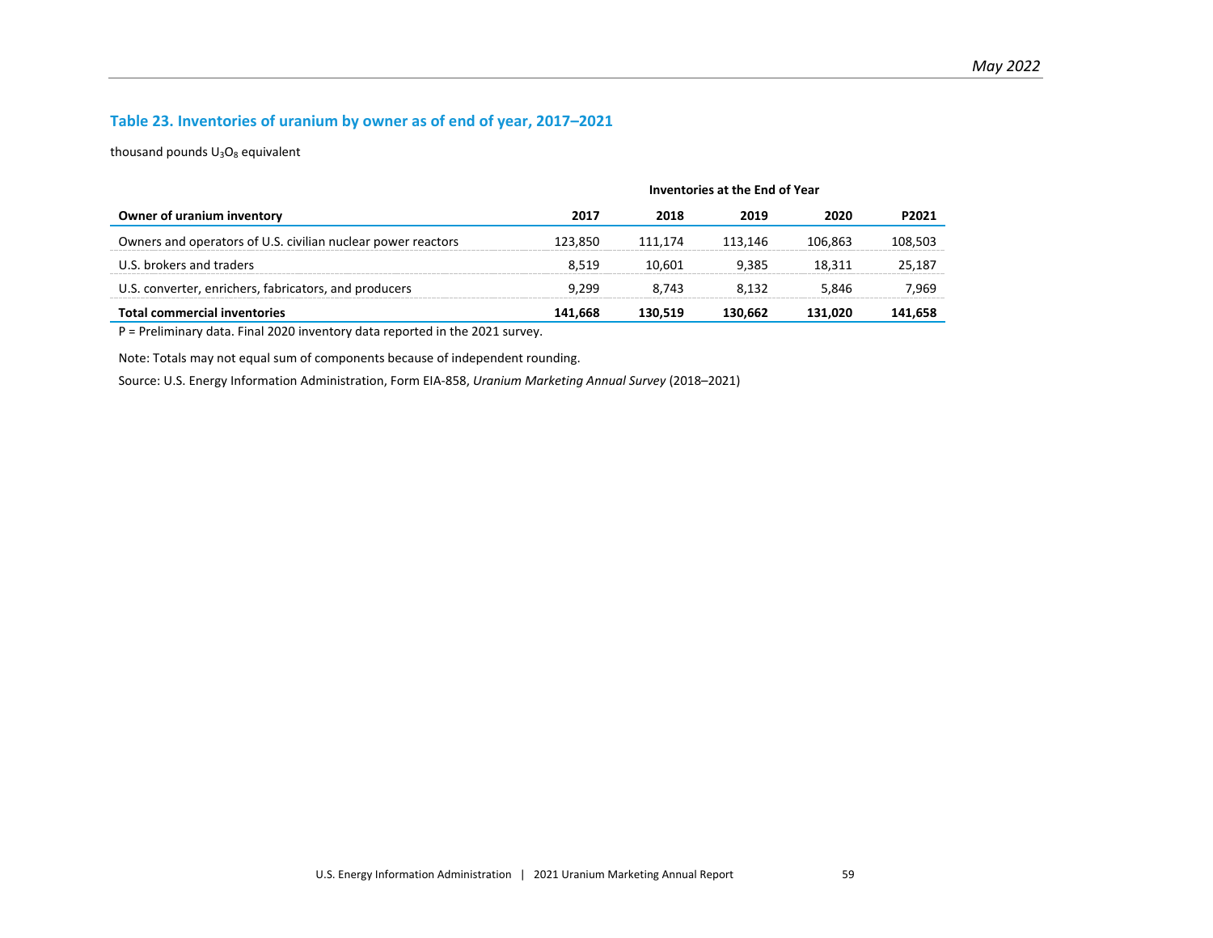### Table 23. Inventories of uranium by owner as of end of year, 2017–2021

thousand pounds $U_3O_8$ equivalent

| | Inventories at the End of Year | | | | |
|---|---|---|---|---|---|
| **Owner of uranium inventory** | **2017** | **2018** | **2019** | **2020** | **P2021** |
| Owners and operators of U.S. civilian nuclear power reactors | 123,850 | 111,174 | 113,146 | 106,863 | 108,503 |
| U.S. brokers and traders | 8,519 | 10,601 | 9,385 | 18,311 | 25,187 |
| U.S. converter, enrichers, fabricators, and producers | 9,299 | 8,743 | 8,132 | 5,846 | 7,969 |
| **Total commercial inventories** | **141,668** | **130,519** | **130,662** | **131,020** | **141,658** |

P = Preliminary data. Final 2020 inventory data reported in the 2021 survey.

Note: Totals may not equal sum of components because of independent rounding.

Source: U.S. Energy Information Administration, Form EIA-858, *Uranium Marketing Annual Survey* (2018–2021)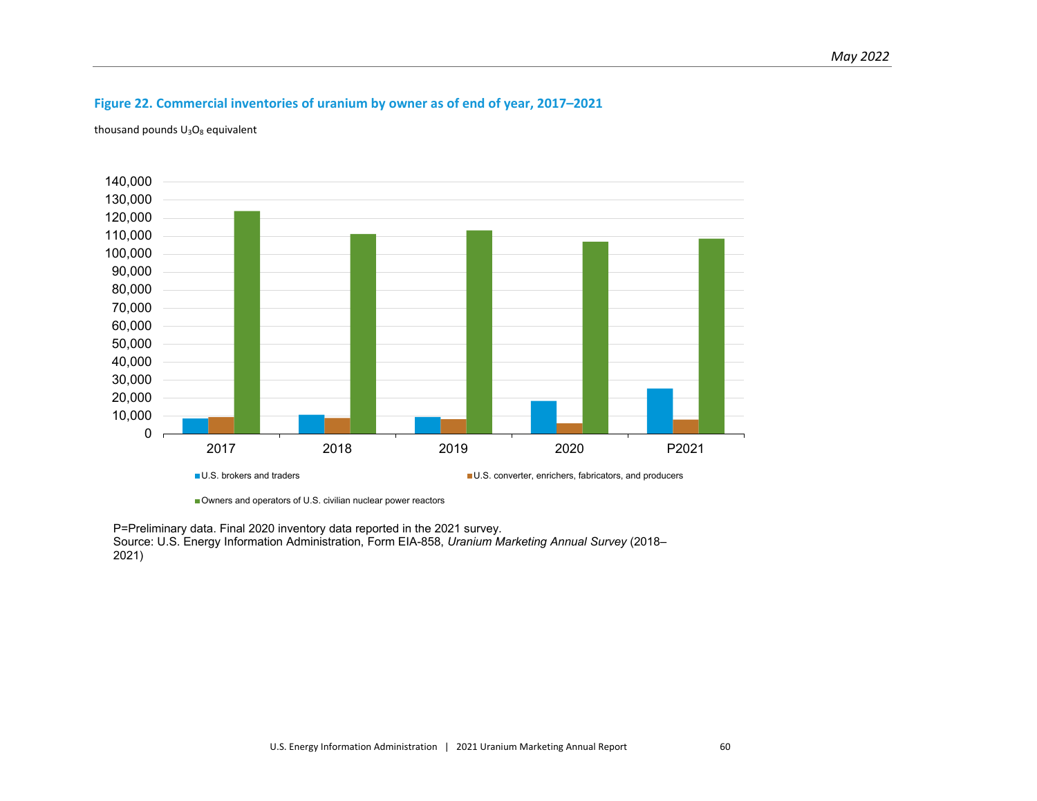## Figure 22. Commercial inventories of uranium by owner as of end of year, 2017–2021

thousand pounds $U_3O_8$ equivalent

P=Preliminary data. Final 2020 inventory data reported in the 2021 survey.
Source: U.S. Energy Information Administration, Form EIA-858, *Uranium Marketing Annual Survey* (2018–2021)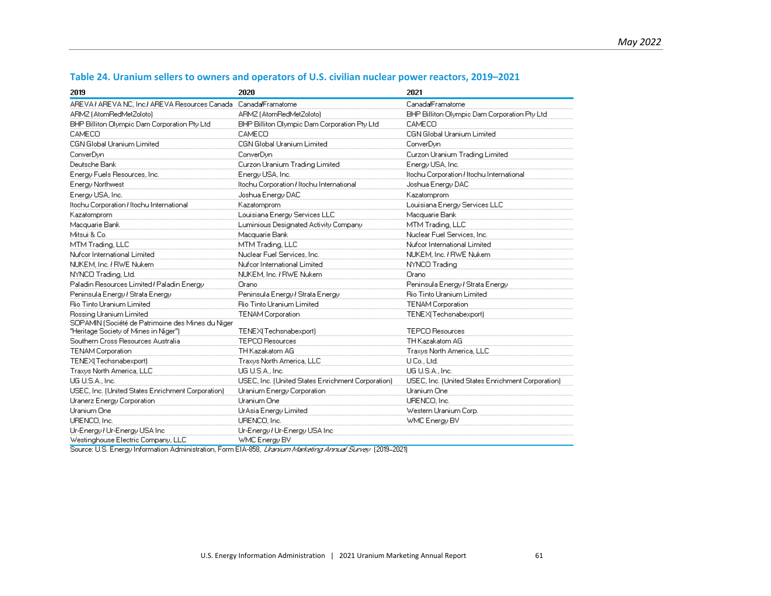## Table 24. Uranium sellers to owners and operators of U.S. civilian nuclear power reactors, 2019–2021

| 2019 | 2020 | 2021 |
|---|---|---|
| AREVA / AREVA NC, Inc./ AREVA Resources Canada | Canada/Framatome | Canada/Framatome |
| ARMZ (AtomRedMetZoloto) | ARMZ (AtomRedMetZoloto) | BHP Billiton Olympic Dam Corporation Pty Ltd |
| BHP Billiton Olympic Dam Corporation Pty Ltd | BHP Billiton Olympic Dam Corporation Pty Ltd | CAMECO |
| CAMECO | CAMECO | CGN Global Uranium Limited |
| CGN Global Uranium Limited | CGN Global Uranium Limited | ConverDyn |
| ConverDyn | ConverDyn | Curzon Uranium Trading Limited |
| Deutsche Bank | Curzon Uranium Trading Limited | Energy USA, Inc. |
| Energy Fuels Resources, Inc. | Energy USA, Inc. | Itochu Corporation / Itochu International |
| Energy Northwest | Itochu Corporation / Itochu International | Joshua Energy DAC |
| Energy USA, Inc. | Joshua Energy DAC | Kazatomprom |
| Itochu Corporation / Itochu International | Kazatomprom | Louisiana Energy Services LLC |
| Kazatomprom | Louisiana Energy Services LLC | Macquarie Bank |
| Macquarie Bank | Luminious Designated Activity Company | MTM Trading, LLC |
| Mitsui & Co. | Macquarie Bank | Nuclear Fuel Services, Inc. |
| MTM Trading, LLC | MTM Trading, LLC | Nufcor International Limited |
| Nufcor International Limited | Nuclear Fuel Services, Inc. | NUKEM, Inc. / RWE Nukem |
| NUKEM, Inc. / RWE Nukem | Nufcor International Limited | NYNCO Trading |
| NYNCO Trading, Ltd. | NUKEM, Inc. / RWE Nukem | Orano |
| Paladin Resources Limited / Paladin Energy | Orano | Peninsula Energy / Strata Energy |
| Peninsula Energy / Strata Energy | Peninsula Energy / Strata Energy | Rio Tinto Uranium Limited |
| Rio Tinto Uranium Limited | Rio Tinto Uranium Limited | TENAM Corporation |
| Rossing Uranium Limited | TENAM Corporation | TENEX(Techsnabexport) |
| SOPAMIN (Société de Patrimoine des Mines du Niger "Heritage Society of Mines in Niger") | TENEX(Techsnabexport) | TEPCO Resources |
| Southern Cross Resources Australia | TEPCO Resources | TH Kazakatom AG |
| TENAM Corporation | TH Kazakatom AG | Traxys North America, LLC |
| TENEX(Techsnabexport) | Traxys North America, LLC | U Co., Ltd. |
| Traxys North America, LLC | UG U.S.A., Inc. | UG U.S.A., Inc. |
| UG U.S.A., Inc. | USEC, Inc. (United States Enrichment Corporation) | USEC, Inc. (United States Enrichment Corporation) |
| USEC, Inc. (United States Enrichment Corporation) | Uranium Energy Corporation | Uranium One |
| Uranerz Energy Corporation | Uranium One | URENCO, Inc. |
| Uranium One | UrAsia Energy Limited | Western Uranium Corp. |
| URENCO, Inc. | URENCO, Inc. | WMC Energy BV |
| Ur-Energy / Ur-Energy USA Inc | Ur-Energy / Ur-Energy USA Inc | |
| Westinghouse Electric Company, LLC | WMC Energy BV | |

Source: U.S. Energy Information Administration, Form EIA-858, *Uranium Marketing Annual Survey* (2019–2021)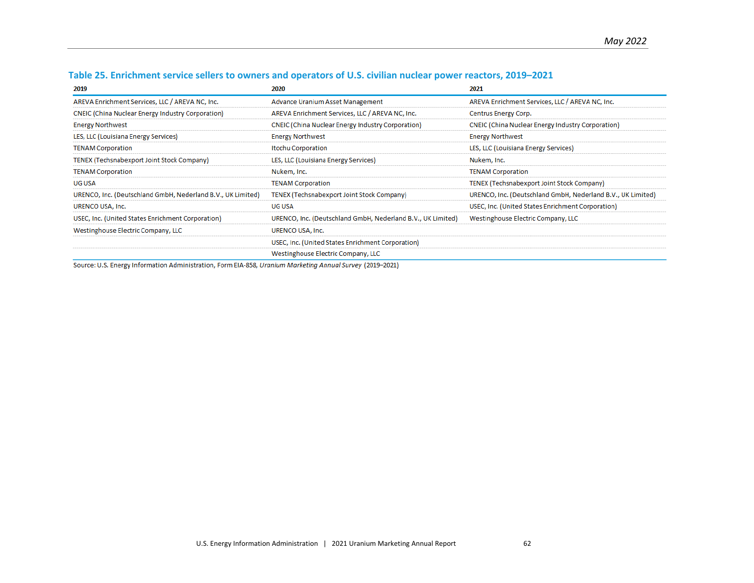### Table 25. Enrichment service sellers to owners and operators of U.S. civilian nuclear power reactors, 2019–2021

| 2019 | 2020 | 2021 |
|---|---|---|
| AREVA Enrichment Services, LLC / AREVA NC, Inc. | Advance Uranium Asset Management | AREVA Enrichment Services, LLC / AREVA NC, Inc. |
| CNEIC (China Nuclear Energy Industry Corporation) | AREVA Enrichment Services, LLC / AREVA NC, Inc. | Centrus Energy Corp. |
| Energy Northwest | CNEIC (China Nuclear Energy Industry Corporation) | CNEIC (China Nuclear Energy Industry Corporation) |
| LES, LLC (Louisiana Energy Services) | Energy Northwest | Energy Northwest |
| TENAM Corporation | Itochu Corporation | LES, LLC (Louisiana Energy Services) |
| TENEX (Techsnabexport Joint Stock Company) | LES, LLC (Louisiana Energy Services) | Nukem, Inc. |
| TENAM Corporation | Nukem, Inc. | TENAM Corporation |
| UG USA | TENAM Corporation | TENEX (Techsnabexport Joint Stock Company) |
| URENCO, Inc. (Deutschland GmbH, Nederland B.V., UK Limited) | TENEX (Techsnabexport Joint Stock Company) | URENCO, Inc. (Deutschland GmbH, Nederland B.V., UK Limited) |
| URENCO USA, Inc. | UG USA | USEC, Inc. (United States Enrichment Corporation) |
| USEC, Inc. (United States Enrichment Corporation) | URENCO, Inc. (Deutschland GmbH, Nederland B.V., UK Limited) | Westinghouse Electric Company, LLC |
| Westinghouse Electric Company, LLC | URENCO USA, Inc. | |
| | USEC, Inc. (United States Enrichment Corporation) | |
| | Westinghouse Electric Company, LLC | |

Source: U.S. Energy Information Administration, Form EIA-858, *Uranium Marketing Annual Survey* (2019–2021)